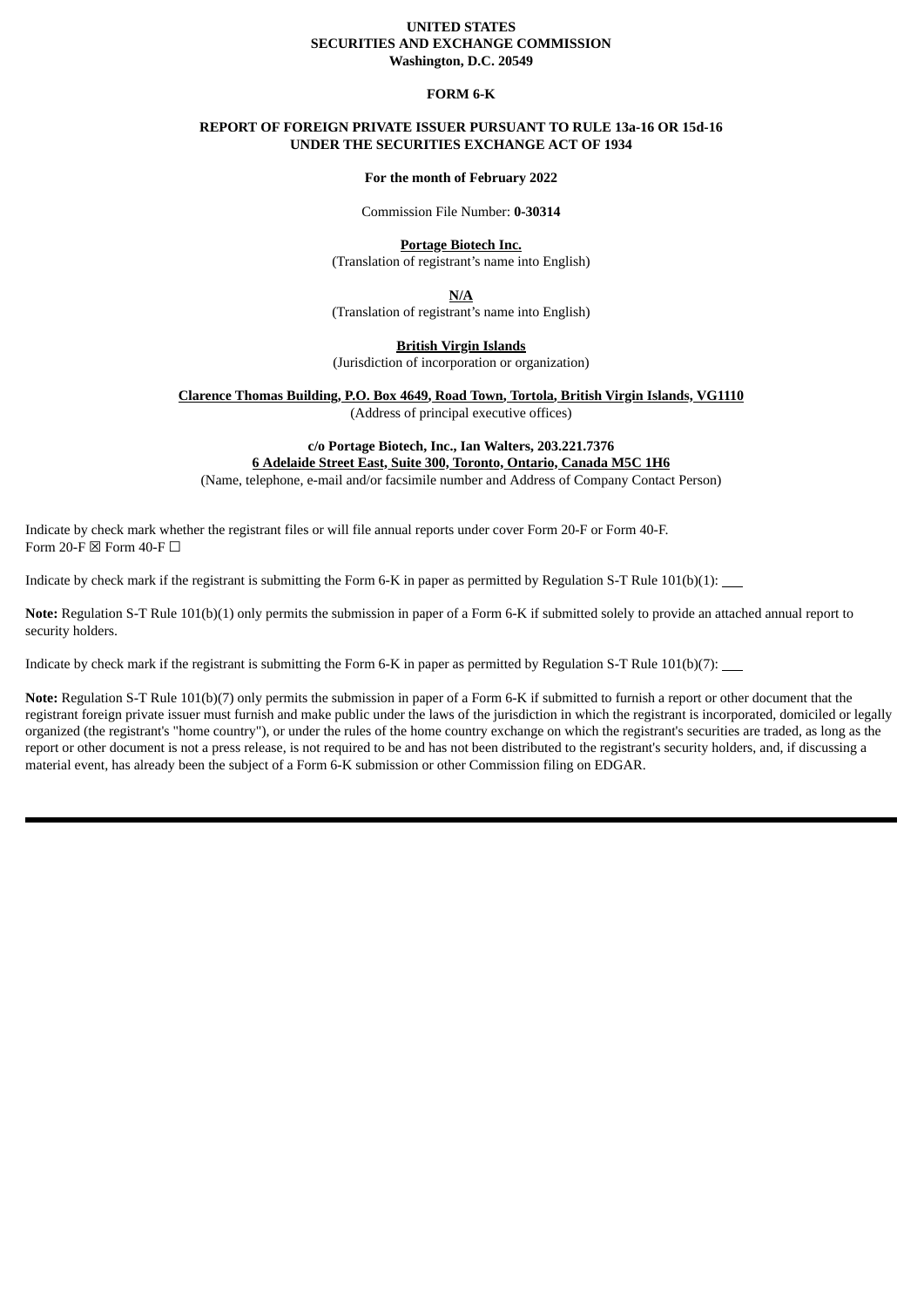**UNITED STATES**
**SECURITIES AND EXCHANGE COMMISSION**
**Washington, D.C. 20549**

**FORM 6-K**

**REPORT OF FOREIGN PRIVATE ISSUER PURSUANT TO RULE 13a-16 OR 15d-16**
**UNDER THE SECURITIES EXCHANGE ACT OF 1934**

**For the month of February 2022**

Commission File Number: **0-30314**

**Portage Biotech Inc.**
(Translation of registrant's name into English)

**N/A**
(Translation of registrant's name into English)

**British Virgin Islands**
(Jurisdiction of incorporation or organization)

**Clarence Thomas Building, P.O. Box 4649, Road Town, Tortola, British Virgin Islands, VG1110**
(Address of principal executive offices)

**c/o Portage Biotech, Inc., Ian Walters, 203.221.7376**
**6 Adelaide Street East, Suite 300, Toronto, Ontario, Canada M5C 1H6**
(Name, telephone, e-mail and/or facsimile number and Address of Company Contact Person)

Indicate by check mark whether the registrant files or will file annual reports under cover Form 20-F or Form 40-F.
Form 20-F ☒ Form 40-F ☐

Indicate by check mark if the registrant is submitting the Form 6-K in paper as permitted by Regulation S-T Rule 101(b)(1): \_\_\_

**Note:** Regulation S-T Rule 101(b)(1) only permits the submission in paper of a Form 6-K if submitted solely to provide an attached annual report to security holders.

Indicate by check mark if the registrant is submitting the Form 6-K in paper as permitted by Regulation S-T Rule 101(b)(7): \_\_\_

**Note:** Regulation S-T Rule 101(b)(7) only permits the submission in paper of a Form 6-K if submitted to furnish a report or other document that the registrant foreign private issuer must furnish and make public under the laws of the jurisdiction in which the registrant is incorporated, domiciled or legally organized (the registrant's "home country"), or under the rules of the home country exchange on which the registrant's securities are traded, as long as the report or other document is not a press release, is not required to be and has not been distributed to the registrant's security holders, and, if discussing a material event, has already been the subject of a Form 6-K submission or other Commission filing on EDGAR.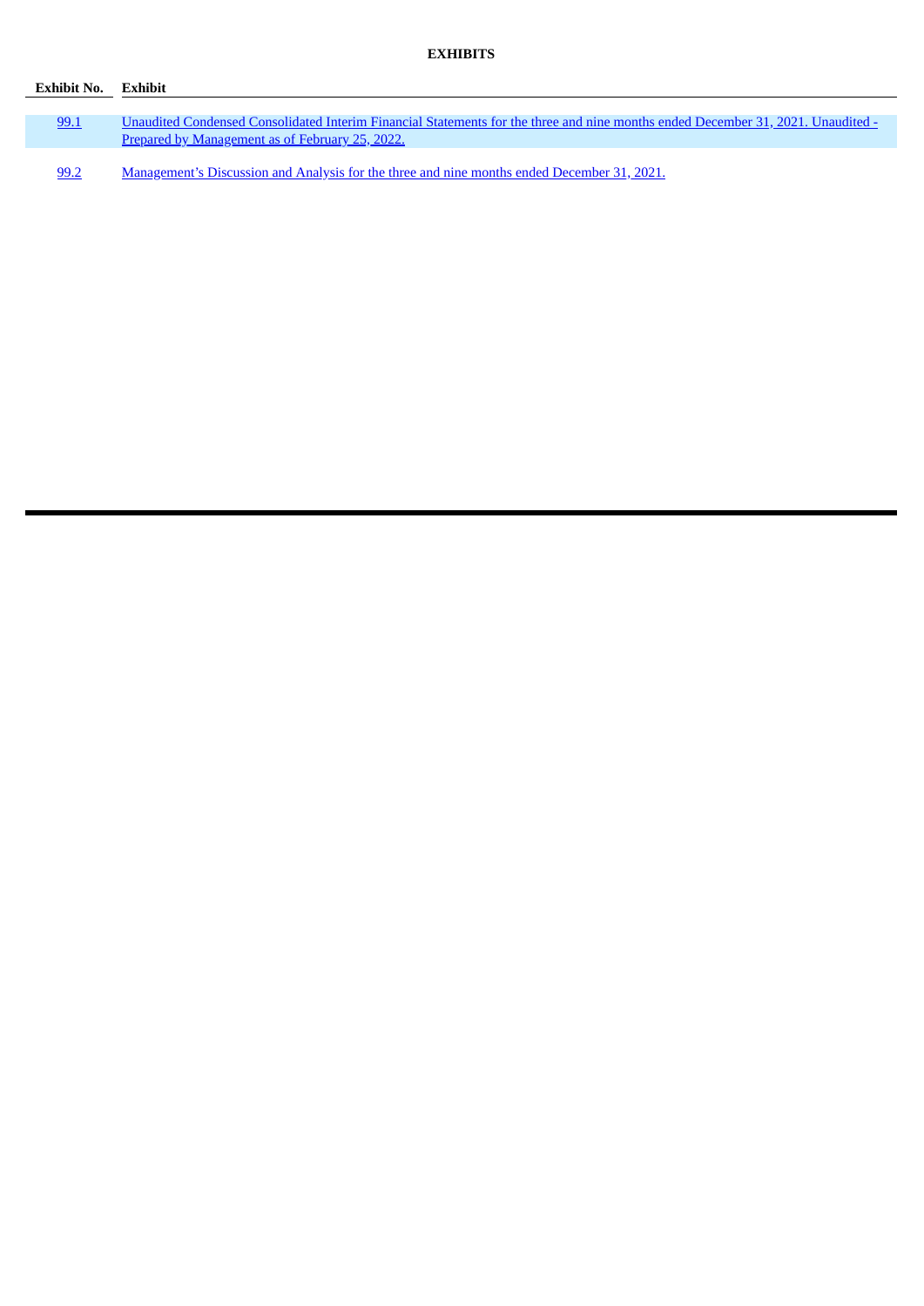**EXHIBITS**

| Exhibit No. | Exhibit |
|---|---|
| 99.1 | Unaudited Condensed Consolidated Interim Financial Statements for the three and nine months ended December 31, 2021. Unaudited - Prepared by Management as of February 25, 2022. |
| 99.2 | Management's Discussion and Analysis for the three and nine months ended December 31, 2021. |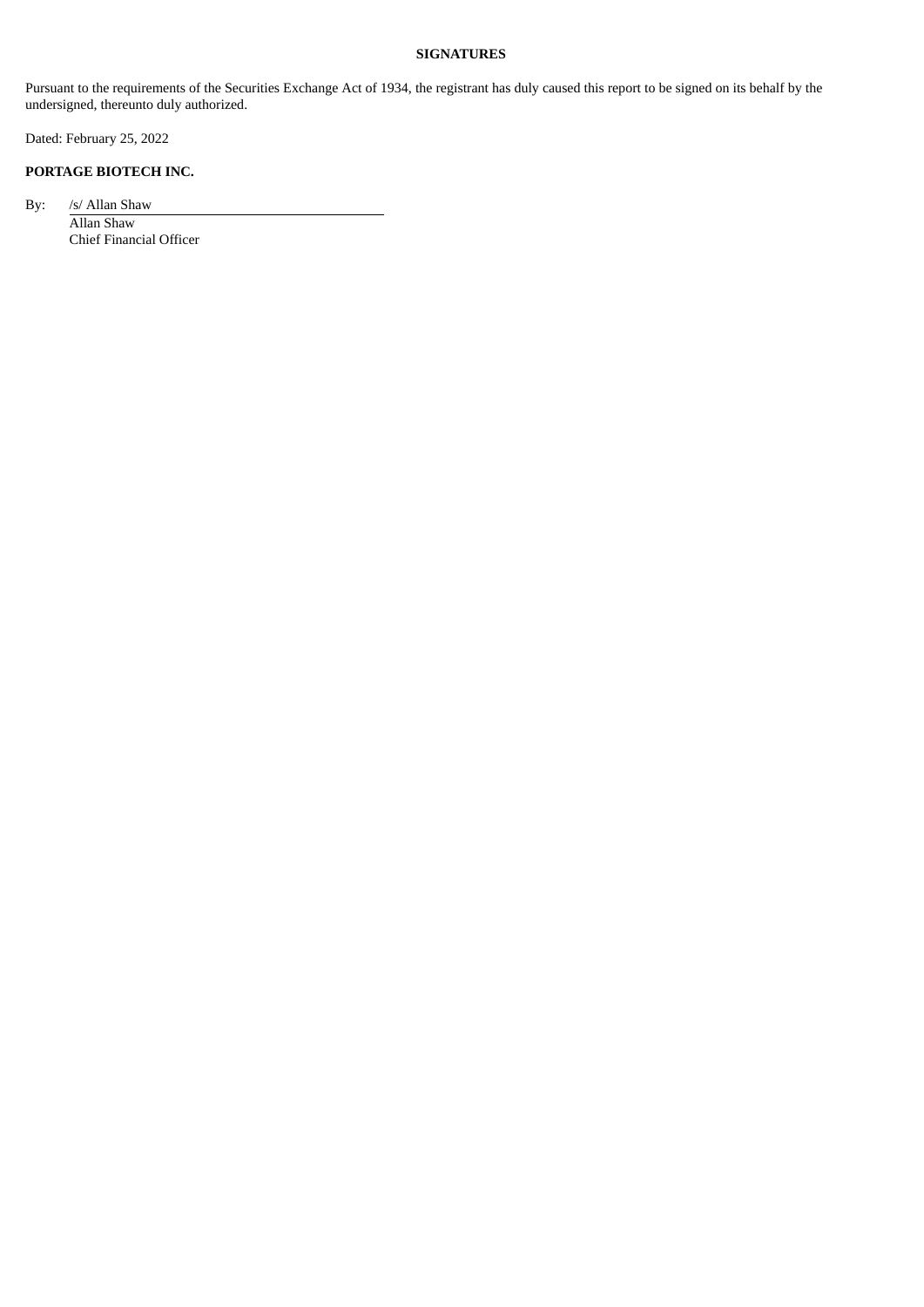**SIGNATURES**

Pursuant to the requirements of the Securities Exchange Act of 1934, the registrant has duly caused this report to be signed on its behalf by the undersigned, thereunto duly authorized.

Dated: February 25, 2022

**PORTAGE BIOTECH INC.**

By: /s/ Allan Shaw

Allan Shaw

Chief Financial Officer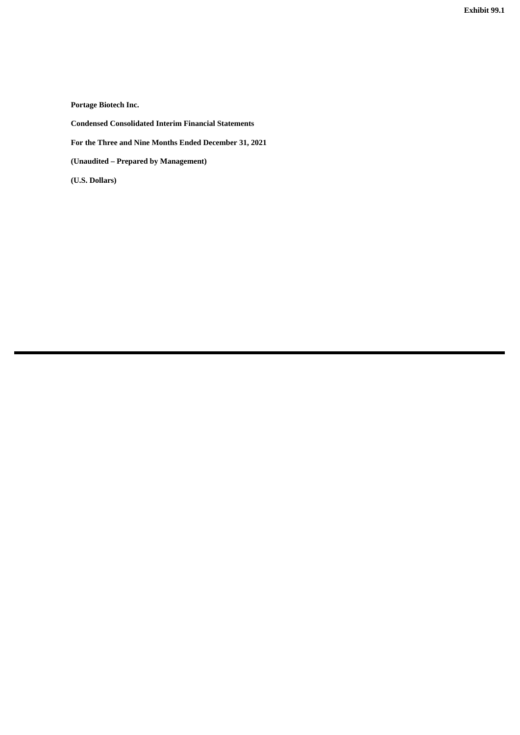**Exhibit 99.1**

**Portage Biotech Inc.**

**Condensed Consolidated Interim Financial Statements**

**For the Three and Nine Months Ended December 31, 2021**

**(Unaudited – Prepared by Management)**

**(U.S. Dollars)**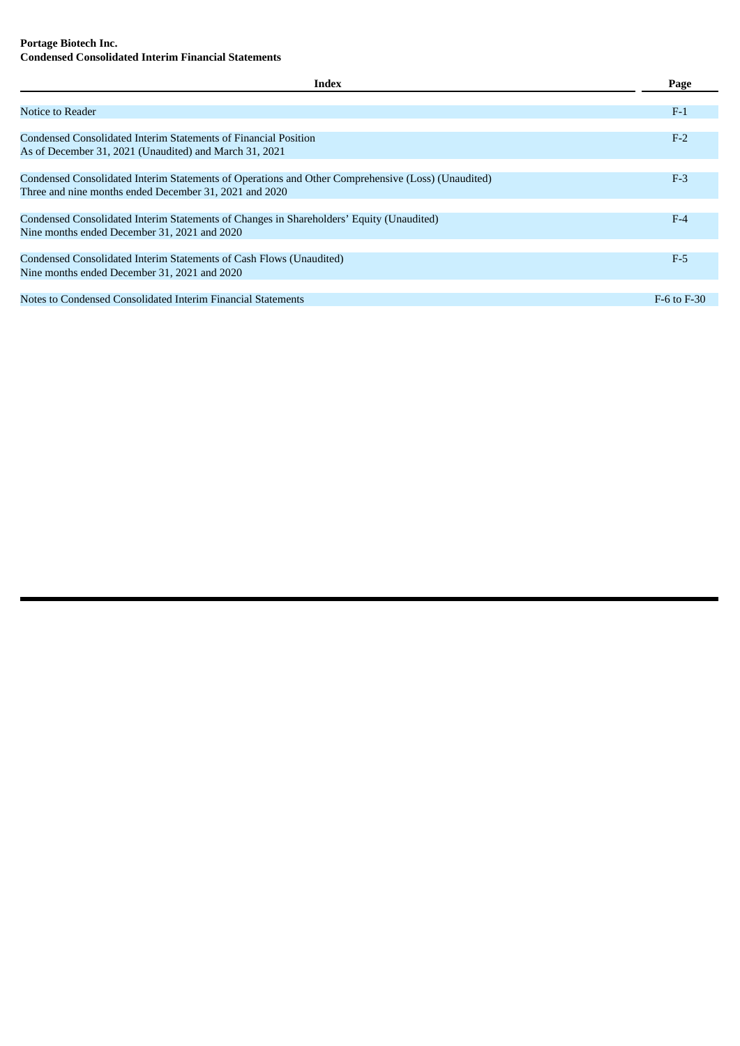**Portage Biotech Inc.**
**Condensed Consolidated Interim Financial Statements**

| Index | Page |
|---|---|
| Notice to Reader | F-1 |
| Condensed Consolidated Interim Statements of Financial Position<br>As of December 31, 2021 (Unaudited) and March 31, 2021 | F-2 |
| Condensed Consolidated Interim Statements of Operations and Other Comprehensive (Loss) (Unaudited)<br>Three and nine months ended December 31, 2021 and 2020 | F-3 |
| Condensed Consolidated Interim Statements of Changes in Shareholders' Equity (Unaudited)<br>Nine months ended December 31, 2021 and 2020 | F-4 |
| Condensed Consolidated Interim Statements of Cash Flows (Unaudited)<br>Nine months ended December 31, 2021 and 2020 | F-5 |
| Notes to Condensed Consolidated Interim Financial Statements | F-6 to F-30 |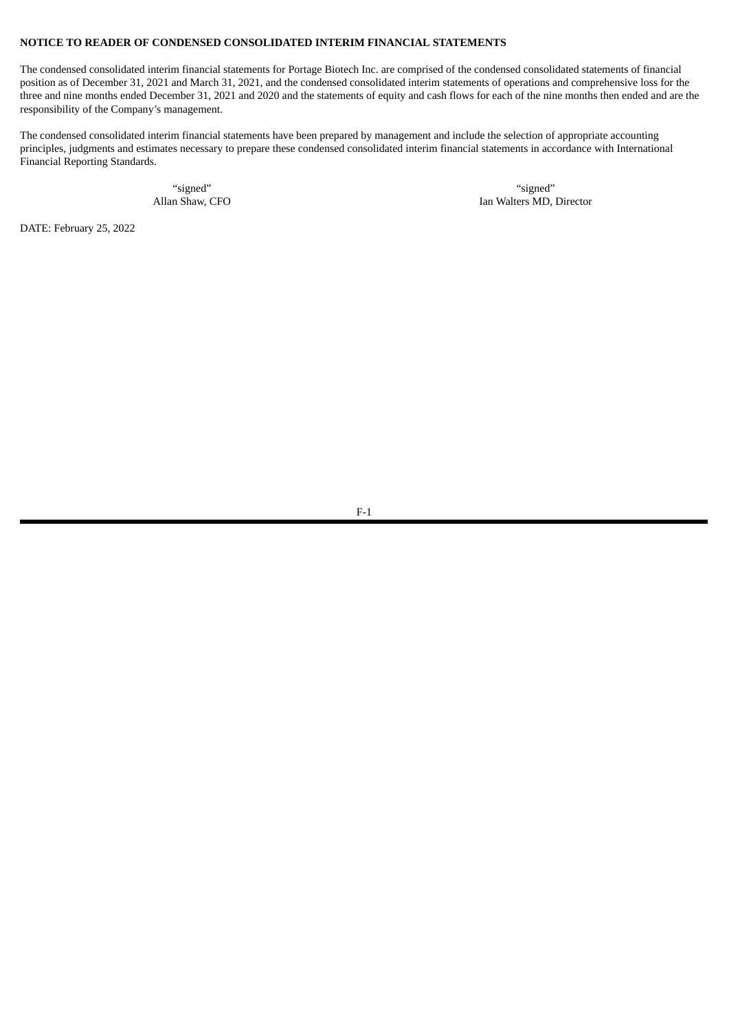**NOTICE TO READER OF CONDENSED CONSOLIDATED INTERIM FINANCIAL STATEMENTS**

The condensed consolidated interim financial statements for Portage Biotech Inc. are comprised of the condensed consolidated statements of financial position as of December 31, 2021 and March 31, 2021, and the condensed consolidated interim statements of operations and comprehensive loss for the three and nine months ended December 31, 2021 and 2020 and the statements of equity and cash flows for each of the nine months then ended and are the responsibility of the Company's management.

The condensed consolidated interim financial statements have been prepared by management and include the selection of appropriate accounting principles, judgments and estimates necessary to prepare these condensed consolidated interim financial statements in accordance with International Financial Reporting Standards.

| "signed" | "signed" |
|---|---|
| Allan Shaw, CFO | Ian Walters MD, Director |

DATE: February 25, 2022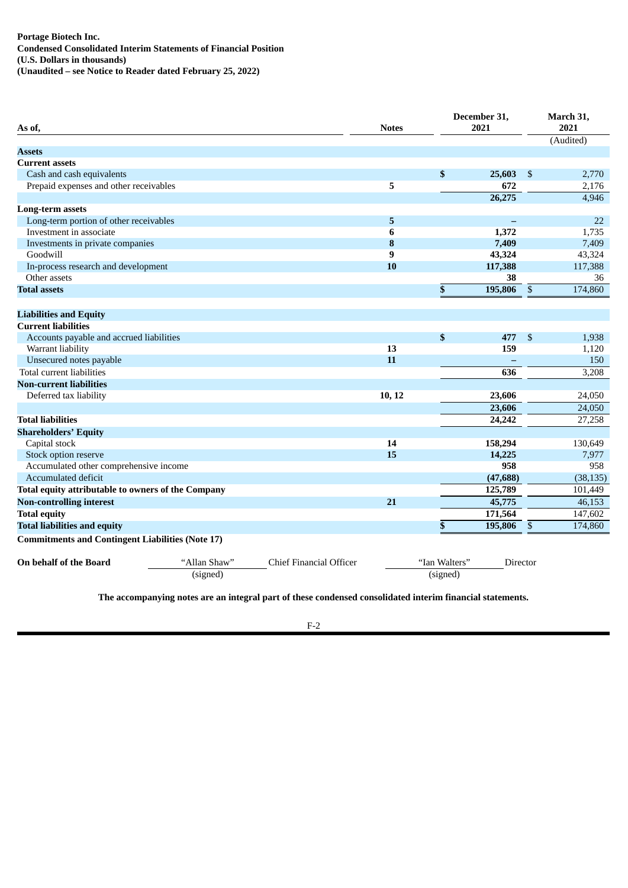**Portage Biotech Inc.**
**Condensed Consolidated Interim Statements of Financial Position**
**(U.S. Dollars in thousands)**
**(Unaudited – see Notice to Reader dated February 25, 2022)**

| As of, | Notes | December 31, 2021 | March 31, 2021 (Audited) |
|---|---|---|---|
| **Assets** | | | |
| **Current assets** | | | |
| Cash and cash equivalents | | **$ 25,603** | $ 2,770 |
| Prepaid expenses and other receivables | **5** | **672** | 2,176 |
| | | **26,275** | 4,946 |
| **Long-term assets** | | | |
| Long-term portion of other receivables | **5** | **–** | 22 |
| Investment in associate | **6** | **1,372** | 1,735 |
| Investments in private companies | **8** | **7,409** | 7,409 |
| Goodwill | **9** | **43,324** | 43,324 |
| In-process research and development | **10** | **117,388** | 117,388 |
| Other assets | | **38** | 36 |
| **Total assets** | | **$ 195,806** | $ 174,860 |
| | | | |
| **Liabilities and Equity** | | | |
| **Current liabilities** | | | |
| Accounts payable and accrued liabilities | | **$ 477** | $ 1,938 |
| Warrant liability | **13** | **159** | 1,120 |
| Unsecured notes payable | **11** | **–** | 150 |
| Total current liabilities | | **636** | 3,208 |
| **Non-current liabilities** | | | |
| Deferred tax liability | **10, 12** | **23,606** | 24,050 |
| | | **23,606** | 24,050 |
| **Total liabilities** | | **24,242** | 27,258 |
| **Shareholders' Equity** | | | |
| Capital stock | **14** | **158,294** | 130,649 |
| Stock option reserve | **15** | **14,225** | 7,977 |
| Accumulated other comprehensive income | | **958** | 958 |
| Accumulated deficit | | **(47,688)** | (38,135) |
| **Total equity attributable to owners of the Company** | | **125,789** | 101,449 |
| **Non-controlling interest** | **21** | **45,775** | 46,153 |
| **Total equity** | | **171,564** | 147,602 |
| **Total liabilities and equity** | | **$ 195,806** | $ 174,860 |

**Commitments and Contingent Liabilities (Note 17)**

**On behalf of the Board** "Allan Shaw" (signed) Chief Financial Officer "Ian Walters" (signed) Director

**The accompanying notes are an integral part of these condensed consolidated interim financial statements.**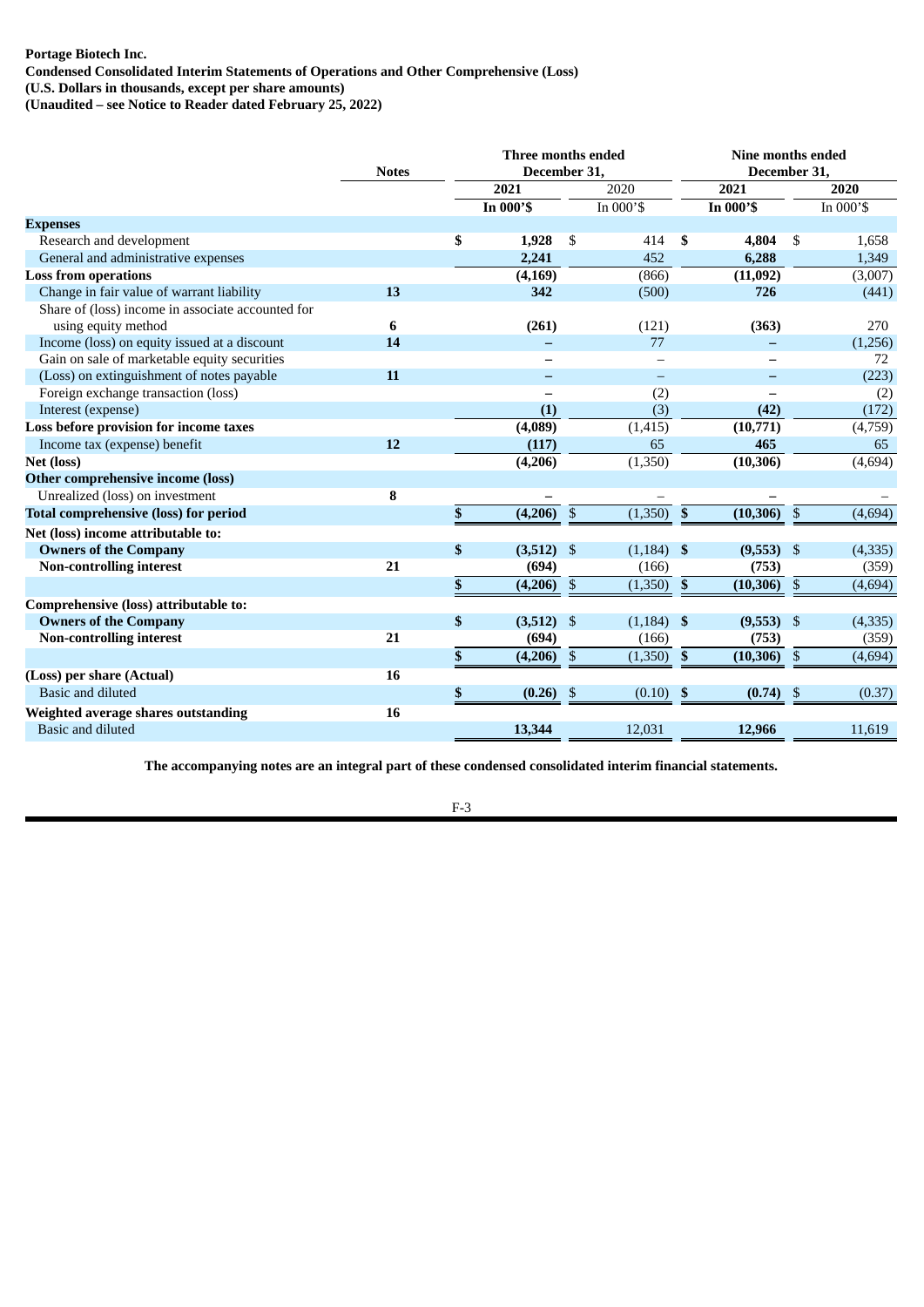**Portage Biotech Inc.**
**Condensed Consolidated Interim Statements of Operations and Other Comprehensive (Loss)**
**(U.S. Dollars in thousands, except per share amounts)**
**(Unaudited – see Notice to Reader dated February 25, 2022)**

| | Notes | Three months ended December 31, | | Nine months ended December 31, | |
|---|---|---|---|---|---|
| | | **2021** | 2020 | **2021** | **2020** |
| | | **In 000'$** | In 000'$ | **In 000'$** | In 000'$ |
| **Expenses** | | | | | |
| Research and development | | **$ 1,928** | $ 414 | **$ 4,804** | $ 1,658 |
| General and administrative expenses | | **2,241** | 452 | **6,288** | 1,349 |
| **Loss from operations** | | **(4,169)** | (866) | **(11,092)** | (3,007) |
| Change in fair value of warrant liability | 13 | **342** | (500) | **726** | (441) |
| Share of (loss) income in associate accounted for using equity method | 6 | **(261)** | (121) | **(363)** | 270 |
| Income (loss) on equity issued at a discount | 14 | **–** | 77 | **–** | (1,256) |
| Gain on sale of marketable equity securities | | **–** | – | **–** | 72 |
| (Loss) on extinguishment of notes payable | 11 | **–** | – | **–** | (223) |
| Foreign exchange transaction (loss) | | **–** | (2) | **–** | (2) |
| Interest (expense) | | **(1)** | (3) | **(42)** | (172) |
| **Loss before provision for income taxes** | | **(4,089)** | (1,415) | **(10,771)** | (4,759) |
| Income tax (expense) benefit | 12 | **(117)** | 65 | **465** | 65 |
| **Net (loss)** | | **(4,206)** | (1,350) | **(10,306)** | (4,694) |
| **Other comprehensive income (loss)** | | | | | |
| Unrealized (loss) on investment | 8 | **–** | – | **–** | – |
| **Total comprehensive (loss) for period** | | **$ (4,206)** | $ (1,350) | **$ (10,306)** | $ (4,694) |
| **Net (loss) income attributable to:** | | | | | |
| **Owners of the Company** | | **$ (3,512)** | $ (1,184) | **$ (9,553)** | $ (4,335) |
| **Non-controlling interest** | 21 | **(694)** | (166) | **(753)** | (359) |
| | | **$ (4,206)** | $ (1,350) | **$ (10,306)** | $ (4,694) |
| **Comprehensive (loss) attributable to:** | | | | | |
| **Owners of the Company** | | **$ (3,512)** | $ (1,184) | **$ (9,553)** | $ (4,335) |
| **Non-controlling interest** | 21 | **(694)** | (166) | **(753)** | (359) |
| | | **$ (4,206)** | $ (1,350) | **$ (10,306)** | $ (4,694) |
| **(Loss) per share (Actual)** | 16 | | | | |
| Basic and diluted | | **$ (0.26)** | $ (0.10) | **$ (0.74)** | $ (0.37) |
| **Weighted average shares outstanding** | 16 | | | | |
| Basic and diluted | | **13,344** | 12,031 | **12,966** | 11,619 |

**The accompanying notes are an integral part of these condensed consolidated interim financial statements.**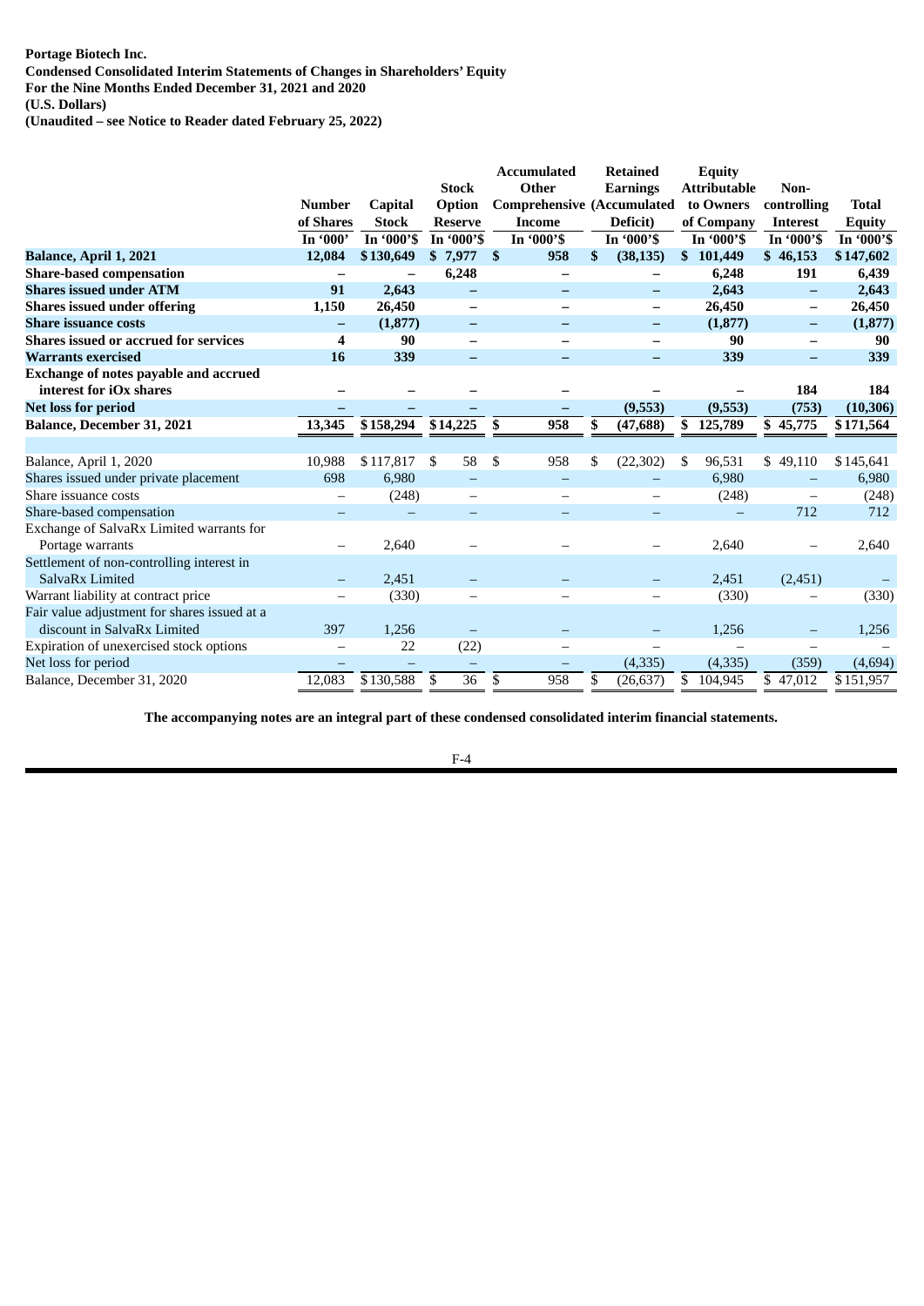**Portage Biotech Inc.**
**Condensed Consolidated Interim Statements of Changes in Shareholders' Equity**
**For the Nine Months Ended December 31, 2021 and 2020**
**(U.S. Dollars)**
**(Unaudited – see Notice to Reader dated February 25, 2022)**

| | Number of Shares | Capital Stock | Stock Option Reserve | Accumulated Other Comprehensive Income | Retained Earnings (Accumulated Deficit) | Equity Attributable to Owners of Company | Non-controlling Interest | Total Equity |
|---|---|---|---|---|---|---|---|---|
| | In '000' | In '000'$ | In '000'$ | In '000'$ | In '000'$ | In '000'$ | In '000'$ | In '000'$ |
| **Balance, April 1, 2021** | **12,084** | **$130,649** | **$ 7,977** | **$ 958** | **$ (38,135)** | **$ 101,449** | **$ 46,153** | **$147,602** |
| **Share-based compensation** | **–** | **–** | **6,248** | **–** | **–** | **6,248** | **191** | **6,439** |
| **Shares issued under ATM** | **91** | **2,643** | **–** | **–** | **–** | **2,643** | **–** | **2,643** |
| **Shares issued under offering** | **1,150** | **26,450** | **–** | **–** | **–** | **26,450** | **–** | **26,450** |
| **Share issuance costs** | **–** | **(1,877)** | **–** | **–** | **–** | **(1,877)** | **–** | **(1,877)** |
| **Shares issued or accrued for services** | **4** | **90** | **–** | **–** | **–** | **90** | **–** | **90** |
| **Warrants exercised** | **16** | **339** | **–** | **–** | **–** | **339** | **–** | **339** |
| **Exchange of notes payable and accrued interest for iOx shares** | **–** | **–** | **–** | **–** | **–** | **–** | **184** | **184** |
| **Net loss for period** | **–** | **–** | **–** | **–** | **(9,553)** | **(9,553)** | **(753)** | **(10,306)** |
| **Balance, December 31, 2021** | **13,345** | **$158,294** | **$14,225** | **$ 958** | **$ (47,688)** | **$ 125,789** | **$ 45,775** | **$171,564** |
| | | | | | | | | |
| Balance, April 1, 2020 | 10,988 | $117,817 | $ 58 | $ 958 | $ (22,302) | $ 96,531 | $ 49,110 | $145,641 |
| Shares issued under private placement | 698 | 6,980 | – | – | – | 6,980 | – | 6,980 |
| Share issuance costs | – | (248) | – | – | – | (248) | – | (248) |
| Share-based compensation | – | – | – | – | – | – | 712 | 712 |
| Exchange of SalvaRx Limited warrants for Portage warrants | – | 2,640 | – | – | – | 2,640 | – | 2,640 |
| Settlement of non-controlling interest in SalvaRx Limited | – | 2,451 | – | – | – | 2,451 | (2,451) | – |
| Warrant liability at contract price | – | (330) | – | – | – | (330) | – | (330) |
| Fair value adjustment for shares issued at a discount in SalvaRx Limited | 397 | 1,256 | – | – | – | 1,256 | – | 1,256 |
| Expiration of unexercised stock options | – | 22 | (22) | – | – | – | – | – |
| Net loss for period | – | – | – | – | (4,335) | (4,335) | (359) | (4,694) |
| Balance, December 31, 2020 | 12,083 | $130,588 | $ 36 | $ 958 | $ (26,637) | $ 104,945 | $ 47,012 | $151,957 |

**The accompanying notes are an integral part of these condensed consolidated interim financial statements.**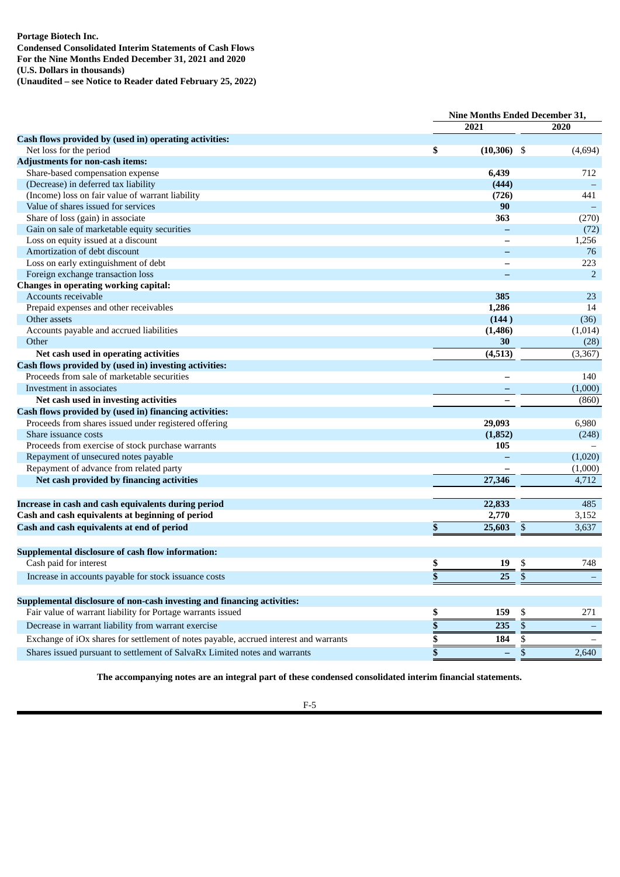**Portage Biotech Inc.**
**Condensed Consolidated Interim Statements of Cash Flows**
**For the Nine Months Ended December 31, 2021 and 2020**
**(U.S. Dollars in thousands)**
**(Unaudited – see Notice to Reader dated February 25, 2022)**

| | Nine Months Ended December 31, | |
|---|---|---|
| | 2021 | 2020 |
| **Cash flows provided by (used in) operating activities:** | | |
| Net loss for the period | $ **(10,306)** | $ (4,694) |
| **Adjustments for non-cash items:** | | |
| Share-based compensation expense | **6,439** | 712 |
| (Decrease) in deferred tax liability | **(444)** | – |
| (Income) loss on fair value of warrant liability | **(726)** | 441 |
| Value of shares issued for services | **90** | – |
| Share of loss (gain) in associate | **363** | (270) |
| Gain on sale of marketable equity securities | **–** | (72) |
| Loss on equity issued at a discount | **–** | 1,256 |
| Amortization of debt discount | **–** | 76 |
| Loss on early extinguishment of debt | **–** | 223 |
| Foreign exchange transaction loss | **–** | 2 |
| **Changes in operating working capital:** | | |
| Accounts receivable | **385** | 23 |
| Prepaid expenses and other receivables | **1,286** | 14 |
| Other assets | **(144)** | (36) |
| Accounts payable and accrued liabilities | **(1,486)** | (1,014) |
| Other | **30** | (28) |
| **Net cash used in operating activities** | **(4,513)** | (3,367) |
| **Cash flows provided by (used in) investing activities:** | | |
| Proceeds from sale of marketable securities | **–** | 140 |
| Investment in associates | **–** | (1,000) |
| **Net cash used in investing activities** | **–** | (860) |
| **Cash flows provided by (used in) financing activities:** | | |
| Proceeds from shares issued under registered offering | **29,093** | 6,980 |
| Share issuance costs | **(1,852)** | (248) |
| Proceeds from exercise of stock purchase warrants | **105** | – |
| Repayment of unsecured notes payable | **–** | (1,020) |
| Repayment of advance from related party | **–** | (1,000) |
| **Net cash provided by financing activities** | **27,346** | 4,712 |
| | | |
| **Increase in cash and cash equivalents during period** | **22,833** | 485 |
| **Cash and cash equivalents at beginning of period** | **2,770** | 3,152 |
| **Cash and cash equivalents at end of period** | **$ 25,603** | $ 3,637 |
| | | |
| **Supplemental disclosure of cash flow information:** | | |
| Cash paid for interest | **$ 19** | $ 748 |
| Increase in accounts payable for stock issuance costs | **$ 25** | $ – |
| | | |
| **Supplemental disclosure of non-cash investing and financing activities:** | | |
| Fair value of warrant liability for Portage warrants issued | **$ 159** | $ 271 |
| Decrease in warrant liability from warrant exercise | **$ 235** | $ – |
| Exchange of iOx shares for settlement of notes payable, accrued interest and warrants | **$ 184** | $ – |
| Shares issued pursuant to settlement of SalvaRx Limited notes and warrants | **$ –** | $ 2,640 |

**The accompanying notes are an integral part of these condensed consolidated interim financial statements.**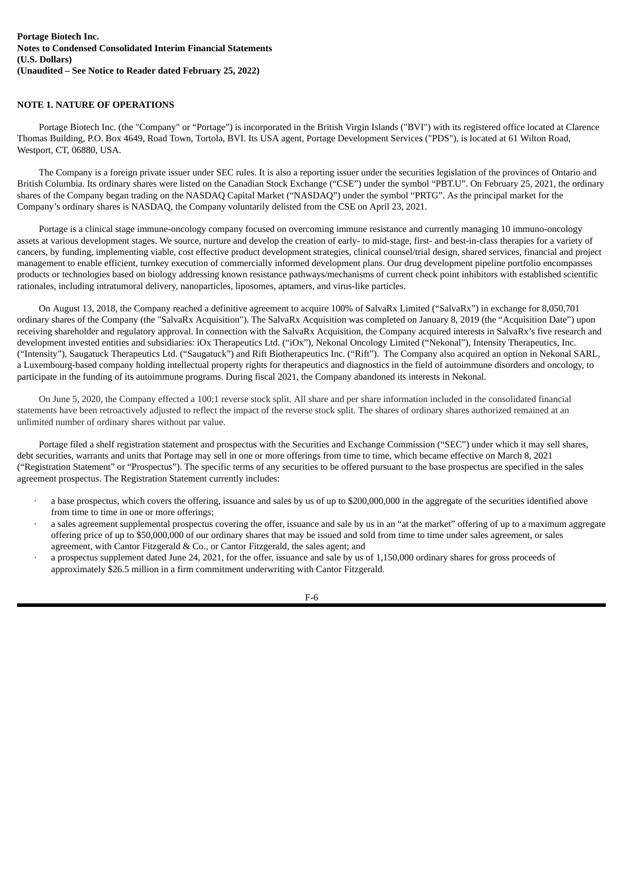**Portage Biotech Inc.**
**Notes to Condensed Consolidated Interim Financial Statements**
**(U.S. Dollars)**
**(Unaudited – See Notice to Reader dated February 25, 2022)**

## NOTE 1. NATURE OF OPERATIONS

Portage Biotech Inc. (the "Company" or "Portage") is incorporated in the British Virgin Islands ("BVI") with its registered office located at Clarence Thomas Building, P.O. Box 4649, Road Town, Tortola, BVI. Its USA agent, Portage Development Services ("PDS"), is located at 61 Wilton Road, Westport, CT, 06880, USA.

The Company is a foreign private issuer under SEC rules. It is also a reporting issuer under the securities legislation of the provinces of Ontario and British Columbia. Its ordinary shares were listed on the Canadian Stock Exchange ("CSE") under the symbol "PBT.U". On February 25, 2021, the ordinary shares of the Company began trading on the NASDAQ Capital Market ("NASDAQ") under the symbol "PRTG". As the principal market for the Company's ordinary shares is NASDAQ, the Company voluntarily delisted from the CSE on April 23, 2021.

Portage is a clinical stage immune-oncology company focused on overcoming immune resistance and currently managing 10 immuno-oncology assets at various development stages. We source, nurture and develop the creation of early- to mid-stage, first- and best-in-class therapies for a variety of cancers, by funding, implementing viable, cost effective product development strategies, clinical counsel/trial design, shared services, financial and project management to enable efficient, turnkey execution of commercially informed development plans. Our drug development pipeline portfolio encompasses products or technologies based on biology addressing known resistance pathways/mechanisms of current check point inhibitors with established scientific rationales, including intratumoral delivery, nanoparticles, liposomes, aptamers, and virus-like particles.

On August 13, 2018, the Company reached a definitive agreement to acquire 100% of SalvaRx Limited ("SalvaRx") in exchange for 8,050,701 ordinary shares of the Company (the "SalvaRx Acquisition"). The SalvaRx Acquisition was completed on January 8, 2019 (the "Acquisition Date") upon receiving shareholder and regulatory approval. In connection with the SalvaRx Acquisition, the Company acquired interests in SalvaRx's five research and development invested entities and subsidiaries: iOx Therapeutics Ltd. ("iOx"), Nekonal Oncology Limited ("Nekonal"), Intensity Therapeutics, Inc. ("Intensity"), Saugatuck Therapeutics Ltd. ("Saugatuck") and Rift Biotherapeutics Inc. ("Rift"). The Company also acquired an option in Nekonal SARL, a Luxembourg-based company holding intellectual property rights for therapeutics and diagnostics in the field of autoimmune disorders and oncology, to participate in the funding of its autoimmune programs. During fiscal 2021, the Company abandoned its interests in Nekonal.

On June 5, 2020, the Company effected a 100:1 reverse stock split. All share and per share information included in the consolidated financial statements have been retroactively adjusted to reflect the impact of the reverse stock split. The shares of ordinary shares authorized remained at an unlimited number of ordinary shares without par value.

Portage filed a shelf registration statement and prospectus with the Securities and Exchange Commission ("SEC") under which it may sell shares, debt securities, warrants and units that Portage may sell in one or more offerings from time to time, which became effective on March 8, 2021 ("Registration Statement" or "Prospectus"). The specific terms of any securities to be offered pursuant to the base prospectus are specified in the sales agreement prospectus. The Registration Statement currently includes:

- a base prospectus, which covers the offering, issuance and sales by us of up to $200,000,000 in the aggregate of the securities identified above from time to time in one or more offerings;
- a sales agreement supplemental prospectus covering the offer, issuance and sale by us in an "at the market" offering of up to a maximum aggregate offering price of up to $50,000,000 of our ordinary shares that may be issued and sold from time to time under sales agreement, or sales agreement, with Cantor Fitzgerald & Co., or Cantor Fitzgerald, the sales agent; and
- a prospectus supplement dated June 24, 2021, for the offer, issuance and sale by us of 1,150,000 ordinary shares for gross proceeds of approximately $26.5 million in a firm commitment underwriting with Cantor Fitzgerald.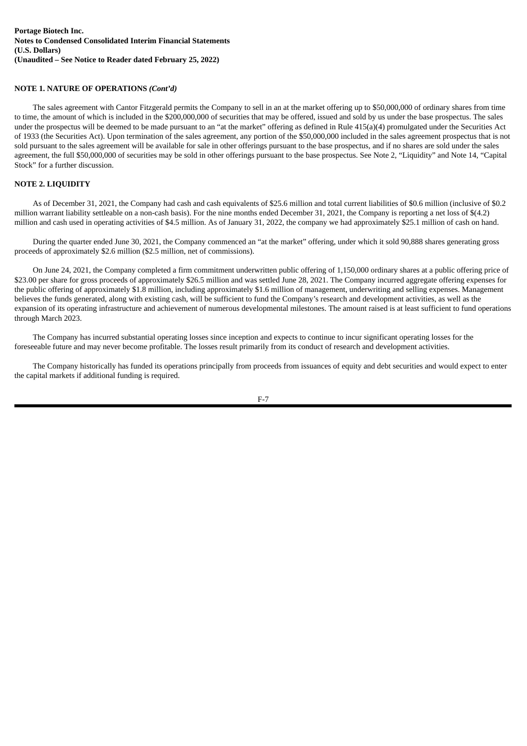**Portage Biotech Inc.**
**Notes to Condensed Consolidated Interim Financial Statements**
**(U.S. Dollars)**
**(Unaudited – See Notice to Reader dated February 25, 2022)**

**NOTE 1. NATURE OF OPERATIONS *(Cont'd)***

The sales agreement with Cantor Fitzgerald permits the Company to sell in an at the market offering up to $50,000,000 of ordinary shares from time to time, the amount of which is included in the $200,000,000 of securities that may be offered, issued and sold by us under the base prospectus. The sales under the prospectus will be deemed to be made pursuant to an "at the market" offering as defined in Rule 415(a)(4) promulgated under the Securities Act of 1933 (the Securities Act). Upon termination of the sales agreement, any portion of the $50,000,000 included in the sales agreement prospectus that is not sold pursuant to the sales agreement will be available for sale in other offerings pursuant to the base prospectus, and if no shares are sold under the sales agreement, the full $50,000,000 of securities may be sold in other offerings pursuant to the base prospectus. See Note 2, "Liquidity" and Note 14, "Capital Stock" for a further discussion.

**NOTE 2. LIQUIDITY**

As of December 31, 2021, the Company had cash and cash equivalents of $25.6 million and total current liabilities of $0.6 million (inclusive of $0.2 million warrant liability settleable on a non-cash basis). For the nine months ended December 31, 2021, the Company is reporting a net loss of $(4.2) million and cash used in operating activities of $4.5 million. As of January 31, 2022, the company we had approximately $25.1 million of cash on hand.

During the quarter ended June 30, 2021, the Company commenced an "at the market" offering, under which it sold 90,888 shares generating gross proceeds of approximately $2.6 million ($2.5 million, net of commissions).

On June 24, 2021, the Company completed a firm commitment underwritten public offering of 1,150,000 ordinary shares at a public offering price of $23.00 per share for gross proceeds of approximately $26.5 million and was settled June 28, 2021. The Company incurred aggregate offering expenses for the public offering of approximately $1.8 million, including approximately $1.6 million of management, underwriting and selling expenses. Management believes the funds generated, along with existing cash, will be sufficient to fund the Company's research and development activities, as well as the expansion of its operating infrastructure and achievement of numerous developmental milestones. The amount raised is at least sufficient to fund operations through March 2023.

The Company has incurred substantial operating losses since inception and expects to continue to incur significant operating losses for the foreseeable future and may never become profitable. The losses result primarily from its conduct of research and development activities.

The Company historically has funded its operations principally from proceeds from issuances of equity and debt securities and would expect to enter the capital markets if additional funding is required.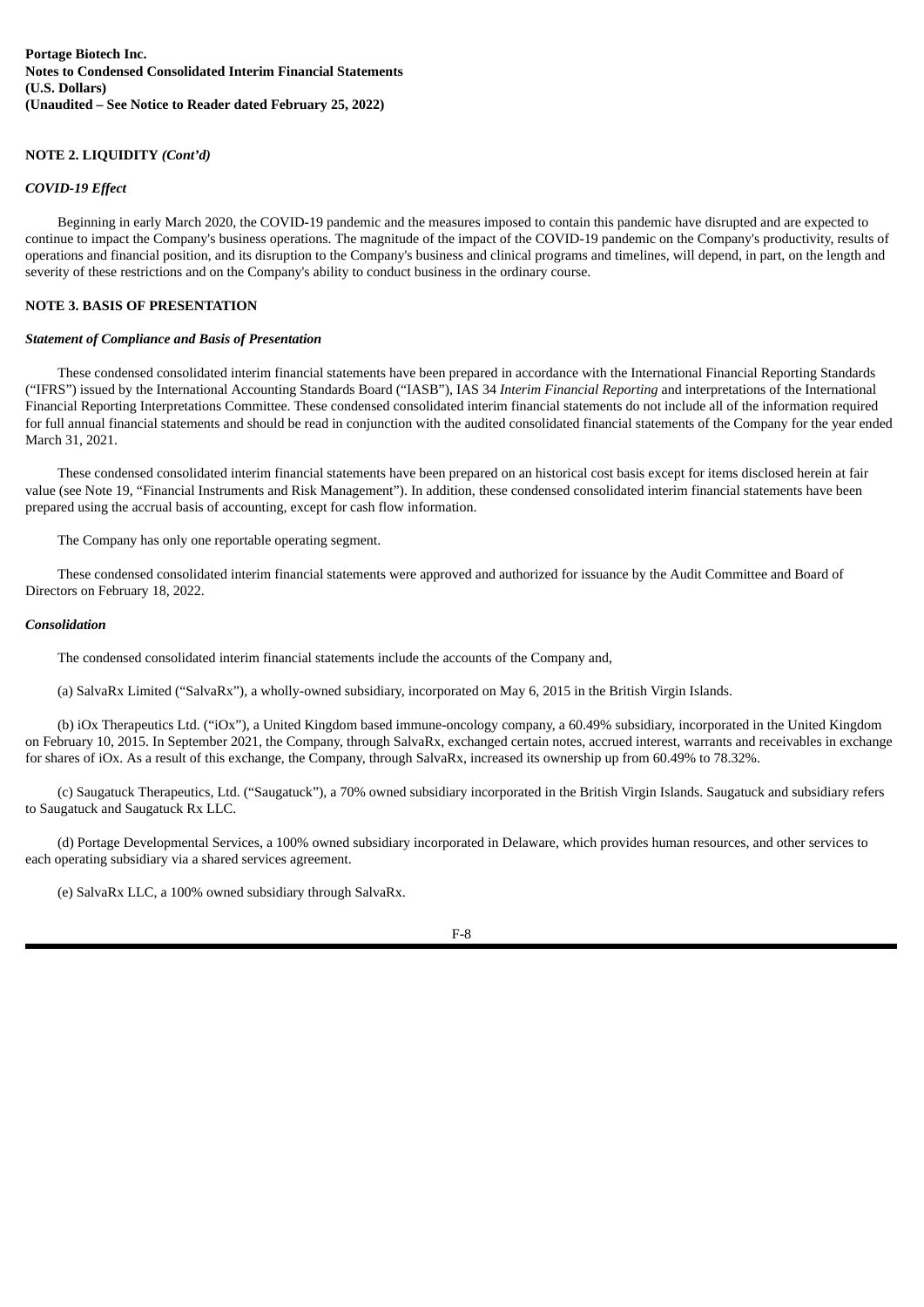**NOTE 2. LIQUIDITY** ***(Cont'd)***

***COVID-19 Effect***

Beginning in early March 2020, the COVID-19 pandemic and the measures imposed to contain this pandemic have disrupted and are expected to continue to impact the Company's business operations. The magnitude of the impact of the COVID-19 pandemic on the Company's productivity, results of operations and financial position, and its disruption to the Company's business and clinical programs and timelines, will depend, in part, on the length and severity of these restrictions and on the Company's ability to conduct business in the ordinary course.

**NOTE 3. BASIS OF PRESENTATION**

***Statement of Compliance and Basis of Presentation***

These condensed consolidated interim financial statements have been prepared in accordance with the International Financial Reporting Standards ("IFRS") issued by the International Accounting Standards Board ("IASB"), IAS 34 *Interim Financial Reporting* and interpretations of the International Financial Reporting Interpretations Committee. These condensed consolidated interim financial statements do not include all of the information required for full annual financial statements and should be read in conjunction with the audited consolidated financial statements of the Company for the year ended March 31, 2021.

These condensed consolidated interim financial statements have been prepared on an historical cost basis except for items disclosed herein at fair value (see Note 19, "Financial Instruments and Risk Management"). In addition, these condensed consolidated interim financial statements have been prepared using the accrual basis of accounting, except for cash flow information.

The Company has only one reportable operating segment.

These condensed consolidated interim financial statements were approved and authorized for issuance by the Audit Committee and Board of Directors on February 18, 2022.

***Consolidation***

The condensed consolidated interim financial statements include the accounts of the Company and,

(a) SalvaRx Limited ("SalvaRx"), a wholly-owned subsidiary, incorporated on May 6, 2015 in the British Virgin Islands.

(b) iOx Therapeutics Ltd. ("iOx"), a United Kingdom based immune-oncology company, a 60.49% subsidiary, incorporated in the United Kingdom on February 10, 2015. In September 2021, the Company, through SalvaRx, exchanged certain notes, accrued interest, warrants and receivables in exchange for shares of iOx. As a result of this exchange, the Company, through SalvaRx, increased its ownership up from 60.49% to 78.32%.

(c) Saugatuck Therapeutics, Ltd. ("Saugatuck"), a 70% owned subsidiary incorporated in the British Virgin Islands. Saugatuck and subsidiary refers to Saugatuck and Saugatuck Rx LLC.

(d) Portage Developmental Services, a 100% owned subsidiary incorporated in Delaware, which provides human resources, and other services to each operating subsidiary via a shared services agreement.

(e) SalvaRx LLC, a 100% owned subsidiary through SalvaRx.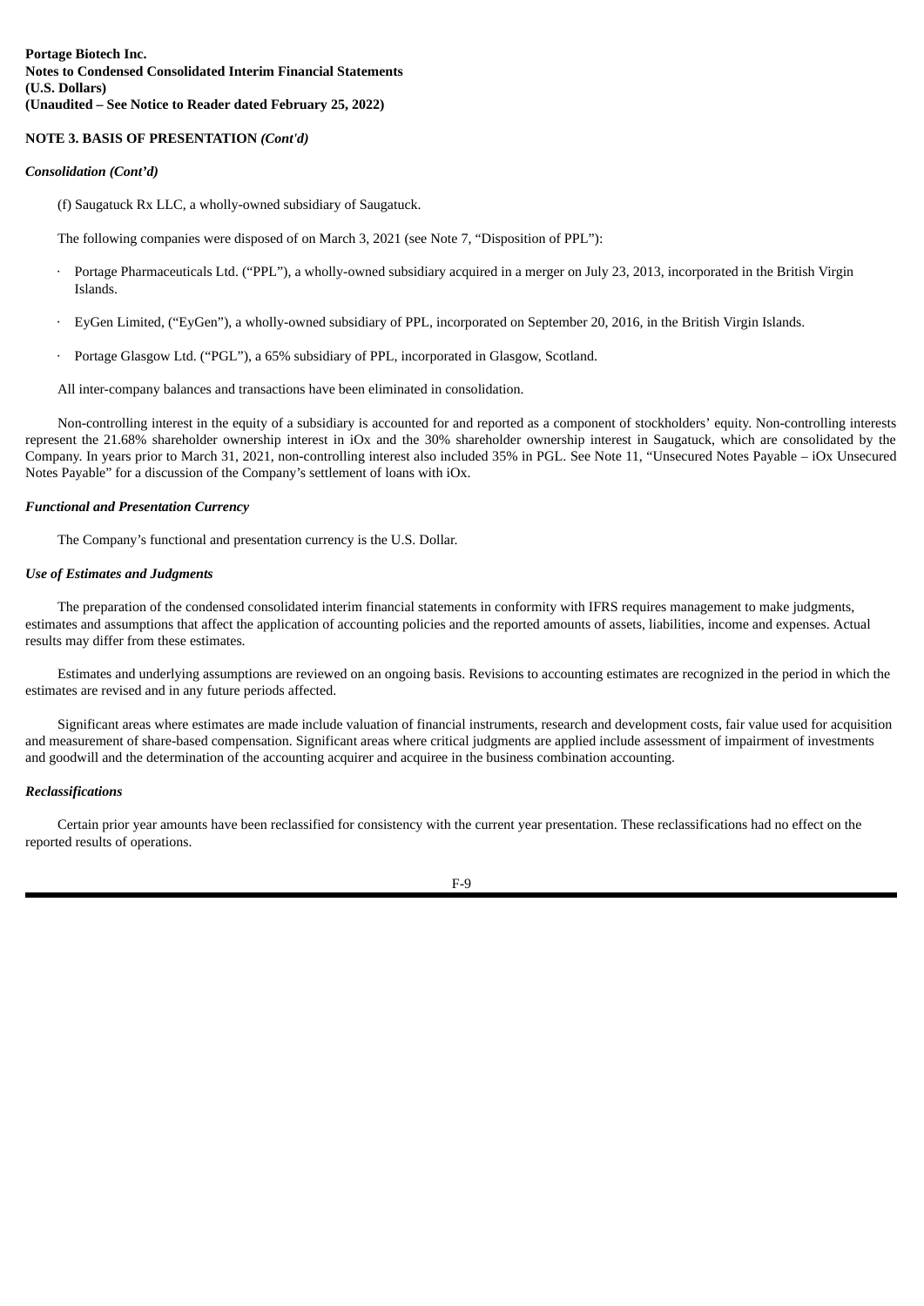**NOTE 3. BASIS OF PRESENTATION *(Cont'd)***

***Consolidation (Cont'd)***

(f) Saugatuck Rx LLC, a wholly-owned subsidiary of Saugatuck.

The following companies were disposed of on March 3, 2021 (see Note 7, "Disposition of PPL"):

- Portage Pharmaceuticals Ltd. ("PPL"), a wholly-owned subsidiary acquired in a merger on July 23, 2013, incorporated in the British Virgin Islands.
- EyGen Limited, ("EyGen"), a wholly-owned subsidiary of PPL, incorporated on September 20, 2016, in the British Virgin Islands.
- Portage Glasgow Ltd. ("PGL"), a 65% subsidiary of PPL, incorporated in Glasgow, Scotland.

All inter-company balances and transactions have been eliminated in consolidation.

Non-controlling interest in the equity of a subsidiary is accounted for and reported as a component of stockholders' equity. Non-controlling interests represent the 21.68% shareholder ownership interest in iOx and the 30% shareholder ownership interest in Saugatuck, which are consolidated by the Company. In years prior to March 31, 2021, non-controlling interest also included 35% in PGL. See Note 11, "Unsecured Notes Payable – iOx Unsecured Notes Payable" for a discussion of the Company's settlement of loans with iOx.

***Functional and Presentation Currency***

The Company's functional and presentation currency is the U.S. Dollar.

***Use of Estimates and Judgments***

The preparation of the condensed consolidated interim financial statements in conformity with IFRS requires management to make judgments, estimates and assumptions that affect the application of accounting policies and the reported amounts of assets, liabilities, income and expenses. Actual results may differ from these estimates.

Estimates and underlying assumptions are reviewed on an ongoing basis. Revisions to accounting estimates are recognized in the period in which the estimates are revised and in any future periods affected.

Significant areas where estimates are made include valuation of financial instruments, research and development costs, fair value used for acquisition and measurement of share-based compensation. Significant areas where critical judgments are applied include assessment of impairment of investments and goodwill and the determination of the accounting acquirer and acquiree in the business combination accounting.

***Reclassifications***

Certain prior year amounts have been reclassified for consistency with the current year presentation. These reclassifications had no effect on the reported results of operations.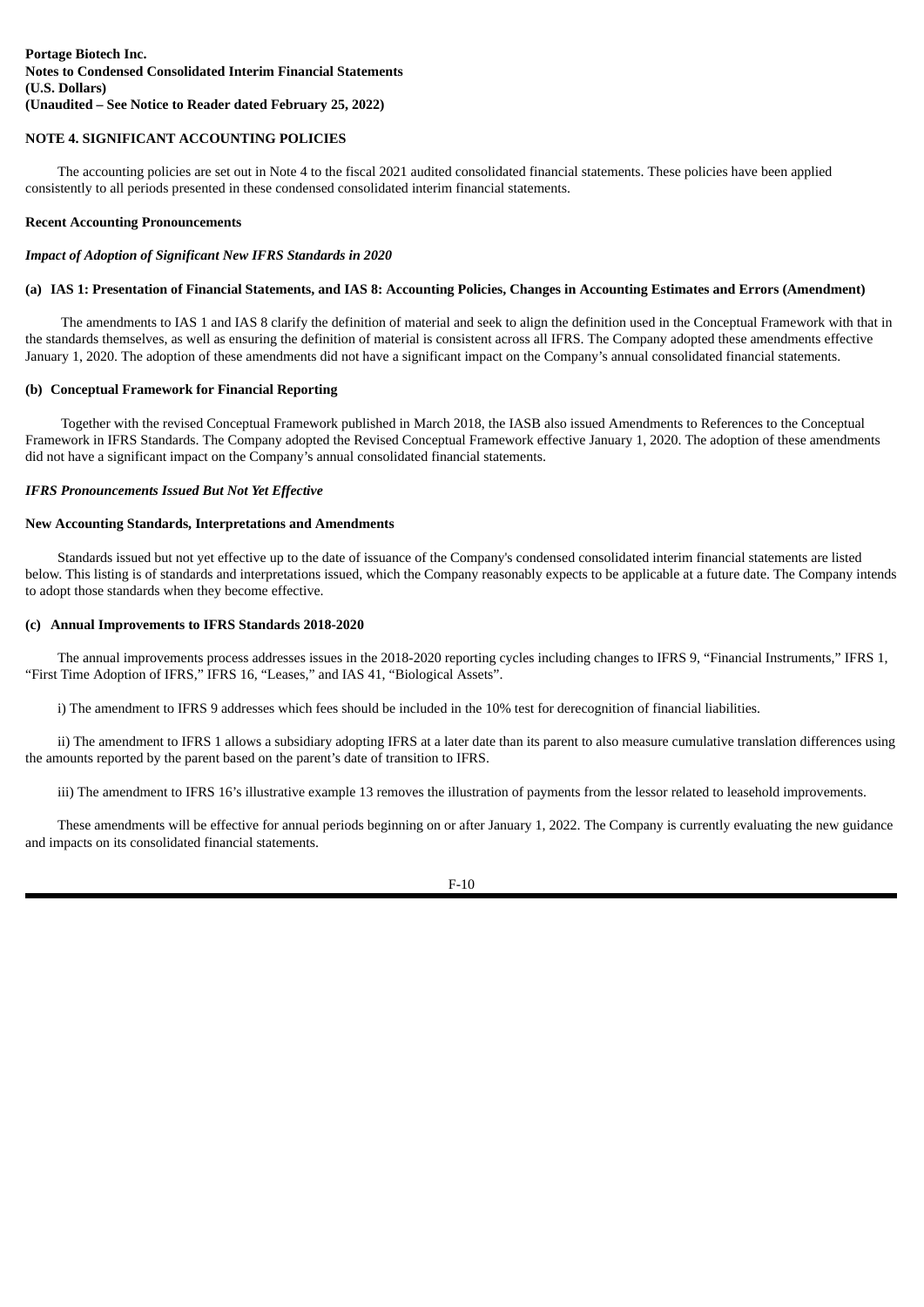**Portage Biotech Inc.**
**Notes to Condensed Consolidated Interim Financial Statements**
**(U.S. Dollars)**
**(Unaudited – See Notice to Reader dated February 25, 2022)**

## NOTE 4. SIGNIFICANT ACCOUNTING POLICIES

The accounting policies are set out in Note 4 to the fiscal 2021 audited consolidated financial statements. These policies have been applied consistently to all periods presented in these condensed consolidated interim financial statements.

**Recent Accounting Pronouncements**

***Impact of Adoption of Significant New IFRS Standards in 2020***

**(a) IAS 1: Presentation of Financial Statements, and IAS 8: Accounting Policies, Changes in Accounting Estimates and Errors (Amendment)**

The amendments to IAS 1 and IAS 8 clarify the definition of material and seek to align the definition used in the Conceptual Framework with that in the standards themselves, as well as ensuring the definition of material is consistent across all IFRS. The Company adopted these amendments effective January 1, 2020. The adoption of these amendments did not have a significant impact on the Company's annual consolidated financial statements.

**(b) Conceptual Framework for Financial Reporting**

Together with the revised Conceptual Framework published in March 2018, the IASB also issued Amendments to References to the Conceptual Framework in IFRS Standards. The Company adopted the Revised Conceptual Framework effective January 1, 2020. The adoption of these amendments did not have a significant impact on the Company's annual consolidated financial statements.

***IFRS Pronouncements Issued But Not Yet Effective***

**New Accounting Standards, Interpretations and Amendments**

Standards issued but not yet effective up to the date of issuance of the Company's condensed consolidated interim financial statements are listed below. This listing is of standards and interpretations issued, which the Company reasonably expects to be applicable at a future date. The Company intends to adopt those standards when they become effective.

**(c) Annual Improvements to IFRS Standards 2018-2020**

The annual improvements process addresses issues in the 2018-2020 reporting cycles including changes to IFRS 9, "Financial Instruments," IFRS 1, "First Time Adoption of IFRS," IFRS 16, "Leases," and IAS 41, "Biological Assets".

i) The amendment to IFRS 9 addresses which fees should be included in the 10% test for derecognition of financial liabilities.

ii) The amendment to IFRS 1 allows a subsidiary adopting IFRS at a later date than its parent to also measure cumulative translation differences using the amounts reported by the parent based on the parent's date of transition to IFRS.

iii) The amendment to IFRS 16's illustrative example 13 removes the illustration of payments from the lessor related to leasehold improvements.

These amendments will be effective for annual periods beginning on or after January 1, 2022. The Company is currently evaluating the new guidance and impacts on its consolidated financial statements.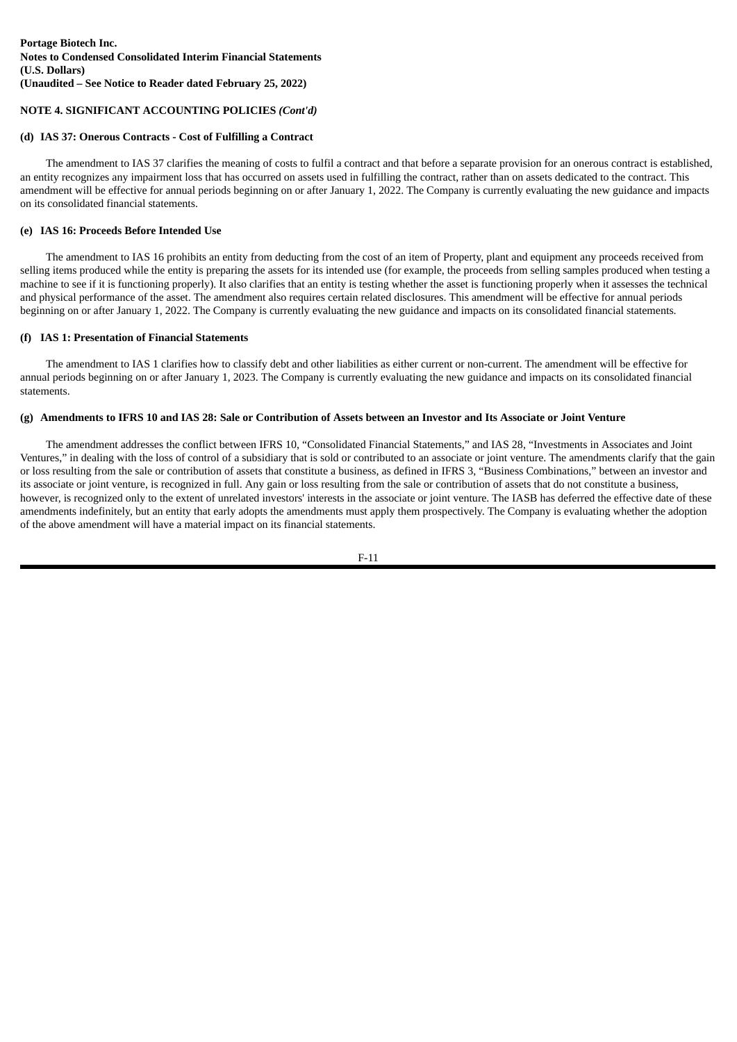**Portage Biotech Inc.**
**Notes to Condensed Consolidated Interim Financial Statements**
**(U.S. Dollars)**
**(Unaudited – See Notice to Reader dated February 25, 2022)**

**NOTE 4. SIGNIFICANT ACCOUNTING POLICIES** ***(Cont'd)***

**(d) IAS 37: Onerous Contracts - Cost of Fulfilling a Contract**

The amendment to IAS 37 clarifies the meaning of costs to fulfil a contract and that before a separate provision for an onerous contract is established, an entity recognizes any impairment loss that has occurred on assets used in fulfilling the contract, rather than on assets dedicated to the contract. This amendment will be effective for annual periods beginning on or after January 1, 2022. The Company is currently evaluating the new guidance and impacts on its consolidated financial statements.

**(e) IAS 16: Proceeds Before Intended Use**

The amendment to IAS 16 prohibits an entity from deducting from the cost of an item of Property, plant and equipment any proceeds received from selling items produced while the entity is preparing the assets for its intended use (for example, the proceeds from selling samples produced when testing a machine to see if it is functioning properly). It also clarifies that an entity is testing whether the asset is functioning properly when it assesses the technical and physical performance of the asset. The amendment also requires certain related disclosures. This amendment will be effective for annual periods beginning on or after January 1, 2022. The Company is currently evaluating the new guidance and impacts on its consolidated financial statements.

**(f) IAS 1: Presentation of Financial Statements**

The amendment to IAS 1 clarifies how to classify debt and other liabilities as either current or non-current. The amendment will be effective for annual periods beginning on or after January 1, 2023. The Company is currently evaluating the new guidance and impacts on its consolidated financial statements.

**(g) Amendments to IFRS 10 and IAS 28: Sale or Contribution of Assets between an Investor and Its Associate or Joint Venture**

The amendment addresses the conflict between IFRS 10, "Consolidated Financial Statements," and IAS 28, "Investments in Associates and Joint Ventures," in dealing with the loss of control of a subsidiary that is sold or contributed to an associate or joint venture. The amendments clarify that the gain or loss resulting from the sale or contribution of assets that constitute a business, as defined in IFRS 3, "Business Combinations," between an investor and its associate or joint venture, is recognized in full. Any gain or loss resulting from the sale or contribution of assets that do not constitute a business, however, is recognized only to the extent of unrelated investors' interests in the associate or joint venture. The IASB has deferred the effective date of these amendments indefinitely, but an entity that early adopts the amendments must apply them prospectively. The Company is evaluating whether the adoption of the above amendment will have a material impact on its financial statements.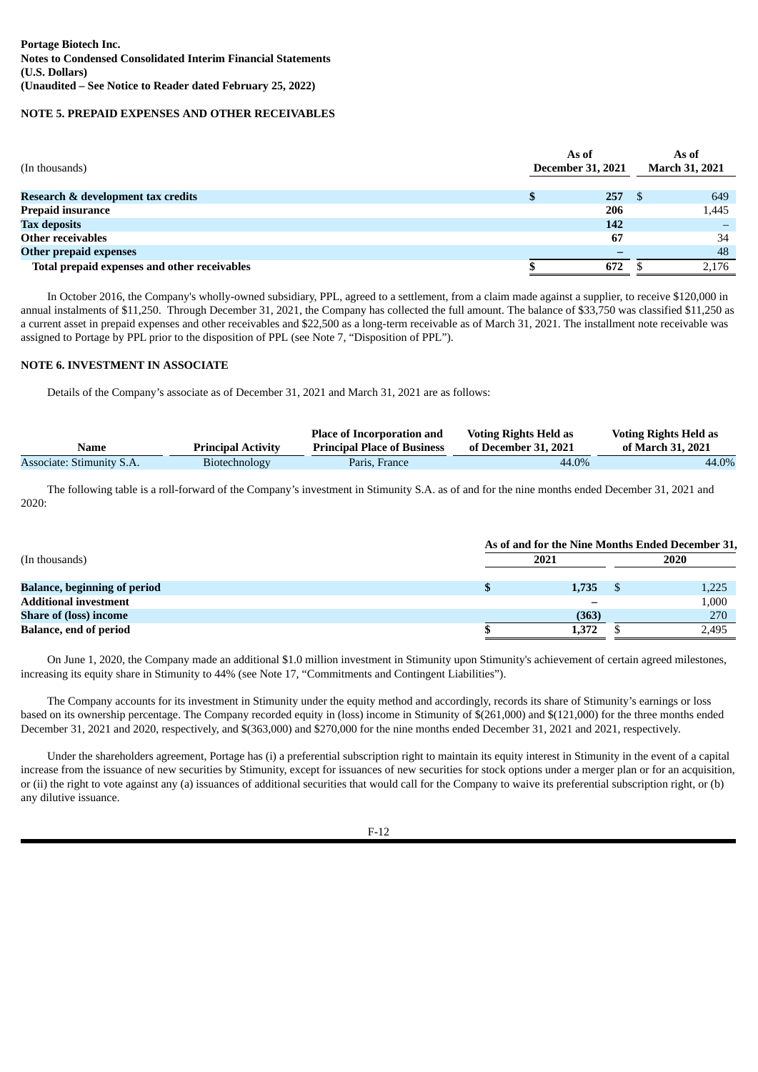**Portage Biotech Inc.**
**Notes to Condensed Consolidated Interim Financial Statements**
**(U.S. Dollars)**
**(Unaudited – See Notice to Reader dated February 25, 2022)**

**NOTE 5. PREPAID EXPENSES AND OTHER RECEIVABLES**

| (In thousands) | As of December 31, 2021 | As of March 31, 2021 |
|---|---|---|
| **Research & development tax credits** | **$ 257** | $ 649 |
| **Prepaid insurance** | **206** | 1,445 |
| **Tax deposits** | **142** | – |
| **Other receivables** | **67** | 34 |
| **Other prepaid expenses** | **–** | 48 |
| **Total prepaid expenses and other receivables** | **$ 672** | $ 2,176 |

In October 2016, the Company's wholly-owned subsidiary, PPL, agreed to a settlement, from a claim made against a supplier, to receive $120,000 in annual instalments of $11,250. Through December 31, 2021, the Company has collected the full amount. The balance of $33,750 was classified $11,250 as a current asset in prepaid expenses and other receivables and $22,500 as a long-term receivable as of March 31, 2021. The installment note receivable was assigned to Portage by PPL prior to the disposition of PPL (see Note 7, "Disposition of PPL").

**NOTE 6. INVESTMENT IN ASSOCIATE**

Details of the Company's associate as of December 31, 2021 and March 31, 2021 are as follows:

| Name | Principal Activity | Place of Incorporation and Principal Place of Business | Voting Rights Held as of December 31, 2021 | Voting Rights Held as of March 31, 2021 |
|---|---|---|---|---|
| Associate: Stimunity S.A. | Biotechnology | Paris, France | 44.0% | 44.0% |

The following table is a roll-forward of the Company's investment in Stimunity S.A. as of and for the nine months ended December 31, 2021 and 2020:

| (In thousands) | As of and for the Nine Months Ended December 31, | |
|---|---|---|
| | 2021 | 2020 |
| **Balance, beginning of period** | **$ 1,735** | $ 1,225 |
| **Additional investment** | **–** | 1,000 |
| **Share of (loss) income** | **(363)** | 270 |
| **Balance, end of period** | **$ 1,372** | $ 2,495 |

On June 1, 2020, the Company made an additional $1.0 million investment in Stimunity upon Stimunity's achievement of certain agreed milestones, increasing its equity share in Stimunity to 44% (see Note 17, "Commitments and Contingent Liabilities").

The Company accounts for its investment in Stimunity under the equity method and accordingly, records its share of Stimunity's earnings or loss based on its ownership percentage. The Company recorded equity in (loss) income in Stimunity of $(261,000) and $(121,000) for the three months ended December 31, 2021 and 2020, respectively, and $(363,000) and $270,000 for the nine months ended December 31, 2021 and 2021, respectively.

Under the shareholders agreement, Portage has (i) a preferential subscription right to maintain its equity interest in Stimunity in the event of a capital increase from the issuance of new securities by Stimunity, except for issuances of new securities for stock options under a merger plan or for an acquisition, or (ii) the right to vote against any (a) issuances of additional securities that would call for the Company to waive its preferential subscription right, or (b) any dilutive issuance.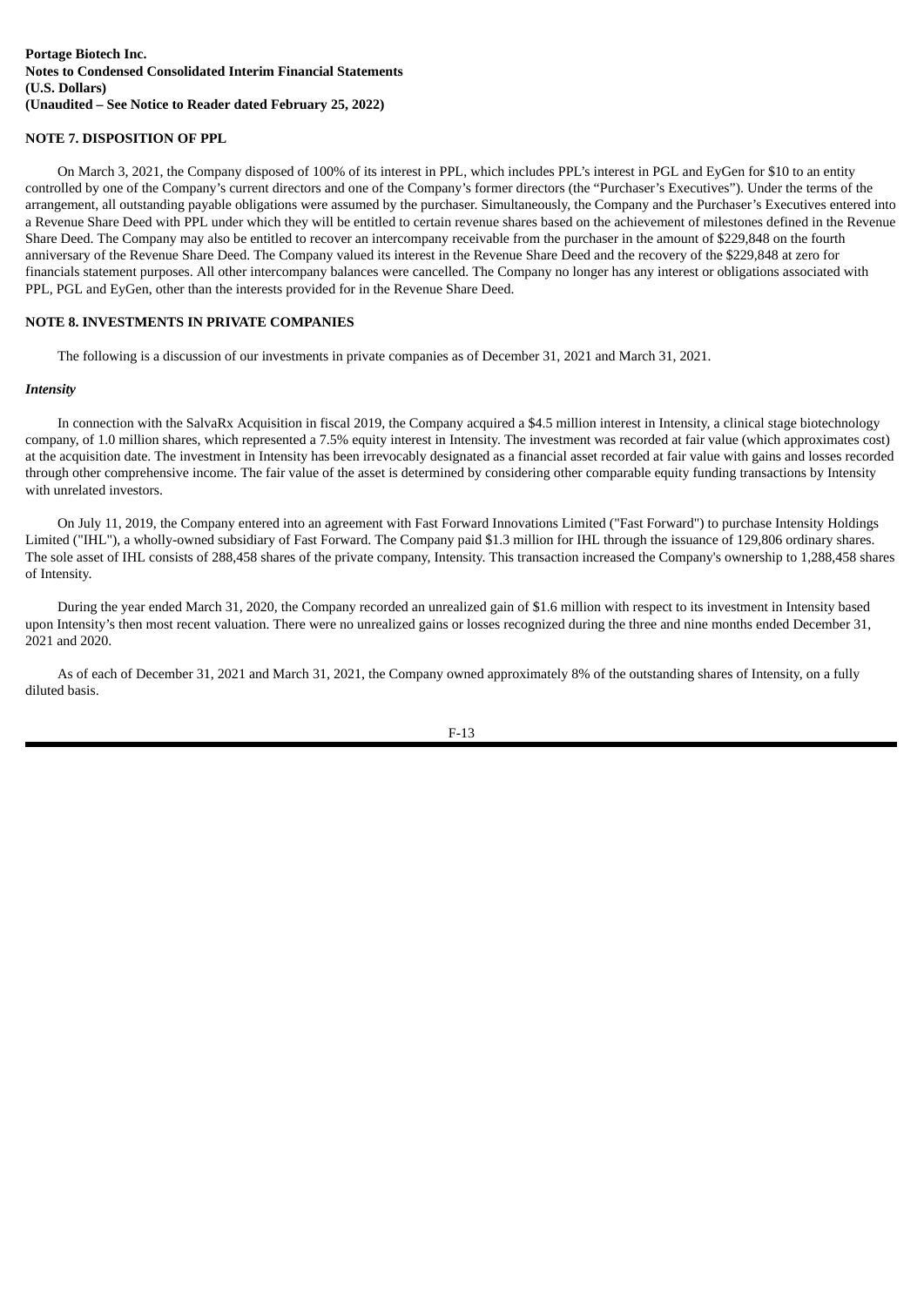## NOTE 7. DISPOSITION OF PPL

On March 3, 2021, the Company disposed of 100% of its interest in PPL, which includes PPL's interest in PGL and EyGen for $10 to an entity controlled by one of the Company's current directors and one of the Company's former directors (the "Purchaser's Executives"). Under the terms of the arrangement, all outstanding payable obligations were assumed by the purchaser. Simultaneously, the Company and the Purchaser's Executives entered into a Revenue Share Deed with PPL under which they will be entitled to certain revenue shares based on the achievement of milestones defined in the Revenue Share Deed. The Company may also be entitled to recover an intercompany receivable from the purchaser in the amount of $229,848 on the fourth anniversary of the Revenue Share Deed. The Company valued its interest in the Revenue Share Deed and the recovery of the $229,848 at zero for financials statement purposes. All other intercompany balances were cancelled. The Company no longer has any interest or obligations associated with PPL, PGL and EyGen, other than the interests provided for in the Revenue Share Deed.

## NOTE 8. INVESTMENTS IN PRIVATE COMPANIES

The following is a discussion of our investments in private companies as of December 31, 2021 and March 31, 2021.

### *Intensity*

In connection with the SalvaRx Acquisition in fiscal 2019, the Company acquired a $4.5 million interest in Intensity, a clinical stage biotechnology company, of 1.0 million shares, which represented a 7.5% equity interest in Intensity. The investment was recorded at fair value (which approximates cost) at the acquisition date. The investment in Intensity has been irrevocably designated as a financial asset recorded at fair value with gains and losses recorded through other comprehensive income. The fair value of the asset is determined by considering other comparable equity funding transactions by Intensity with unrelated investors.

On July 11, 2019, the Company entered into an agreement with Fast Forward Innovations Limited ("Fast Forward") to purchase Intensity Holdings Limited ("IHL"), a wholly-owned subsidiary of Fast Forward. The Company paid $1.3 million for IHL through the issuance of 129,806 ordinary shares. The sole asset of IHL consists of 288,458 shares of the private company, Intensity. This transaction increased the Company's ownership to 1,288,458 shares of Intensity.

During the year ended March 31, 2020, the Company recorded an unrealized gain of $1.6 million with respect to its investment in Intensity based upon Intensity's then most recent valuation. There were no unrealized gains or losses recognized during the three and nine months ended December 31, 2021 and 2020.

As of each of December 31, 2021 and March 31, 2021, the Company owned approximately 8% of the outstanding shares of Intensity, on a fully diluted basis.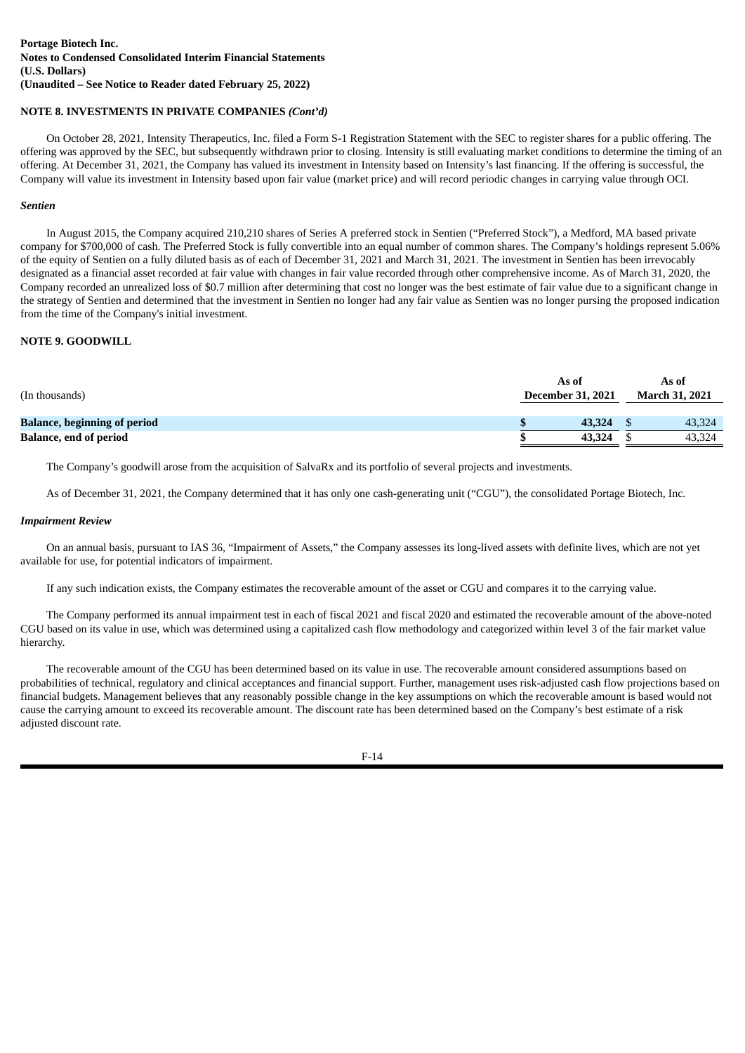**Portage Biotech Inc.**
**Notes to Condensed Consolidated Interim Financial Statements**
**(U.S. Dollars)**
**(Unaudited – See Notice to Reader dated February 25, 2022)**

**NOTE 8. INVESTMENTS IN PRIVATE COMPANIES *(Cont'd)***

On October 28, 2021, Intensity Therapeutics, Inc. filed a Form S-1 Registration Statement with the SEC to register shares for a public offering. The offering was approved by the SEC, but subsequently withdrawn prior to closing. Intensity is still evaluating market conditions to determine the timing of an offering. At December 31, 2021, the Company has valued its investment in Intensity based on Intensity's last financing. If the offering is successful, the Company will value its investment in Intensity based upon fair value (market price) and will record periodic changes in carrying value through OCI.

***Sentien***

In August 2015, the Company acquired 210,210 shares of Series A preferred stock in Sentien ("Preferred Stock"), a Medford, MA based private company for $700,000 of cash. The Preferred Stock is fully convertible into an equal number of common shares. The Company's holdings represent 5.06% of the equity of Sentien on a fully diluted basis as of each of December 31, 2021 and March 31, 2021. The investment in Sentien has been irrevocably designated as a financial asset recorded at fair value with changes in fair value recorded through other comprehensive income. As of March 31, 2020, the Company recorded an unrealized loss of $0.7 million after determining that cost no longer was the best estimate of fair value due to a significant change in the strategy of Sentien and determined that the investment in Sentien no longer had any fair value as Sentien was no longer pursing the proposed indication from the time of the Company's initial investment.

**NOTE 9. GOODWILL**

| (In thousands) | As of December 31, 2021 | As of March 31, 2021 |
|---|---|---|
| **Balance, beginning of period** | **$ 43,324** | $ 43,324 |
| **Balance, end of period** | **$ 43,324** | $ 43,324 |

The Company's goodwill arose from the acquisition of SalvaRx and its portfolio of several projects and investments.

As of December 31, 2021, the Company determined that it has only one cash-generating unit ("CGU"), the consolidated Portage Biotech, Inc.

***Impairment Review***

On an annual basis, pursuant to IAS 36, "Impairment of Assets," the Company assesses its long-lived assets with definite lives, which are not yet available for use, for potential indicators of impairment.

If any such indication exists, the Company estimates the recoverable amount of the asset or CGU and compares it to the carrying value.

The Company performed its annual impairment test in each of fiscal 2021 and fiscal 2020 and estimated the recoverable amount of the above-noted CGU based on its value in use, which was determined using a capitalized cash flow methodology and categorized within level 3 of the fair market value hierarchy.

The recoverable amount of the CGU has been determined based on its value in use. The recoverable amount considered assumptions based on probabilities of technical, regulatory and clinical acceptances and financial support. Further, management uses risk-adjusted cash flow projections based on financial budgets. Management believes that any reasonably possible change in the key assumptions on which the recoverable amount is based would not cause the carrying amount to exceed its recoverable amount. The discount rate has been determined based on the Company's best estimate of a risk adjusted discount rate.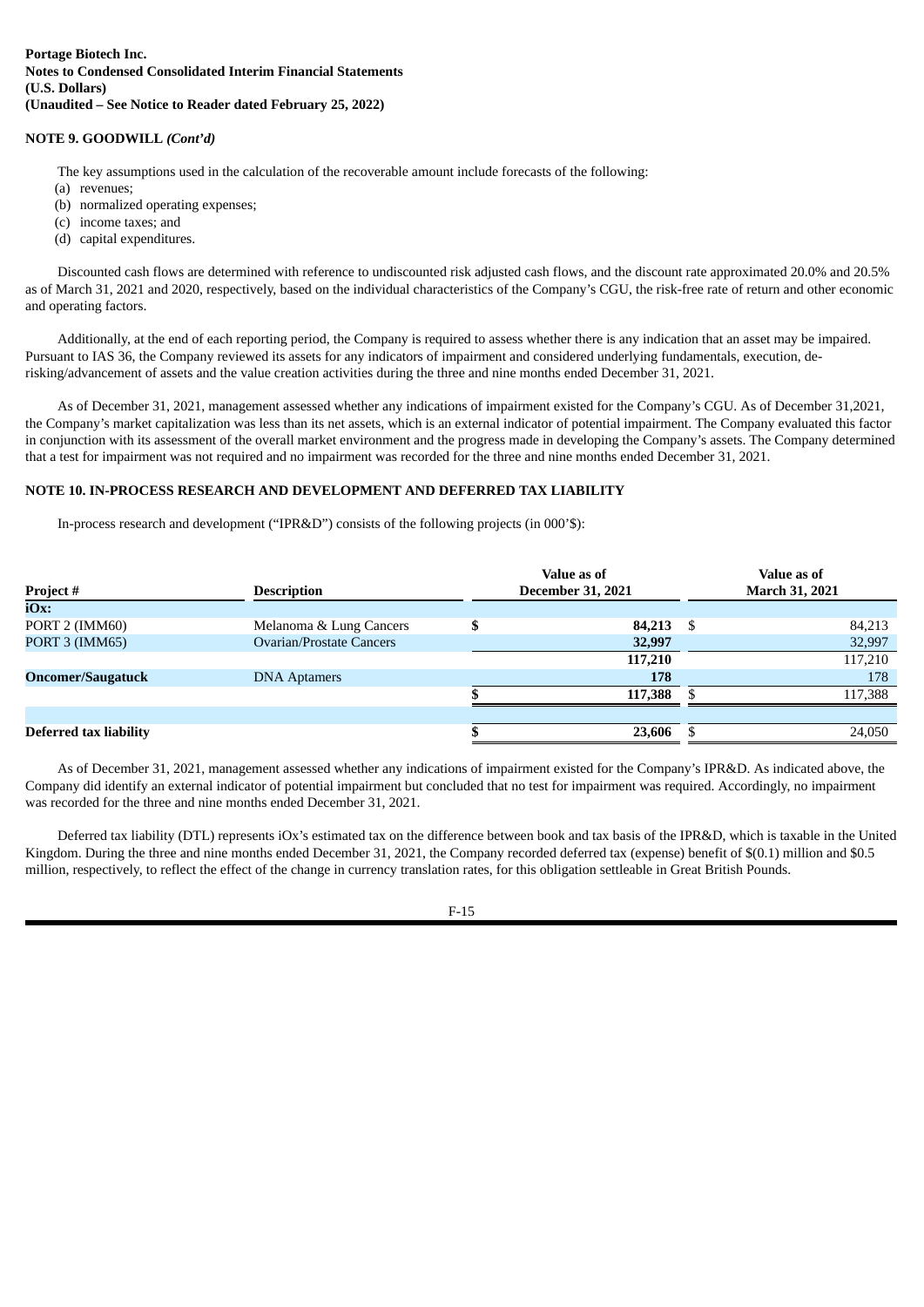**Portage Biotech Inc.**
**Notes to Condensed Consolidated Interim Financial Statements**
**(U.S. Dollars)**
**(Unaudited – See Notice to Reader dated February 25, 2022)**

**NOTE 9. GOODWILL** ***(Cont'd)***

The key assumptions used in the calculation of the recoverable amount include forecasts of the following:

(a) revenues;
(b) normalized operating expenses;
(c) income taxes; and
(d) capital expenditures.

Discounted cash flows are determined with reference to undiscounted risk adjusted cash flows, and the discount rate approximated 20.0% and 20.5% as of March 31, 2021 and 2020, respectively, based on the individual characteristics of the Company's CGU, the risk-free rate of return and other economic and operating factors.

Additionally, at the end of each reporting period, the Company is required to assess whether there is any indication that an asset may be impaired. Pursuant to IAS 36, the Company reviewed its assets for any indicators of impairment and considered underlying fundamentals, execution, de-risking/advancement of assets and the value creation activities during the three and nine months ended December 31, 2021.

As of December 31, 2021, management assessed whether any indications of impairment existed for the Company's CGU. As of December 31,2021, the Company's market capitalization was less than its net assets, which is an external indicator of potential impairment. The Company evaluated this factor in conjunction with its assessment of the overall market environment and the progress made in developing the Company's assets. The Company determined that a test for impairment was not required and no impairment was recorded for the three and nine months ended December 31, 2021.

**NOTE 10. IN-PROCESS RESEARCH AND DEVELOPMENT AND DEFERRED TAX LIABILITY**

In-process research and development ("IPR&D") consists of the following projects (in 000'\$):

| Project # | Description | Value as of December 31, 2021 | Value as of March 31, 2021 |
|---|---|---|---|
| **iOx:** | | | |
| PORT 2 (IMM60) | Melanoma & Lung Cancers | $ **84,213** | $ 84,213 |
| PORT 3 (IMM65) | Ovarian/Prostate Cancers | **32,997** | 32,997 |
| | | **117,210** | 117,210 |
| **Oncomer/Saugatuck** | DNA Aptamers | **178** | 178 |
| | | $ **117,388** | $ 117,388 |
| | | | |
| **Deferred tax liability** | | $ **23,606** | $ 24,050 |

As of December 31, 2021, management assessed whether any indications of impairment existed for the Company's IPR&D. As indicated above, the Company did identify an external indicator of potential impairment but concluded that no test for impairment was required. Accordingly, no impairment was recorded for the three and nine months ended December 31, 2021.

Deferred tax liability (DTL) represents iOx's estimated tax on the difference between book and tax basis of the IPR&D, which is taxable in the United Kingdom. During the three and nine months ended December 31, 2021, the Company recorded deferred tax (expense) benefit of $(0.1) million and $0.5 million, respectively, to reflect the effect of the change in currency translation rates, for this obligation settleable in Great British Pounds.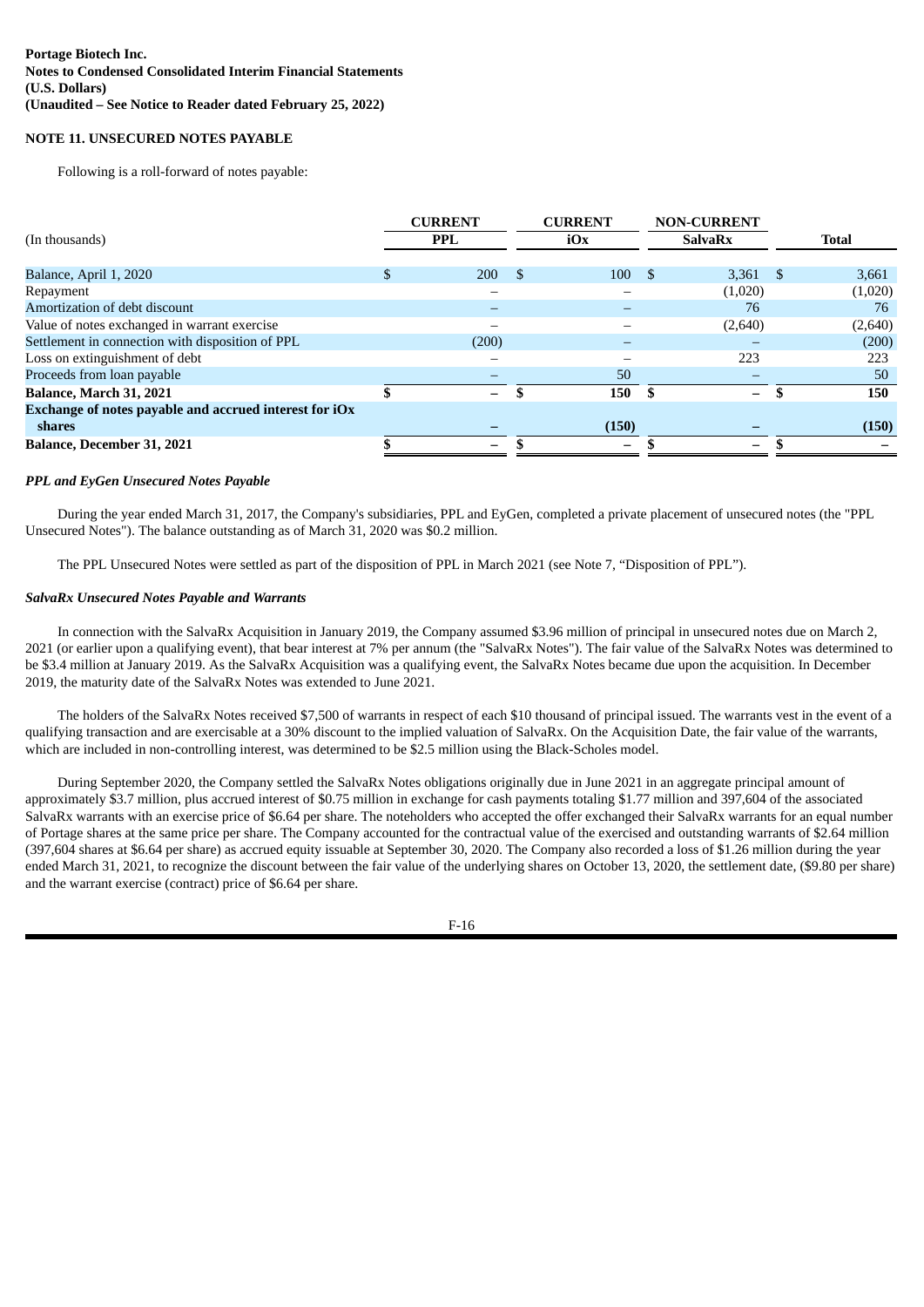**Portage Biotech Inc.**
**Notes to Condensed Consolidated Interim Financial Statements**
**(U.S. Dollars)**
**(Unaudited – See Notice to Reader dated February 25, 2022)**

**NOTE 11. UNSECURED NOTES PAYABLE**

Following is a roll-forward of notes payable:

| (In thousands) | CURRENT PPL | CURRENT iOx | NON-CURRENT SalvaRx | Total |
|---|---|---|---|---|
| Balance, April 1, 2020 | $ 200 | $ 100 | $ 3,361 | $ 3,661 |
| Repayment | – | – | (1,020) | (1,020) |
| Amortization of debt discount | – | – | 76 | 76 |
| Value of notes exchanged in warrant exercise | – | – | (2,640) | (2,640) |
| Settlement in connection with disposition of PPL | (200) | – | – | (200) |
| Loss on extinguishment of debt | – | – | 223 | 223 |
| Proceeds from loan payable | – | 50 | – | 50 |
| **Balance, March 31, 2021** | **$ –** | **$ 150** | **$ –** | **$ 150** |
| **Exchange of notes payable and accrued interest for iOx shares** | **–** | **(150)** | **–** | **(150)** |
| **Balance, December 31, 2021** | **$ –** | **$ –** | **$ –** | **$ –** |

***PPL and EyGen Unsecured Notes Payable***

During the year ended March 31, 2017, the Company's subsidiaries, PPL and EyGen, completed a private placement of unsecured notes (the "PPL Unsecured Notes"). The balance outstanding as of March 31, 2020 was $0.2 million.

The PPL Unsecured Notes were settled as part of the disposition of PPL in March 2021 (see Note 7, "Disposition of PPL").

***SalvaRx Unsecured Notes Payable and Warrants***

In connection with the SalvaRx Acquisition in January 2019, the Company assumed $3.96 million of principal in unsecured notes due on March 2, 2021 (or earlier upon a qualifying event), that bear interest at 7% per annum (the "SalvaRx Notes"). The fair value of the SalvaRx Notes was determined to be $3.4 million at January 2019. As the SalvaRx Acquisition was a qualifying event, the SalvaRx Notes became due upon the acquisition. In December 2019, the maturity date of the SalvaRx Notes was extended to June 2021.

The holders of the SalvaRx Notes received $7,500 of warrants in respect of each $10 thousand of principal issued. The warrants vest in the event of a qualifying transaction and are exercisable at a 30% discount to the implied valuation of SalvaRx. On the Acquisition Date, the fair value of the warrants, which are included in non-controlling interest, was determined to be $2.5 million using the Black-Scholes model.

During September 2020, the Company settled the SalvaRx Notes obligations originally due in June 2021 in an aggregate principal amount of approximately $3.7 million, plus accrued interest of $0.75 million in exchange for cash payments totaling $1.77 million and 397,604 of the associated SalvaRx warrants with an exercise price of $6.64 per share. The noteholders who accepted the offer exchanged their SalvaRx warrants for an equal number of Portage shares at the same price per share. The Company accounted for the contractual value of the exercised and outstanding warrants of $2.64 million (397,604 shares at $6.64 per share) as accrued equity issuable at September 30, 2020. The Company also recorded a loss of $1.26 million during the year ended March 31, 2021, to recognize the discount between the fair value of the underlying shares on October 13, 2020, the settlement date, ($9.80 per share) and the warrant exercise (contract) price of $6.64 per share.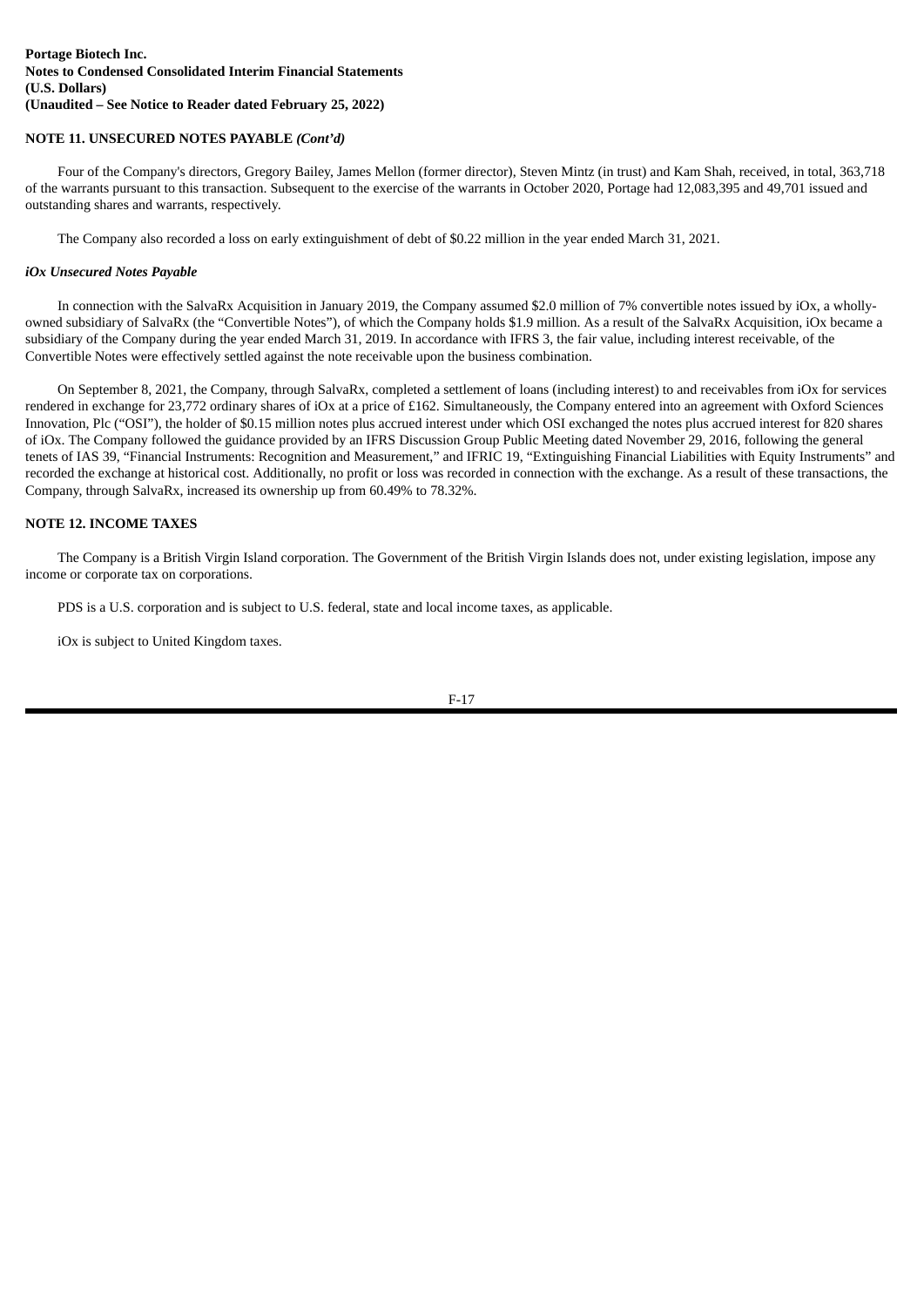## NOTE 11. UNSECURED NOTES PAYABLE *(Cont'd)*

Four of the Company's directors, Gregory Bailey, James Mellon (former director), Steven Mintz (in trust) and Kam Shah, received, in total, 363,718 of the warrants pursuant to this transaction. Subsequent to the exercise of the warrants in October 2020, Portage had 12,083,395 and 49,701 issued and outstanding shares and warrants, respectively.

The Company also recorded a loss on early extinguishment of debt of $0.22 million in the year ended March 31, 2021.

### *iOx Unsecured Notes Payable*

In connection with the SalvaRx Acquisition in January 2019, the Company assumed $2.0 million of 7% convertible notes issued by iOx, a wholly-owned subsidiary of SalvaRx (the "Convertible Notes"), of which the Company holds $1.9 million. As a result of the SalvaRx Acquisition, iOx became a subsidiary of the Company during the year ended March 31, 2019. In accordance with IFRS 3, the fair value, including interest receivable, of the Convertible Notes were effectively settled against the note receivable upon the business combination.

On September 8, 2021, the Company, through SalvaRx, completed a settlement of loans (including interest) to and receivables from iOx for services rendered in exchange for 23,772 ordinary shares of iOx at a price of £162. Simultaneously, the Company entered into an agreement with Oxford Sciences Innovation, Plc ("OSI"), the holder of $0.15 million notes plus accrued interest under which OSI exchanged the notes plus accrued interest for 820 shares of iOx. The Company followed the guidance provided by an IFRS Discussion Group Public Meeting dated November 29, 2016, following the general tenets of IAS 39, "Financial Instruments: Recognition and Measurement," and IFRIC 19, "Extinguishing Financial Liabilities with Equity Instruments" and recorded the exchange at historical cost. Additionally, no profit or loss was recorded in connection with the exchange. As a result of these transactions, the Company, through SalvaRx, increased its ownership up from 60.49% to 78.32%.

## NOTE 12. INCOME TAXES

The Company is a British Virgin Island corporation. The Government of the British Virgin Islands does not, under existing legislation, impose any income or corporate tax on corporations.

PDS is a U.S. corporation and is subject to U.S. federal, state and local income taxes, as applicable.

iOx is subject to United Kingdom taxes.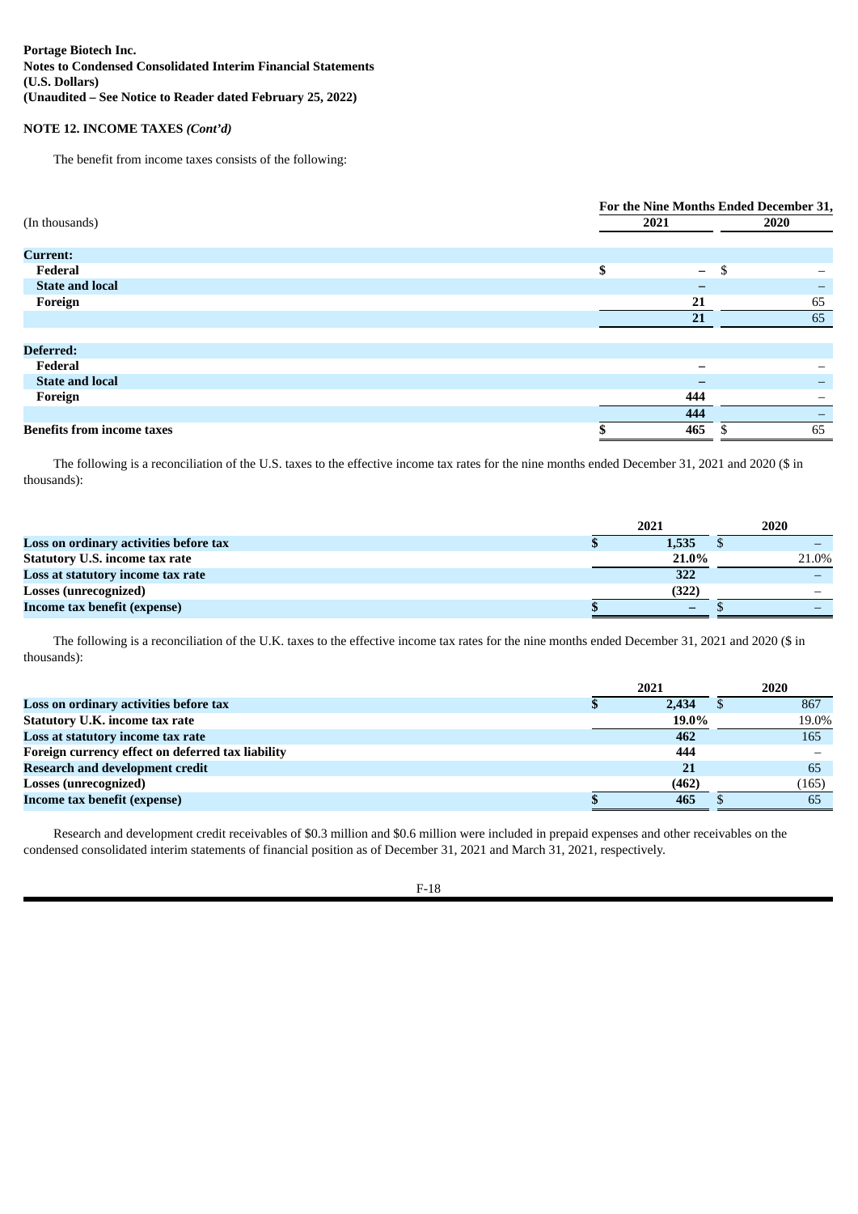**Portage Biotech Inc.**
**Notes to Condensed Consolidated Interim Financial Statements**
**(U.S. Dollars)**
**(Unaudited – See Notice to Reader dated February 25, 2022)**

**NOTE 12. INCOME TAXES *(Cont'd)***

The benefit from income taxes consists of the following:

| (In thousands) | For the Nine Months Ended December 31, 2021 | 2020 |
|---|---|---|
| **Current:** | | |
| **Federal** | $ – | $ – |
| **State and local** | – | – |
| **Foreign** | 21 | 65 |
| | 21 | 65 |
| **Deferred:** | | |
| **Federal** | – | – |
| **State and local** | – | – |
| **Foreign** | 444 | – |
| | 444 | – |
| **Benefits from income taxes** | $ 465 | $ 65 |

The following is a reconciliation of the U.S. taxes to the effective income tax rates for the nine months ended December 31, 2021 and 2020 ($ in thousands):

| | 2021 | 2020 |
|---|---|---|
| **Loss on ordinary activities before tax** | $ 1,535 | $ – |
| **Statutory U.S. income tax rate** | 21.0% | 21.0% |
| **Loss at statutory income tax rate** | 322 | – |
| **Losses (unrecognized)** | (322) | – |
| **Income tax benefit (expense)** | $ – | $ – |

The following is a reconciliation of the U.K. taxes to the effective income tax rates for the nine months ended December 31, 2021 and 2020 ($ in thousands):

| | 2021 | 2020 |
|---|---|---|
| **Loss on ordinary activities before tax** | $ 2,434 | $ 867 |
| **Statutory U.K. income tax rate** | 19.0% | 19.0% |
| **Loss at statutory income tax rate** | 462 | 165 |
| **Foreign currency effect on deferred tax liability** | 444 | – |
| **Research and development credit** | 21 | 65 |
| **Losses (unrecognized)** | (462) | (165) |
| **Income tax benefit (expense)** | $ 465 | $ 65 |

Research and development credit receivables of $0.3 million and $0.6 million were included in prepaid expenses and other receivables on the condensed consolidated interim statements of financial position as of December 31, 2021 and March 31, 2021, respectively.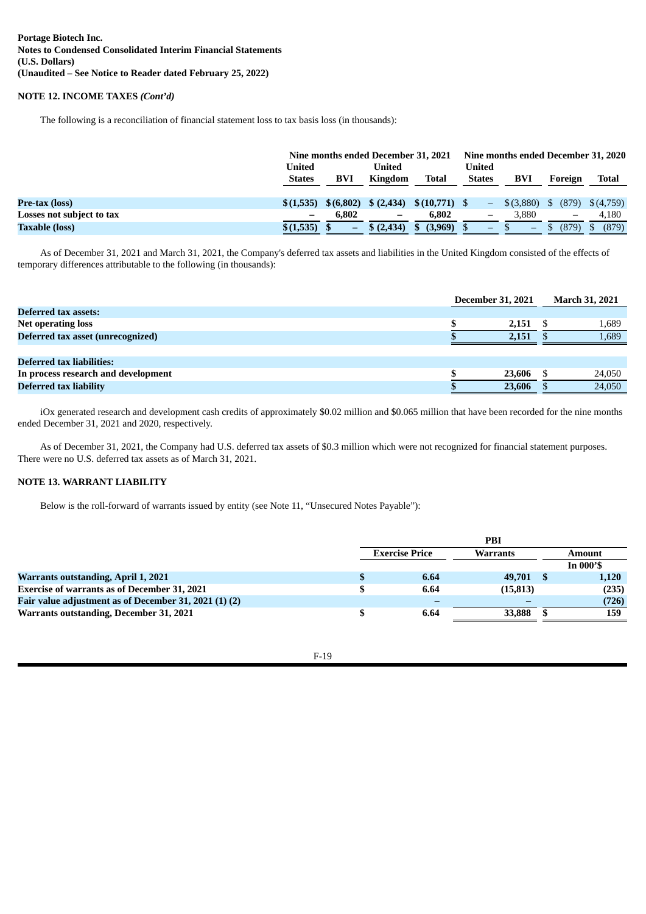**Portage Biotech Inc.**
**Notes to Condensed Consolidated Interim Financial Statements**
**(U.S. Dollars)**
**(Unaudited – See Notice to Reader dated February 25, 2022)**

**NOTE 12. INCOME TAXES *(Cont'd)***

The following is a reconciliation of financial statement loss to tax basis loss (in thousands):

| | Nine months ended December 31, 2021 | | | | Nine months ended December 31, 2020 | | | |
|---|---|---|---|---|---|---|---|---|
| | United States | BVI | United Kingdom | Total | United States | BVI | Foreign | Total |
| **Pre-tax (loss)** | $(1,535) | $(6,802) | $ (2,434) | $(10,771) | $ – | $(3,880) | $ (879) | $(4,759) |
| **Losses not subject to tax** | – | 6,802 | – | 6,802 | – | 3,880 | – | 4,180 |
| **Taxable (loss)** | $(1,535) | $ – | $ (2,434) | $ (3,969) | $ – | $ – | $ (879) | $ (879) |

As of December 31, 2021 and March 31, 2021, the Company's deferred tax assets and liabilities in the United Kingdom consisted of the effects of temporary differences attributable to the following (in thousands):

| | December 31, 2021 | March 31, 2021 |
|---|---|---|
| **Deferred tax assets:** | | |
| **Net operating loss** | $ 2,151 | $ 1,689 |
| **Deferred tax asset (unrecognized)** | $ 2,151 | $ 1,689 |
| | | |
| **Deferred tax liabilities:** | | |
| **In process research and development** | $ 23,606 | $ 24,050 |
| **Deferred tax liability** | $ 23,606 | $ 24,050 |

iOx generated research and development cash credits of approximately $0.02 million and $0.065 million that have been recorded for the nine months ended December 31, 2021 and 2020, respectively.

As of December 31, 2021, the Company had U.S. deferred tax assets of $0.3 million which were not recognized for financial statement purposes. There were no U.S. deferred tax assets as of March 31, 2021.

**NOTE 13. WARRANT LIABILITY**

Below is the roll-forward of warrants issued by entity (see Note 11, "Unsecured Notes Payable"):

| | PBI | | |
|---|---|---|---|
| | Exercise Price | Warrants | Amount In 000'$ |
| **Warrants outstanding, April 1, 2021** | $ 6.64 | 49,701 | $ 1,120 |
| **Exercise of warrants as of December 31, 2021** | $ 6.64 | (15,813) | (235) |
| **Fair value adjustment as of December 31, 2021 (1) (2)** | – | – | (726) |
| **Warrants outstanding, December 31, 2021** | $ 6.64 | 33,888 | $ 159 |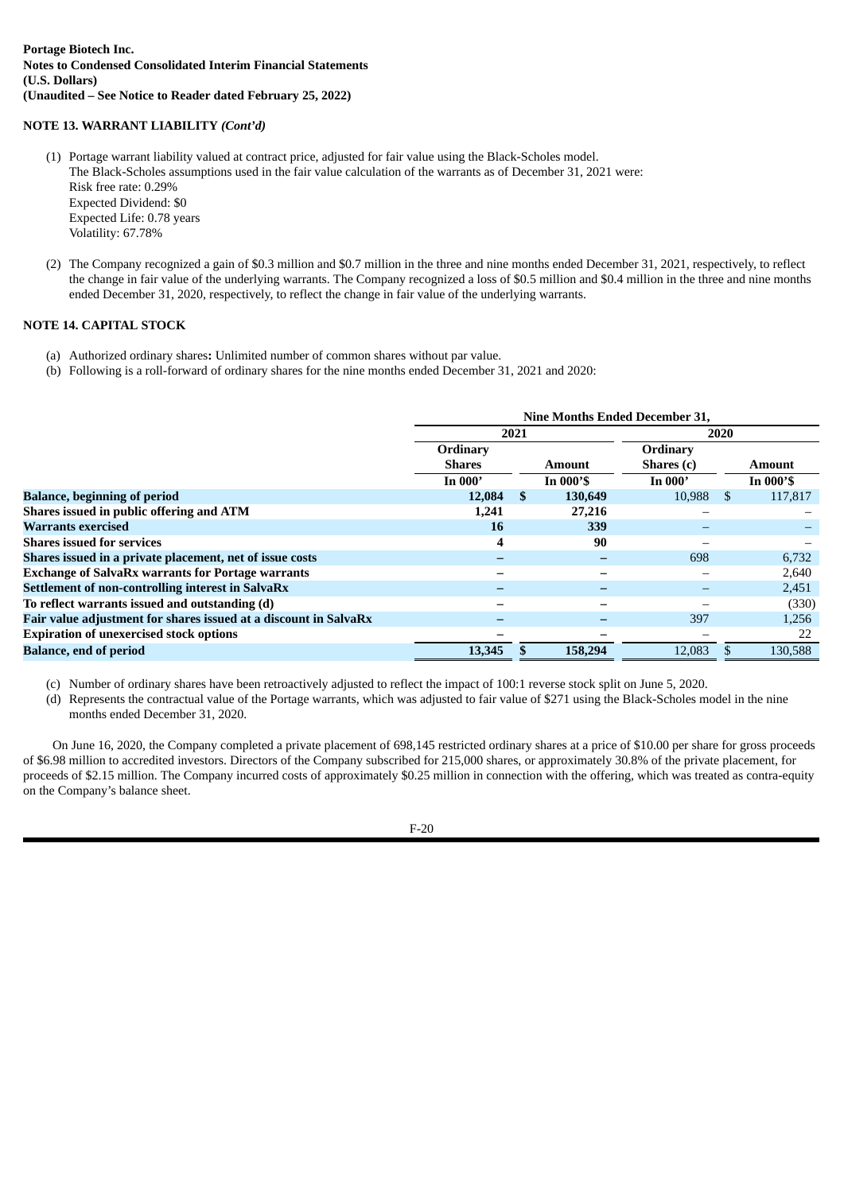**Portage Biotech Inc.**
**Notes to Condensed Consolidated Interim Financial Statements**
**(U.S. Dollars)**
**(Unaudited – See Notice to Reader dated February 25, 2022)**

**NOTE 13. WARRANT LIABILITY *(Cont'd)***

(1) Portage warrant liability valued at contract price, adjusted for fair value using the Black-Scholes model.
The Black-Scholes assumptions used in the fair value calculation of the warrants as of December 31, 2021 were:
Risk free rate: 0.29%
Expected Dividend: $0
Expected Life: 0.78 years
Volatility: 67.78%

(2) The Company recognized a gain of $0.3 million and $0.7 million in the three and nine months ended December 31, 2021, respectively, to reflect the change in fair value of the underlying warrants. The Company recognized a loss of $0.5 million and $0.4 million in the three and nine months ended December 31, 2020, respectively, to reflect the change in fair value of the underlying warrants.

**NOTE 14. CAPITAL STOCK**

(a) Authorized ordinary shares**:** Unlimited number of common shares without par value.
(b) Following is a roll-forward of ordinary shares for the nine months ended December 31, 2021 and 2020:

| | Nine Months Ended December 31, | | | |
|---|---|---|---|---|
| | 2021 | | 2020 | |
| | Ordinary Shares | Amount | Ordinary Shares (c) | Amount |
| | In 000' | In 000'$ | In 000' | In 000'$ |
| **Balance, beginning of period** | **12,084** | **$ 130,649** | 10,988 | $ 117,817 |
| **Shares issued in public offering and ATM** | **1,241** | **27,216** | – | – |
| **Warrants exercised** | **16** | **339** | – | – |
| **Shares issued for services** | **4** | **90** | – | – |
| **Shares issued in a private placement, net of issue costs** | **–** | **–** | 698 | 6,732 |
| **Exchange of SalvaRx warrants for Portage warrants** | **–** | **–** | – | 2,640 |
| **Settlement of non-controlling interest in SalvaRx** | **–** | **–** | – | 2,451 |
| **To reflect warrants issued and outstanding (d)** | **–** | **–** | – | (330) |
| **Fair value adjustment for shares issued at a discount in SalvaRx** | **–** | **–** | 397 | 1,256 |
| **Expiration of unexercised stock options** | **–** | **–** | – | 22 |
| **Balance, end of period** | **13,345** | **$ 158,294** | 12,083 | $ 130,588 |

(c) Number of ordinary shares have been retroactively adjusted to reflect the impact of 100:1 reverse stock split on June 5, 2020.
(d) Represents the contractual value of the Portage warrants, which was adjusted to fair value of $271 using the Black-Scholes model in the nine months ended December 31, 2020.

On June 16, 2020, the Company completed a private placement of 698,145 restricted ordinary shares at a price of $10.00 per share for gross proceeds of $6.98 million to accredited investors. Directors of the Company subscribed for 215,000 shares, or approximately 30.8% of the private placement, for proceeds of $2.15 million. The Company incurred costs of approximately $0.25 million in connection with the offering, which was treated as contra-equity on the Company's balance sheet.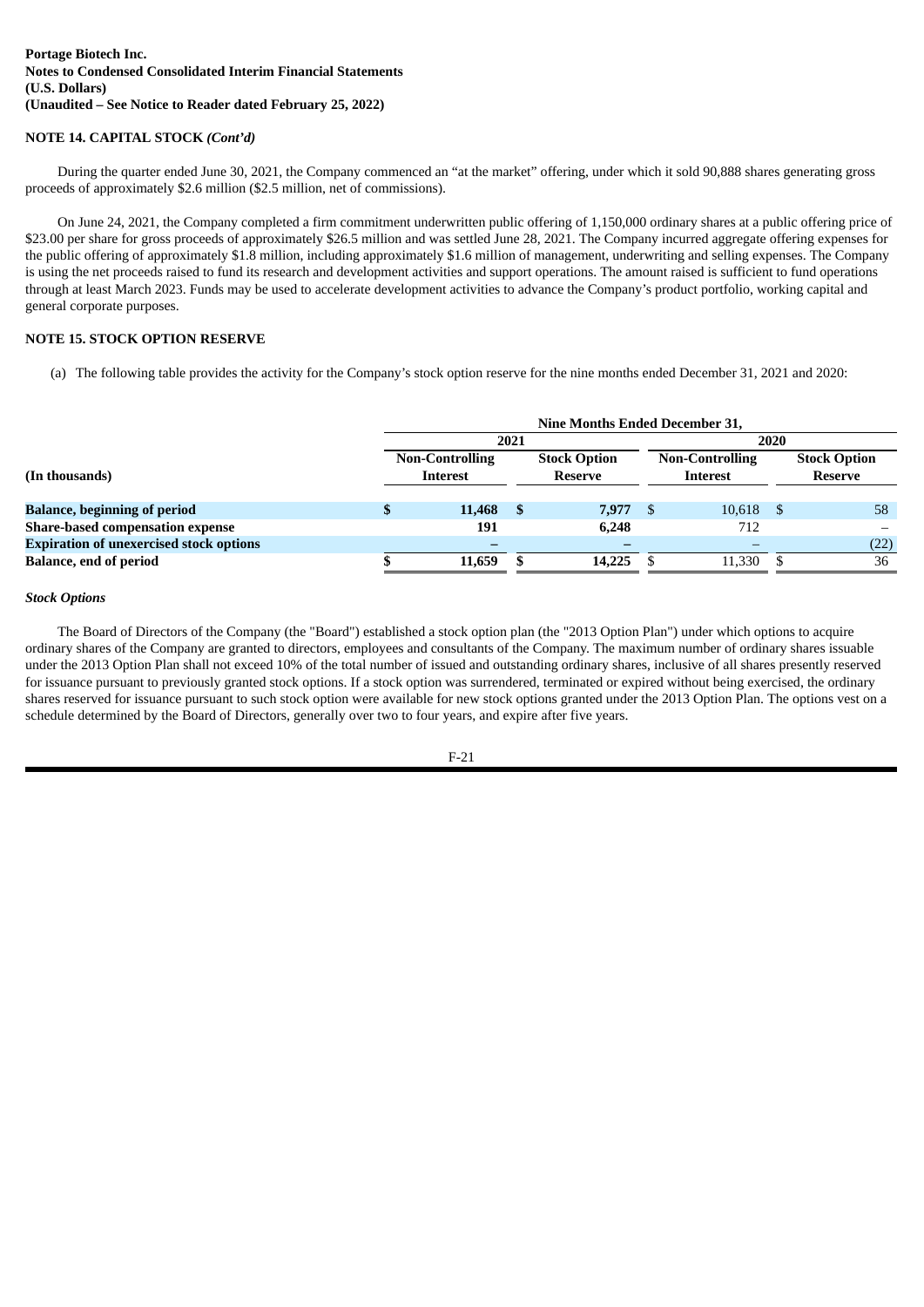**Portage Biotech Inc.**
**Notes to Condensed Consolidated Interim Financial Statements**
**(U.S. Dollars)**
**(Unaudited – See Notice to Reader dated February 25, 2022)**

**NOTE 14. CAPITAL STOCK *(Cont'd)***

During the quarter ended June 30, 2021, the Company commenced an "at the market" offering, under which it sold 90,888 shares generating gross proceeds of approximately $2.6 million ($2.5 million, net of commissions).

On June 24, 2021, the Company completed a firm commitment underwritten public offering of 1,150,000 ordinary shares at a public offering price of $23.00 per share for gross proceeds of approximately $26.5 million and was settled June 28, 2021. The Company incurred aggregate offering expenses for the public offering of approximately $1.8 million, including approximately $1.6 million of management, underwriting and selling expenses. The Company is using the net proceeds raised to fund its research and development activities and support operations. The amount raised is sufficient to fund operations through at least March 2023. Funds may be used to accelerate development activities to advance the Company's product portfolio, working capital and general corporate purposes.

**NOTE 15. STOCK OPTION RESERVE**

(a) The following table provides the activity for the Company's stock option reserve for the nine months ended December 31, 2021 and 2020:

| | Nine Months Ended December 31, | | | |
|---|---|---|---|---|
| | 2021 | | 2020 | |
| (In thousands) | Non-Controlling Interest | Stock Option Reserve | Non-Controlling Interest | Stock Option Reserve |
| **Balance, beginning of period** | **$ 11,468** | **$ 7,977** | $ 10,618 | $ 58 |
| **Share-based compensation expense** | **191** | **6,248** | 712 | – |
| **Expiration of unexercised stock options** | **–** | **–** | – | (22) |
| **Balance, end of period** | **$ 11,659** | **$ 14,225** | $ 11,330 | $ 36 |

***Stock Options***

The Board of Directors of the Company (the "Board") established a stock option plan (the "2013 Option Plan") under which options to acquire ordinary shares of the Company are granted to directors, employees and consultants of the Company. The maximum number of ordinary shares issuable under the 2013 Option Plan shall not exceed 10% of the total number of issued and outstanding ordinary shares, inclusive of all shares presently reserved for issuance pursuant to previously granted stock options. If a stock option was surrendered, terminated or expired without being exercised, the ordinary shares reserved for issuance pursuant to such stock option were available for new stock options granted under the 2013 Option Plan. The options vest on a schedule determined by the Board of Directors, generally over two to four years, and expire after five years.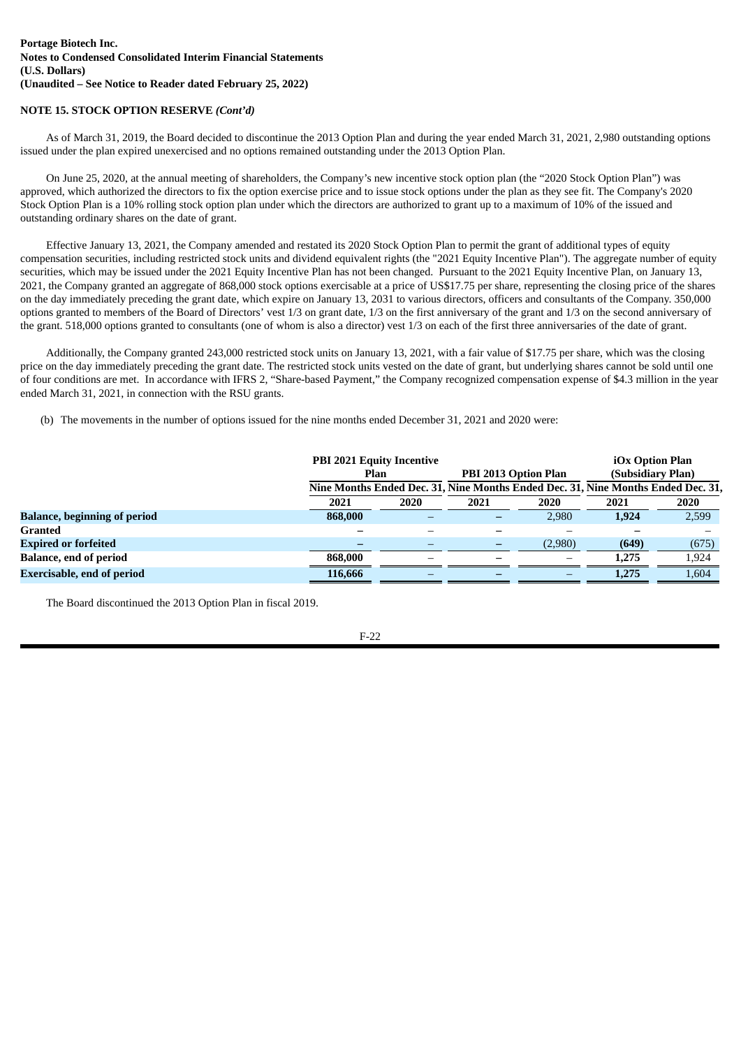Portage Biotech Inc.
Notes to Condensed Consolidated Interim Financial Statements
(U.S. Dollars)
(Unaudited – See Notice to Reader dated February 25, 2022)

**NOTE 15. STOCK OPTION RESERVE *(Cont'd)***

As of March 31, 2019, the Board decided to discontinue the 2013 Option Plan and during the year ended March 31, 2021, 2,980 outstanding options issued under the plan expired unexercised and no options remained outstanding under the 2013 Option Plan.

On June 25, 2020, at the annual meeting of shareholders, the Company's new incentive stock option plan (the "2020 Stock Option Plan") was approved, which authorized the directors to fix the option exercise price and to issue stock options under the plan as they see fit. The Company's 2020 Stock Option Plan is a 10% rolling stock option plan under which the directors are authorized to grant up to a maximum of 10% of the issued and outstanding ordinary shares on the date of grant.

Effective January 13, 2021, the Company amended and restated its 2020 Stock Option Plan to permit the grant of additional types of equity compensation securities, including restricted stock units and dividend equivalent rights (the "2021 Equity Incentive Plan"). The aggregate number of equity securities, which may be issued under the 2021 Equity Incentive Plan has not been changed. Pursuant to the 2021 Equity Incentive Plan, on January 13, 2021, the Company granted an aggregate of 868,000 stock options exercisable at a price of US$17.75 per share, representing the closing price of the shares on the day immediately preceding the grant date, which expire on January 13, 2031 to various directors, officers and consultants of the Company. 350,000 options granted to members of the Board of Directors' vest 1/3 on grant date, 1/3 on the first anniversary of the grant and 1/3 on the second anniversary of the grant. 518,000 options granted to consultants (one of whom is also a director) vest 1/3 on each of the first three anniversaries of the date of grant.

Additionally, the Company granted 243,000 restricted stock units on January 13, 2021, with a fair value of $17.75 per share, which was the closing price on the day immediately preceding the grant date. The restricted stock units vested on the date of grant, but underlying shares cannot be sold until one of four conditions are met. In accordance with IFRS 2, "Share-based Payment," the Company recognized compensation expense of $4.3 million in the year ended March 31, 2021, in connection with the RSU grants.

(b) The movements in the number of options issued for the nine months ended December 31, 2021 and 2020 were:

| | PBI 2021 Equity Incentive Plan | | PBI 2013 Option Plan | | iOx Option Plan (Subsidiary Plan) | |
|---|---|---|---|---|---|---|
| | Nine Months Ended Dec. 31, | | Nine Months Ended Dec. 31, | | Nine Months Ended Dec. 31, | |
| | 2021 | 2020 | 2021 | 2020 | 2021 | 2020 |
| **Balance, beginning of period** | **868,000** | – | **–** | 2,980 | **1,924** | 2,599 |
| **Granted** | **–** | – | **–** | – | **–** | – |
| **Expired or forfeited** | **–** | – | **–** | (2,980) | **(649)** | (675) |
| **Balance, end of period** | **868,000** | – | **–** | – | **1,275** | 1,924 |
| **Exercisable, end of period** | **116,666** | – | **–** | – | **1,275** | 1,604 |

The Board discontinued the 2013 Option Plan in fiscal 2019.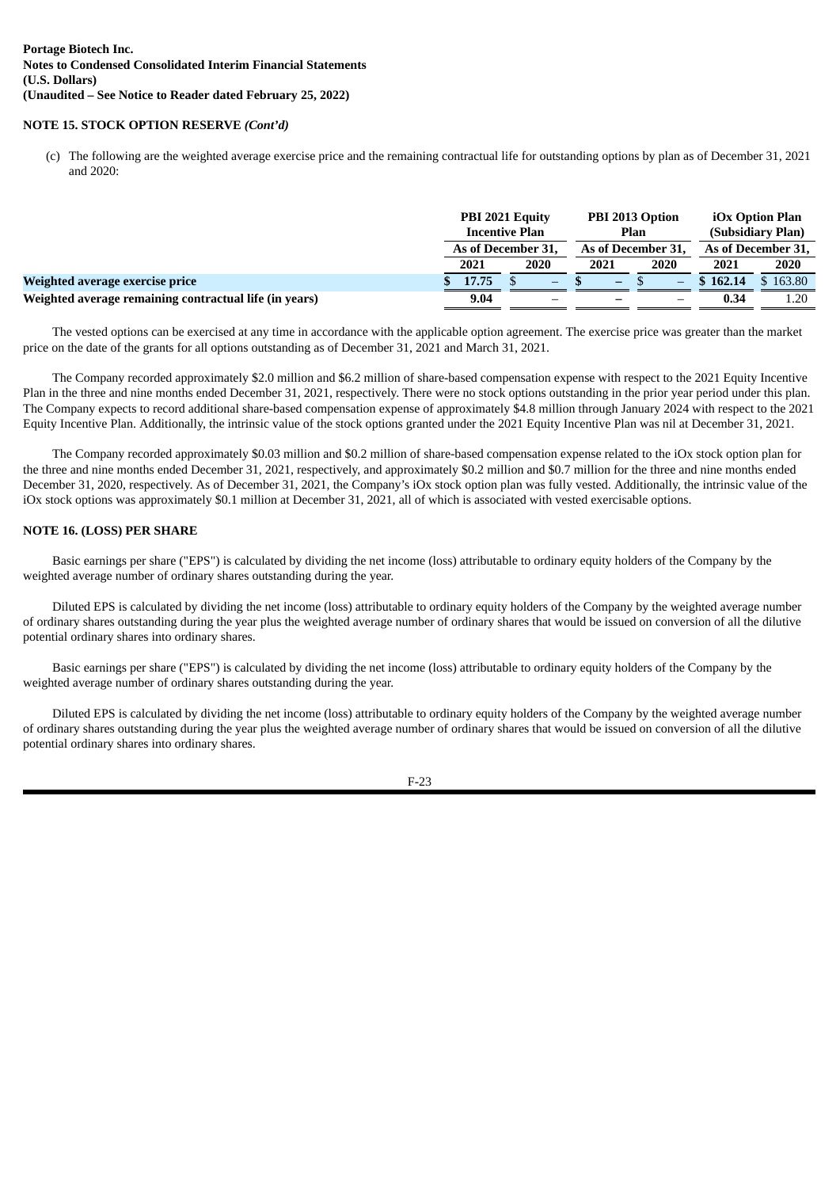**Portage Biotech Inc.**
**Notes to Condensed Consolidated Interim Financial Statements**
**(U.S. Dollars)**
**(Unaudited – See Notice to Reader dated February 25, 2022)**

**NOTE 15. STOCK OPTION RESERVE *(Cont'd)***

(c) The following are the weighted average exercise price and the remaining contractual life for outstanding options by plan as of December 31, 2021 and 2020:

| | PBI 2021 Equity Incentive Plan | | PBI 2013 Option Plan | | iOx Option Plan (Subsidiary Plan) | |
|---|---|---|---|---|---|---|
| | As of December 31, | | As of December 31, | | As of December 31, | |
| | **2021** | **2020** | **2021** | **2020** | **2021** | **2020** |
| **Weighted average exercise price** | **$ 17.75** | $ – | **$ –** | $ – | **$ 162.14** | $ 163.80 |
| **Weighted average remaining contractual life (in years)** | **9.04** | – | **–** | – | **0.34** | 1.20 |

The vested options can be exercised at any time in accordance with the applicable option agreement. The exercise price was greater than the market price on the date of the grants for all options outstanding as of December 31, 2021 and March 31, 2021.

The Company recorded approximately $2.0 million and $6.2 million of share-based compensation expense with respect to the 2021 Equity Incentive Plan in the three and nine months ended December 31, 2021, respectively. There were no stock options outstanding in the prior year period under this plan. The Company expects to record additional share-based compensation expense of approximately $4.8 million through January 2024 with respect to the 2021 Equity Incentive Plan. Additionally, the intrinsic value of the stock options granted under the 2021 Equity Incentive Plan was nil at December 31, 2021.

The Company recorded approximately $0.03 million and $0.2 million of share-based compensation expense related to the iOx stock option plan for the three and nine months ended December 31, 2021, respectively, and approximately $0.2 million and $0.7 million for the three and nine months ended December 31, 2020, respectively. As of December 31, 2021, the Company's iOx stock option plan was fully vested. Additionally, the intrinsic value of the iOx stock options was approximately $0.1 million at December 31, 2021, all of which is associated with vested exercisable options.

**NOTE 16. (LOSS) PER SHARE**

Basic earnings per share ("EPS") is calculated by dividing the net income (loss) attributable to ordinary equity holders of the Company by the weighted average number of ordinary shares outstanding during the year.

Diluted EPS is calculated by dividing the net income (loss) attributable to ordinary equity holders of the Company by the weighted average number of ordinary shares outstanding during the year plus the weighted average number of ordinary shares that would be issued on conversion of all the dilutive potential ordinary shares into ordinary shares.

Basic earnings per share ("EPS") is calculated by dividing the net income (loss) attributable to ordinary equity holders of the Company by the weighted average number of ordinary shares outstanding during the year.

Diluted EPS is calculated by dividing the net income (loss) attributable to ordinary equity holders of the Company by the weighted average number of ordinary shares outstanding during the year plus the weighted average number of ordinary shares that would be issued on conversion of all the dilutive potential ordinary shares into ordinary shares.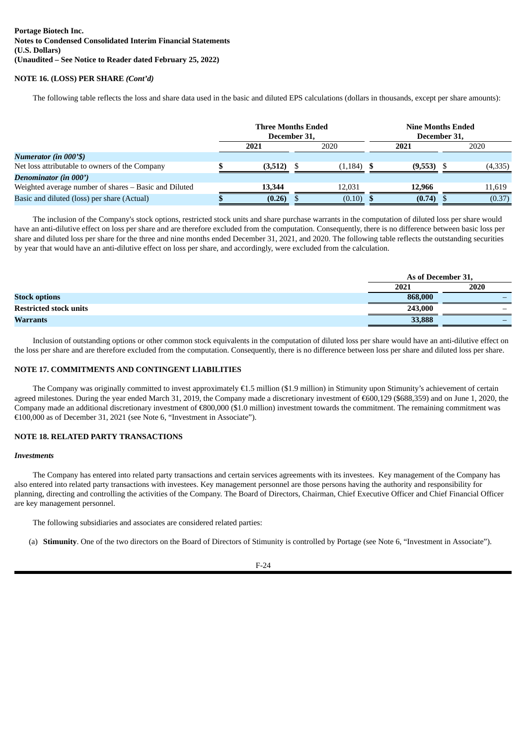**Portage Biotech Inc.**
**Notes to Condensed Consolidated Interim Financial Statements**
**(U.S. Dollars)**
**(Unaudited – See Notice to Reader dated February 25, 2022)**

**NOTE 16. (LOSS) PER SHARE *(Cont'd)***

The following table reflects the loss and share data used in the basic and diluted EPS calculations (dollars in thousands, except per share amounts):

| | Three Months Ended December 31, | | Nine Months Ended December 31, | |
|---|---|---|---|---|
| | **2021** | 2020 | **2021** | 2020 |
| ***Numerator (in 000'$)*** | | | | |
| Net loss attributable to owners of the Company | **$ (3,512)** | $ (1,184) | **$ (9,553)** | $ (4,335) |
| ***Denominator (in 000')*** | | | | |
| Weighted average number of shares – Basic and Diluted | **13,344** | 12,031 | **12,966** | 11,619 |
| Basic and diluted (loss) per share (Actual) | **$ (0.26)** | $ (0.10) | **$ (0.74)** | $ (0.37) |

The inclusion of the Company's stock options, restricted stock units and share purchase warrants in the computation of diluted loss per share would have an anti-dilutive effect on loss per share and are therefore excluded from the computation. Consequently, there is no difference between basic loss per share and diluted loss per share for the three and nine months ended December 31, 2021, and 2020. The following table reflects the outstanding securities by year that would have an anti-dilutive effect on loss per share, and accordingly, were excluded from the calculation.

| | As of December 31, | |
|---|---|---|
| | **2021** | **2020** |
| **Stock options** | **868,000** | – |
| **Restricted stock units** | **243,000** | – |
| **Warrants** | **33,888** | – |

Inclusion of outstanding options or other common stock equivalents in the computation of diluted loss per share would have an anti-dilutive effect on the loss per share and are therefore excluded from the computation. Consequently, there is no difference between loss per share and diluted loss per share.

**NOTE 17. COMMITMENTS AND CONTINGENT LIABILITIES**

The Company was originally committed to invest approximately €1.5 million ($1.9 million) in Stimunity upon Stimunity's achievement of certain agreed milestones. During the year ended March 31, 2019, the Company made a discretionary investment of €600,129 ($688,359) and on June 1, 2020, the Company made an additional discretionary investment of €800,000 ($1.0 million) investment towards the commitment. The remaining commitment was €100,000 as of December 31, 2021 (see Note 6, "Investment in Associate").

**NOTE 18. RELATED PARTY TRANSACTIONS**

***Investments***

The Company has entered into related party transactions and certain services agreements with its investees. Key management of the Company has also entered into related party transactions with investees. Key management personnel are those persons having the authority and responsibility for planning, directing and controlling the activities of the Company. The Board of Directors, Chairman, Chief Executive Officer and Chief Financial Officer are key management personnel.

The following subsidiaries and associates are considered related parties:

(a) **Stimunity**. One of the two directors on the Board of Directors of Stimunity is controlled by Portage (see Note 6, "Investment in Associate").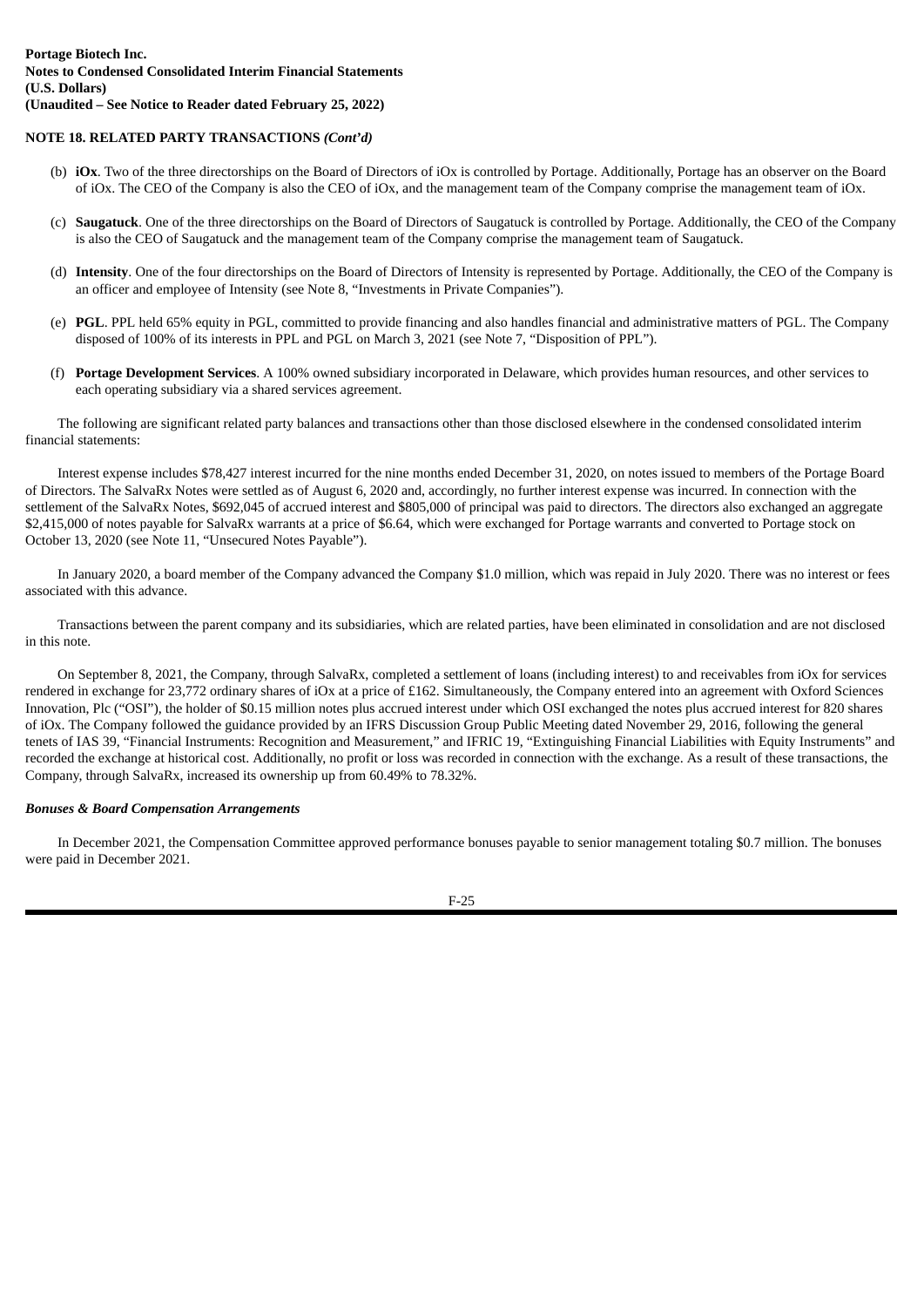**NOTE 18. RELATED PARTY TRANSACTIONS** ***(Cont'd)***

(b) **iOx**. Two of the three directorships on the Board of Directors of iOx is controlled by Portage. Additionally, Portage has an observer on the Board of iOx. The CEO of the Company is also the CEO of iOx, and the management team of the Company comprise the management team of iOx.

(c) **Saugatuck**. One of the three directorships on the Board of Directors of Saugatuck is controlled by Portage. Additionally, the CEO of the Company is also the CEO of Saugatuck and the management team of the Company comprise the management team of Saugatuck.

(d) **Intensity**. One of the four directorships on the Board of Directors of Intensity is represented by Portage. Additionally, the CEO of the Company is an officer and employee of Intensity (see Note 8, "Investments in Private Companies").

(e) **PGL**. PPL held 65% equity in PGL, committed to provide financing and also handles financial and administrative matters of PGL. The Company disposed of 100% of its interests in PPL and PGL on March 3, 2021 (see Note 7, "Disposition of PPL").

(f) **Portage Development Services**. A 100% owned subsidiary incorporated in Delaware, which provides human resources, and other services to each operating subsidiary via a shared services agreement.

The following are significant related party balances and transactions other than those disclosed elsewhere in the condensed consolidated interim financial statements:

Interest expense includes $78,427 interest incurred for the nine months ended December 31, 2020, on notes issued to members of the Portage Board of Directors. The SalvaRx Notes were settled as of August 6, 2020 and, accordingly, no further interest expense was incurred. In connection with the settlement of the SalvaRx Notes, $692,045 of accrued interest and $805,000 of principal was paid to directors. The directors also exchanged an aggregate $2,415,000 of notes payable for SalvaRx warrants at a price of $6.64, which were exchanged for Portage warrants and converted to Portage stock on October 13, 2020 (see Note 11, "Unsecured Notes Payable").

In January 2020, a board member of the Company advanced the Company $1.0 million, which was repaid in July 2020. There was no interest or fees associated with this advance.

Transactions between the parent company and its subsidiaries, which are related parties, have been eliminated in consolidation and are not disclosed in this note.

On September 8, 2021, the Company, through SalvaRx, completed a settlement of loans (including interest) to and receivables from iOx for services rendered in exchange for 23,772 ordinary shares of iOx at a price of £162. Simultaneously, the Company entered into an agreement with Oxford Sciences Innovation, Plc ("OSI"), the holder of $0.15 million notes plus accrued interest under which OSI exchanged the notes plus accrued interest for 820 shares of iOx. The Company followed the guidance provided by an IFRS Discussion Group Public Meeting dated November 29, 2016, following the general tenets of IAS 39, "Financial Instruments: Recognition and Measurement," and IFRIC 19, "Extinguishing Financial Liabilities with Equity Instruments" and recorded the exchange at historical cost. Additionally, no profit or loss was recorded in connection with the exchange. As a result of these transactions, the Company, through SalvaRx, increased its ownership up from 60.49% to 78.32%.

***Bonuses & Board Compensation Arrangements***

In December 2021, the Compensation Committee approved performance bonuses payable to senior management totaling $0.7 million. The bonuses were paid in December 2021.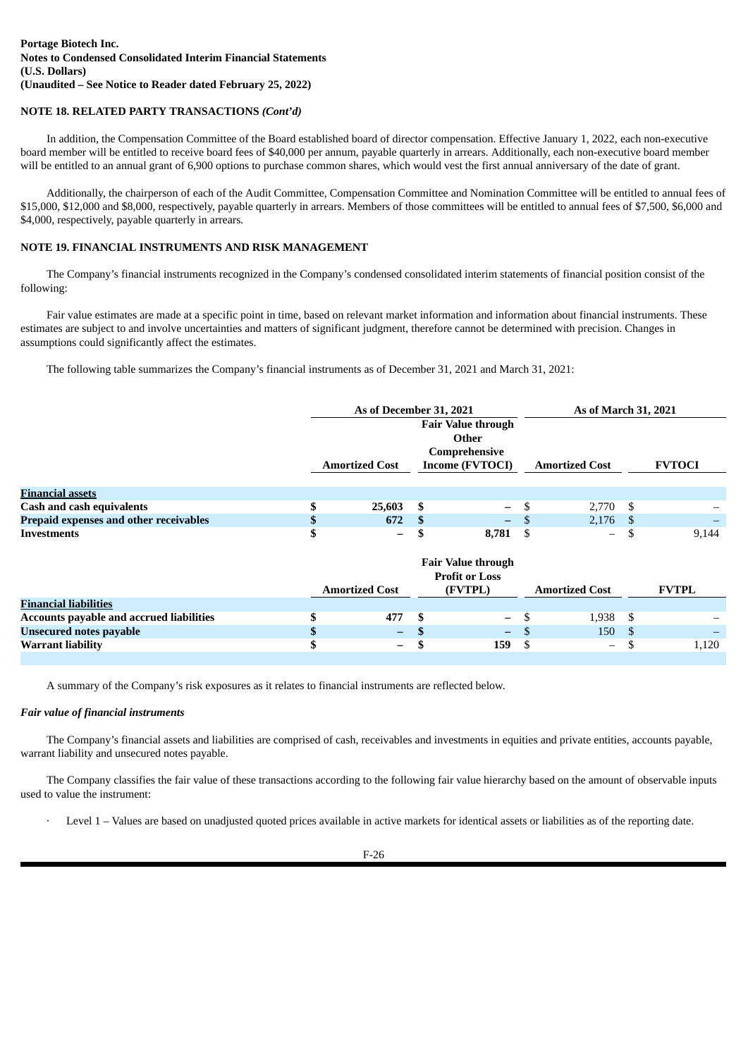**Portage Biotech Inc.**
**Notes to Condensed Consolidated Interim Financial Statements**
**(U.S. Dollars)**
**(Unaudited – See Notice to Reader dated February 25, 2022)**

**NOTE 18. RELATED PARTY TRANSACTIONS** ***(Cont'd)***

In addition, the Compensation Committee of the Board established board of director compensation. Effective January 1, 2022, each non-executive board member will be entitled to receive board fees of $40,000 per annum, payable quarterly in arrears. Additionally, each non-executive board member will be entitled to an annual grant of 6,900 options to purchase common shares, which would vest the first annual anniversary of the date of grant.

Additionally, the chairperson of each of the Audit Committee, Compensation Committee and Nomination Committee will be entitled to annual fees of $15,000, $12,000 and $8,000, respectively, payable quarterly in arrears. Members of those committees will be entitled to annual fees of $7,500, $6,000 and $4,000, respectively, payable quarterly in arrears.

**NOTE 19. FINANCIAL INSTRUMENTS AND RISK MANAGEMENT**

The Company's financial instruments recognized in the Company's condensed consolidated interim statements of financial position consist of the following:

Fair value estimates are made at a specific point in time, based on relevant market information and information about financial instruments. These estimates are subject to and involve uncertainties and matters of significant judgment, therefore cannot be determined with precision. Changes in assumptions could significantly affect the estimates.

The following table summarizes the Company's financial instruments as of December 31, 2021 and March 31, 2021:

| | As of December 31, 2021 | | As of March 31, 2021 | |
|---|---|---|---|---|
| | Amortized Cost | Fair Value through Other Comprehensive Income (FVTOCI) | Amortized Cost | FVTOCI |
| **Financial assets** | | | | |
| **Cash and cash equivalents** | $ 25,603 | $ – | $ 2,770 | $ – |
| **Prepaid expenses and other receivables** | $ 672 | $ – | $ 2,176 | $ – |
| **Investments** | $ – | $ 8,781 | $ – | $ 9,144 |
| | **Amortized Cost** | **Fair Value through Profit or Loss (FVTPL)** | **Amortized Cost** | **FVTPL** |
| **Financial liabilities** | | | | |
| **Accounts payable and accrued liabilities** | $ 477 | $ – | $ 1,938 | $ – |
| **Unsecured notes payable** | $ – | $ – | $ 150 | $ – |
| **Warrant liability** | $ – | $ 159 | $ – | $ 1,120 |

A summary of the Company's risk exposures as it relates to financial instruments are reflected below.

***Fair value of financial instruments***

The Company's financial assets and liabilities are comprised of cash, receivables and investments in equities and private entities, accounts payable, warrant liability and unsecured notes payable.

The Company classifies the fair value of these transactions according to the following fair value hierarchy based on the amount of observable inputs used to value the instrument:

- Level 1 – Values are based on unadjusted quoted prices available in active markets for identical assets or liabilities as of the reporting date.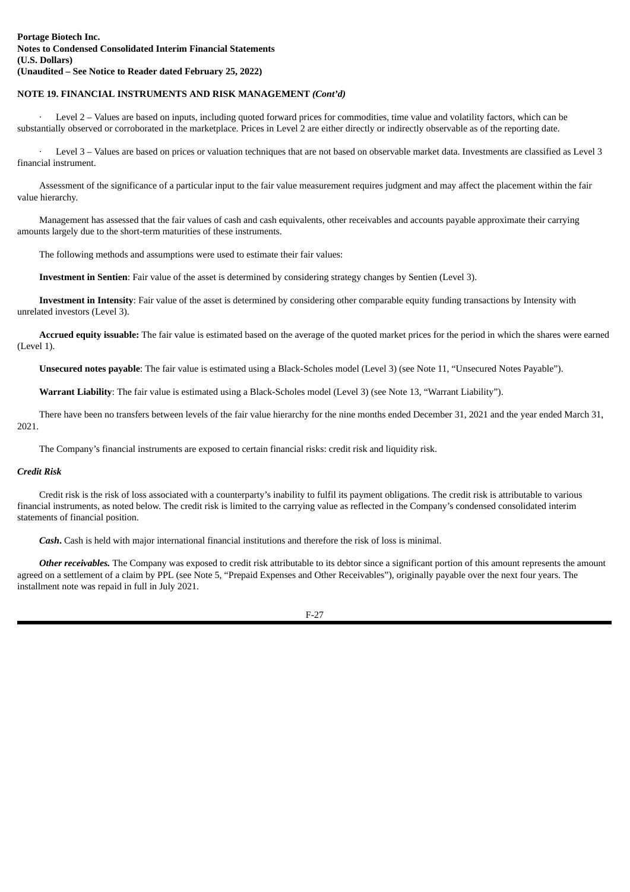**NOTE 19. FINANCIAL INSTRUMENTS AND RISK MANAGEMENT *(Cont'd)***

- Level 2 – Values are based on inputs, including quoted forward prices for commodities, time value and volatility factors, which can be substantially observed or corroborated in the marketplace. Prices in Level 2 are either directly or indirectly observable as of the reporting date.

- Level 3 – Values are based on prices or valuation techniques that are not based on observable market data. Investments are classified as Level 3 financial instrument.

Assessment of the significance of a particular input to the fair value measurement requires judgment and may affect the placement within the fair value hierarchy.

Management has assessed that the fair values of cash and cash equivalents, other receivables and accounts payable approximate their carrying amounts largely due to the short-term maturities of these instruments.

The following methods and assumptions were used to estimate their fair values:

**Investment in Sentien**: Fair value of the asset is determined by considering strategy changes by Sentien (Level 3).

**Investment in Intensity**: Fair value of the asset is determined by considering other comparable equity funding transactions by Intensity with unrelated investors (Level 3).

**Accrued equity issuable:** The fair value is estimated based on the average of the quoted market prices for the period in which the shares were earned (Level 1).

**Unsecured notes payable**: The fair value is estimated using a Black-Scholes model (Level 3) (see Note 11, "Unsecured Notes Payable").

**Warrant Liability**: The fair value is estimated using a Black-Scholes model (Level 3) (see Note 13, "Warrant Liability").

There have been no transfers between levels of the fair value hierarchy for the nine months ended December 31, 2021 and the year ended March 31, 2021.

The Company's financial instruments are exposed to certain financial risks: credit risk and liquidity risk.

***Credit Risk***

Credit risk is the risk of loss associated with a counterparty's inability to fulfil its payment obligations. The credit risk is attributable to various financial instruments, as noted below. The credit risk is limited to the carrying value as reflected in the Company's condensed consolidated interim statements of financial position.

***Cash***. Cash is held with major international financial institutions and therefore the risk of loss is minimal.

***Other receivables.*** The Company was exposed to credit risk attributable to its debtor since a significant portion of this amount represents the amount agreed on a settlement of a claim by PPL (see Note 5, "Prepaid Expenses and Other Receivables"), originally payable over the next four years. The installment note was repaid in full in July 2021.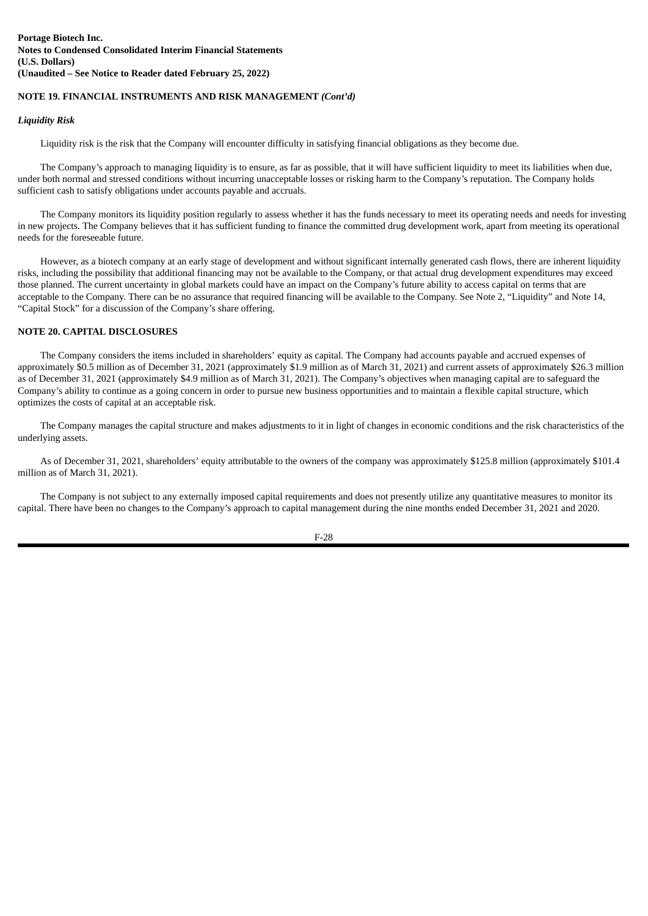## NOTE 19. FINANCIAL INSTRUMENTS AND RISK MANAGEMENT *(Cont'd)*

### *Liquidity Risk*

Liquidity risk is the risk that the Company will encounter difficulty in satisfying financial obligations as they become due.

The Company's approach to managing liquidity is to ensure, as far as possible, that it will have sufficient liquidity to meet its liabilities when due, under both normal and stressed conditions without incurring unacceptable losses or risking harm to the Company's reputation. The Company holds sufficient cash to satisfy obligations under accounts payable and accruals.

The Company monitors its liquidity position regularly to assess whether it has the funds necessary to meet its operating needs and needs for investing in new projects. The Company believes that it has sufficient funding to finance the committed drug development work, apart from meeting its operational needs for the foreseeable future.

However, as a biotech company at an early stage of development and without significant internally generated cash flows, there are inherent liquidity risks, including the possibility that additional financing may not be available to the Company, or that actual drug development expenditures may exceed those planned. The current uncertainty in global markets could have an impact on the Company's future ability to access capital on terms that are acceptable to the Company. There can be no assurance that required financing will be available to the Company. See Note 2, "Liquidity" and Note 14, "Capital Stock" for a discussion of the Company's share offering.

## NOTE 20. CAPITAL DISCLOSURES

The Company considers the items included in shareholders' equity as capital. The Company had accounts payable and accrued expenses of approximately $0.5 million as of December 31, 2021 (approximately $1.9 million as of March 31, 2021) and current assets of approximately $26.3 million as of December 31, 2021 (approximately $4.9 million as of March 31, 2021). The Company's objectives when managing capital are to safeguard the Company's ability to continue as a going concern in order to pursue new business opportunities and to maintain a flexible capital structure, which optimizes the costs of capital at an acceptable risk.

The Company manages the capital structure and makes adjustments to it in light of changes in economic conditions and the risk characteristics of the underlying assets.

As of December 31, 2021, shareholders' equity attributable to the owners of the company was approximately $125.8 million (approximately $101.4 million as of March 31, 2021).

The Company is not subject to any externally imposed capital requirements and does not presently utilize any quantitative measures to monitor its capital. There have been no changes to the Company's approach to capital management during the nine months ended December 31, 2021 and 2020.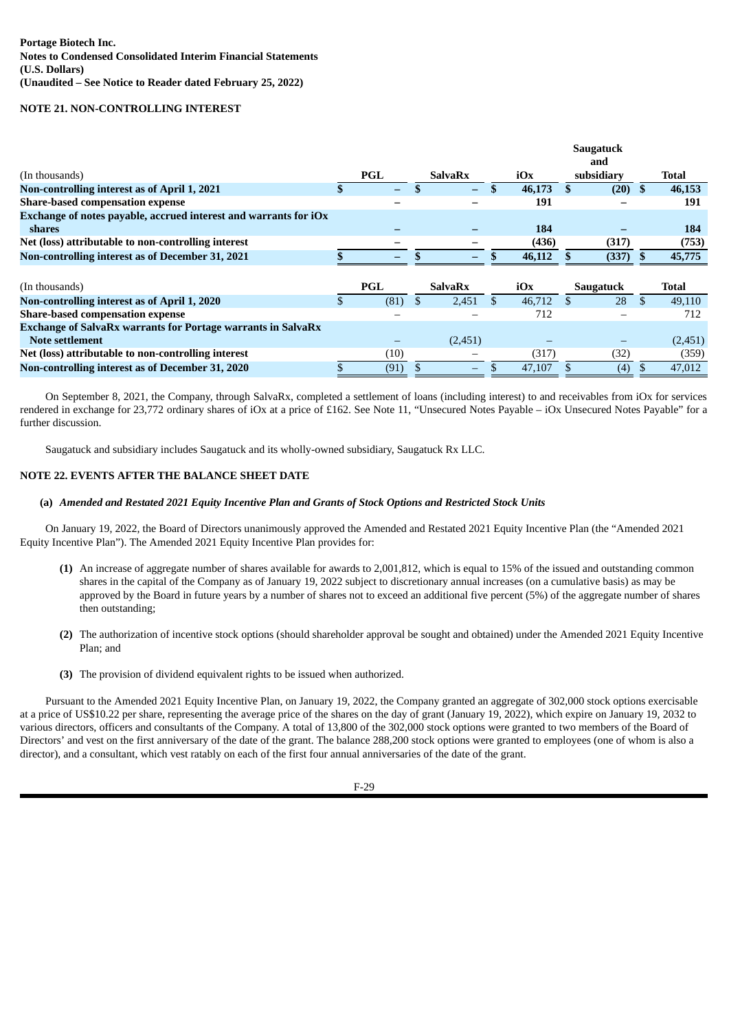Portage Biotech Inc.
Notes to Condensed Consolidated Interim Financial Statements
(U.S. Dollars)
(Unaudited – See Notice to Reader dated February 25, 2022)

## NOTE 21. NON-CONTROLLING INTEREST

| (In thousands) | PGL | SalvaRx | iOx | Saugatuck and subsidiary | Total |
|---|---|---|---|---|---|
| **Non-controlling interest as of April 1, 2021** | **$ –** | **$ –** | **$ 46,173** | **$ (20)** | **$ 46,153** |
| **Share-based compensation expense** | **–** | **–** | **191** | **–** | **191** |
| **Exchange of notes payable, accrued interest and warrants for iOx shares** | **–** | **–** | **184** | **–** | **184** |
| **Net (loss) attributable to non-controlling interest** | **–** | **–** | **(436)** | **(317)** | **(753)** |
| **Non-controlling interest as of December 31, 2021** | **$ –** | **$ –** | **$ 46,112** | **$ (337)** | **$ 45,775** |

| (In thousands) | PGL | SalvaRx | iOx | Saugatuck | Total |
|---|---|---|---|---|---|
| **Non-controlling interest as of April 1, 2020** | $ (81) | $ 2,451 | $ 46,712 | $ 28 | $ 49,110 |
| **Share-based compensation expense** | – | – | 712 | – | 712 |
| **Exchange of SalvaRx warrants for Portage warrants in SalvaRx Note settlement** | – | (2,451) | – | – | (2,451) |
| **Net (loss) attributable to non-controlling interest** | (10) | – | (317) | (32) | (359) |
| **Non-controlling interest as of December 31, 2020** | $ (91) | $ – | $ 47,107 | $ (4) | $ 47,012 |

On September 8, 2021, the Company, through SalvaRx, completed a settlement of loans (including interest) to and receivables from iOx for services rendered in exchange for 23,772 ordinary shares of iOx at a price of £162. See Note 11, "Unsecured Notes Payable – iOx Unsecured Notes Payable" for a further discussion.

Saugatuck and subsidiary includes Saugatuck and its wholly-owned subsidiary, Saugatuck Rx LLC.

## NOTE 22. EVENTS AFTER THE BALANCE SHEET DATE

### (a) *Amended and Restated 2021 Equity Incentive Plan and Grants of Stock Options and Restricted Stock Units*

On January 19, 2022, the Board of Directors unanimously approved the Amended and Restated 2021 Equity Incentive Plan (the "Amended 2021 Equity Incentive Plan"). The Amended 2021 Equity Incentive Plan provides for:

**(1)** An increase of aggregate number of shares available for awards to 2,001,812, which is equal to 15% of the issued and outstanding common shares in the capital of the Company as of January 19, 2022 subject to discretionary annual increases (on a cumulative basis) as may be approved by the Board in future years by a number of shares not to exceed an additional five percent (5%) of the aggregate number of shares then outstanding;

**(2)** The authorization of incentive stock options (should shareholder approval be sought and obtained) under the Amended 2021 Equity Incentive Plan; and

**(3)** The provision of dividend equivalent rights to be issued when authorized.

Pursuant to the Amended 2021 Equity Incentive Plan, on January 19, 2022, the Company granted an aggregate of 302,000 stock options exercisable at a price of US$10.22 per share, representing the average price of the shares on the day of grant (January 19, 2022), which expire on January 19, 2032 to various directors, officers and consultants of the Company. A total of 13,800 of the 302,000 stock options were granted to two members of the Board of Directors' and vest on the first anniversary of the date of the grant. The balance 288,200 stock options were granted to employees (one of whom is also a director), and a consultant, which vest ratably on each of the first four annual anniversaries of the date of the grant.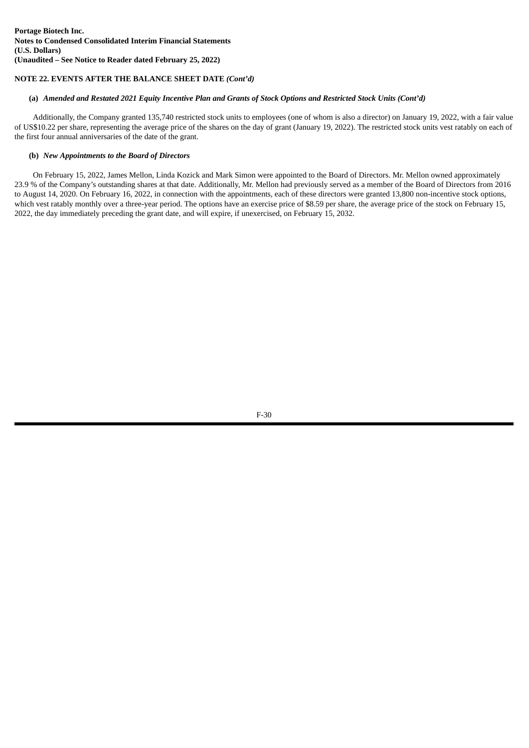**Portage Biotech Inc.**
**Notes to Condensed Consolidated Interim Financial Statements**
**(U.S. Dollars)**
**(Unaudited – See Notice to Reader dated February 25, 2022)**

**NOTE 22. EVENTS AFTER THE BALANCE SHEET DATE** ***(Cont'd)***

**(a)** ***Amended and Restated 2021 Equity Incentive Plan and Grants of Stock Options and Restricted Stock Units (Cont'd)***

Additionally, the Company granted 135,740 restricted stock units to employees (one of whom is also a director) on January 19, 2022, with a fair value of US$10.22 per share, representing the average price of the shares on the day of grant (January 19, 2022). The restricted stock units vest ratably on each of the first four annual anniversaries of the date of the grant.

**(b)** ***New Appointments to the Board of Directors***

On February 15, 2022, James Mellon, Linda Kozick and Mark Simon were appointed to the Board of Directors. Mr. Mellon owned approximately 23.9 % of the Company's outstanding shares at that date. Additionally, Mr. Mellon had previously served as a member of the Board of Directors from 2016 to August 14, 2020. On February 16, 2022, in connection with the appointments, each of these directors were granted 13,800 non-incentive stock options, which vest ratably monthly over a three-year period. The options have an exercise price of $8.59 per share, the average price of the stock on February 15, 2022, the day immediately preceding the grant date, and will expire, if unexercised, on February 15, 2032.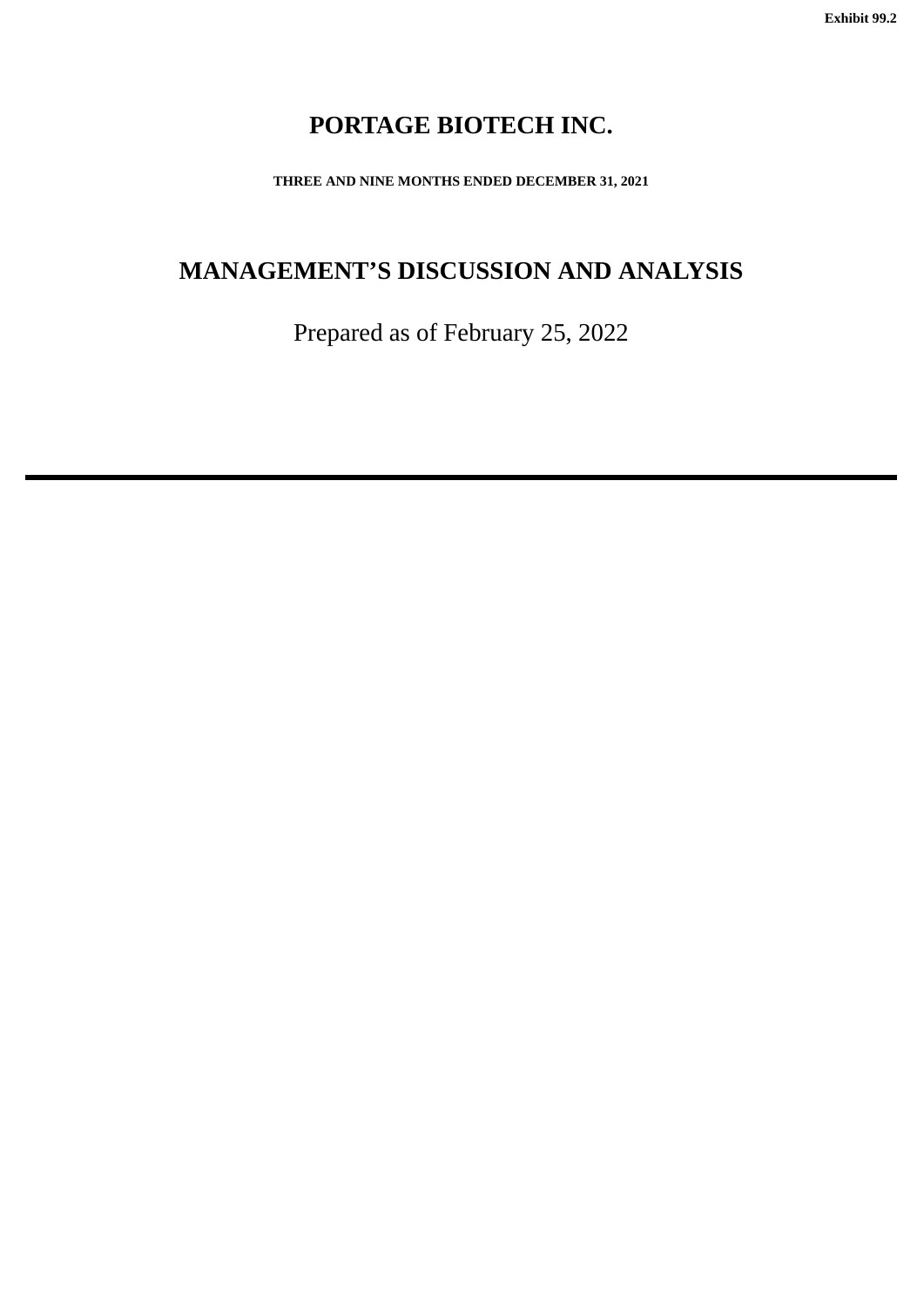Exhibit 99.2

# PORTAGE BIOTECH INC.

**THREE AND NINE MONTHS ENDED DECEMBER 31, 2021**

# MANAGEMENT'S DISCUSSION AND ANALYSIS

Prepared as of February 25, 2022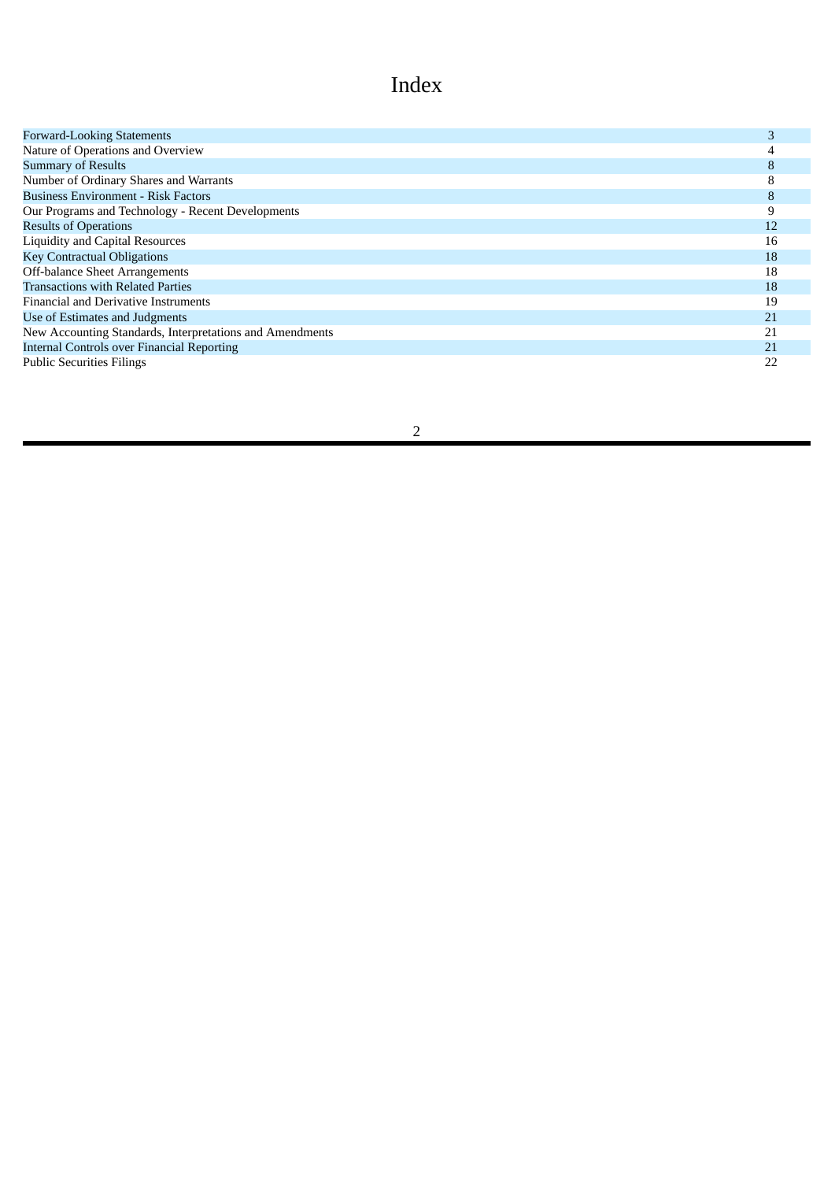# Index

| | |
|---|---|
| Forward-Looking Statements | 3 |
| Nature of Operations and Overview | 4 |
| Summary of Results | 8 |
| Number of Ordinary Shares and Warrants | 8 |
| Business Environment - Risk Factors | 8 |
| Our Programs and Technology - Recent Developments | 9 |
| Results of Operations | 12 |
| Liquidity and Capital Resources | 16 |
| Key Contractual Obligations | 18 |
| Off-balance Sheet Arrangements | 18 |
| Transactions with Related Parties | 18 |
| Financial and Derivative Instruments | 19 |
| Use of Estimates and Judgments | 21 |
| New Accounting Standards, Interpretations and Amendments | 21 |
| Internal Controls over Financial Reporting | 21 |
| Public Securities Filings | 22 |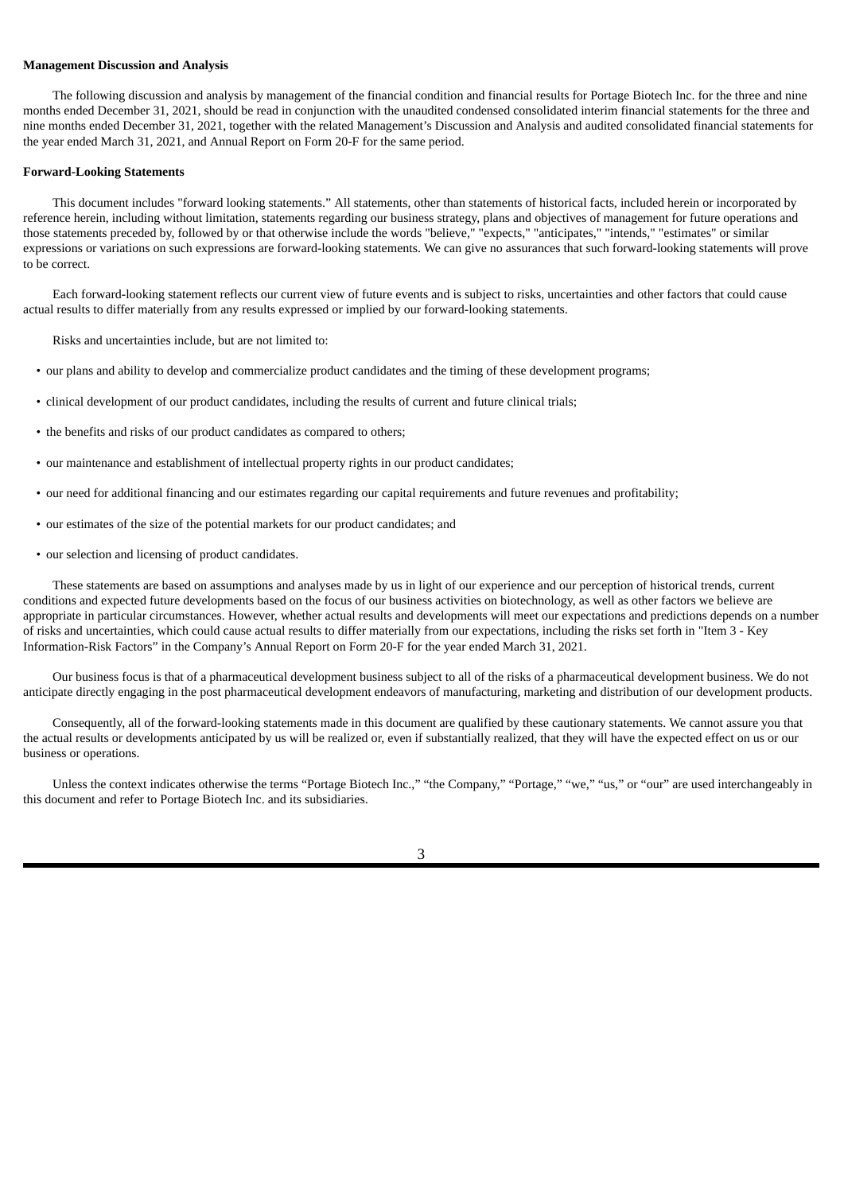**Management Discussion and Analysis**

The following discussion and analysis by management of the financial condition and financial results for Portage Biotech Inc. for the three and nine months ended December 31, 2021, should be read in conjunction with the unaudited condensed consolidated interim financial statements for the three and nine months ended December 31, 2021, together with the related Management's Discussion and Analysis and audited consolidated financial statements for the year ended March 31, 2021, and Annual Report on Form 20-F for the same period.

**Forward-Looking Statements**

This document includes "forward looking statements." All statements, other than statements of historical facts, included herein or incorporated by reference herein, including without limitation, statements regarding our business strategy, plans and objectives of management for future operations and those statements preceded by, followed by or that otherwise include the words "believe," "expects," "anticipates," "intends," "estimates" or similar expressions or variations on such expressions are forward-looking statements. We can give no assurances that such forward-looking statements will prove to be correct.

Each forward-looking statement reflects our current view of future events and is subject to risks, uncertainties and other factors that could cause actual results to differ materially from any results expressed or implied by our forward-looking statements.

Risks and uncertainties include, but are not limited to:

- our plans and ability to develop and commercialize product candidates and the timing of these development programs;
- clinical development of our product candidates, including the results of current and future clinical trials;
- the benefits and risks of our product candidates as compared to others;
- our maintenance and establishment of intellectual property rights in our product candidates;
- our need for additional financing and our estimates regarding our capital requirements and future revenues and profitability;
- our estimates of the size of the potential markets for our product candidates; and
- our selection and licensing of product candidates.

These statements are based on assumptions and analyses made by us in light of our experience and our perception of historical trends, current conditions and expected future developments based on the focus of our business activities on biotechnology, as well as other factors we believe are appropriate in particular circumstances. However, whether actual results and developments will meet our expectations and predictions depends on a number of risks and uncertainties, which could cause actual results to differ materially from our expectations, including the risks set forth in "Item 3 - Key Information-Risk Factors" in the Company's Annual Report on Form 20-F for the year ended March 31, 2021.

Our business focus is that of a pharmaceutical development business subject to all of the risks of a pharmaceutical development business. We do not anticipate directly engaging in the post pharmaceutical development endeavors of manufacturing, marketing and distribution of our development products.

Consequently, all of the forward-looking statements made in this document are qualified by these cautionary statements. We cannot assure you that the actual results or developments anticipated by us will be realized or, even if substantially realized, that they will have the expected effect on us or our business or operations.

Unless the context indicates otherwise the terms "Portage Biotech Inc.," "the Company," "Portage," "we," "us," or "our" are used interchangeably in this document and refer to Portage Biotech Inc. and its subsidiaries.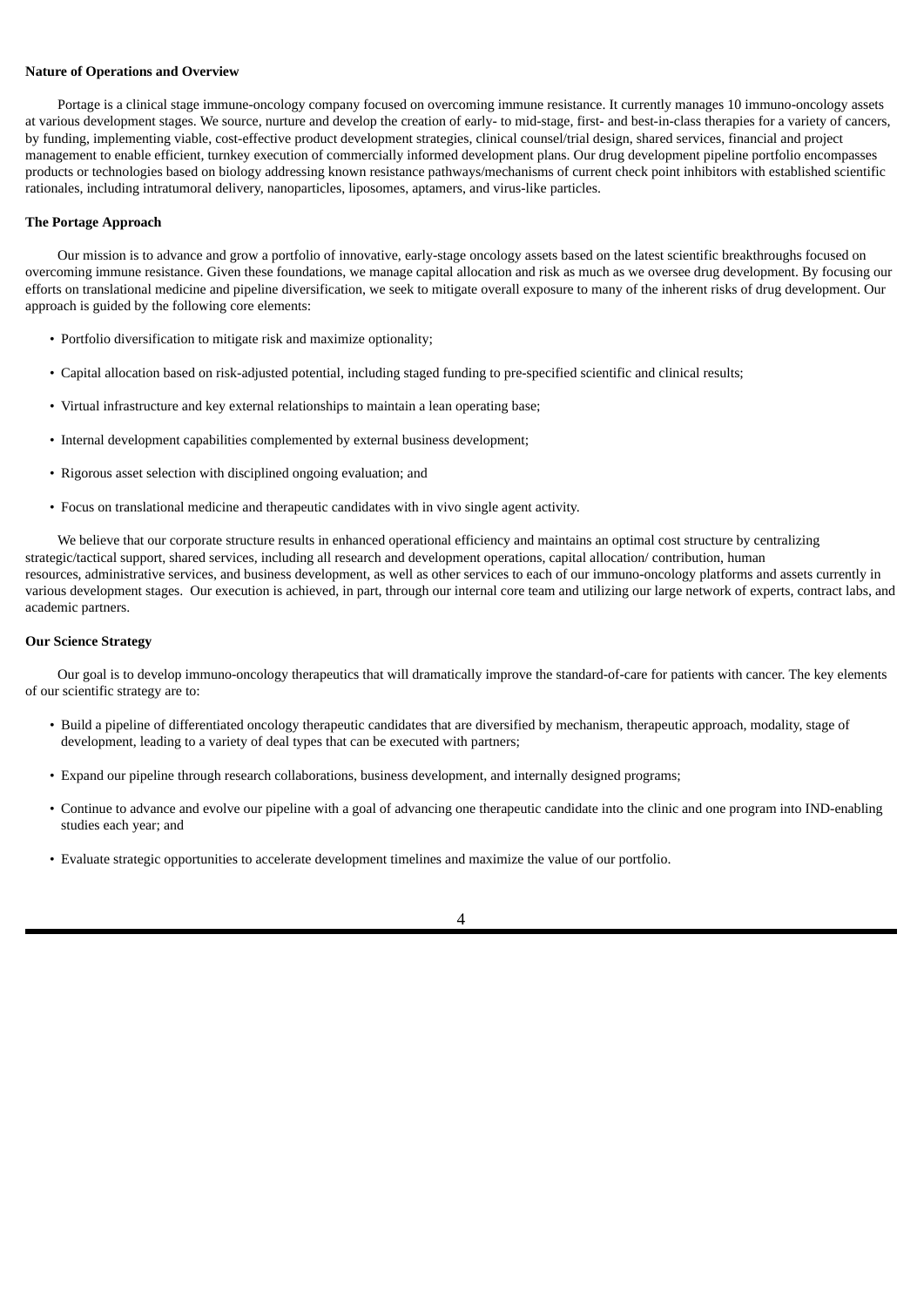**Nature of Operations and Overview**

Portage is a clinical stage immune-oncology company focused on overcoming immune resistance. It currently manages 10 immuno-oncology assets at various development stages. We source, nurture and develop the creation of early- to mid-stage, first- and best-in-class therapies for a variety of cancers, by funding, implementing viable, cost-effective product development strategies, clinical counsel/trial design, shared services, financial and project management to enable efficient, turnkey execution of commercially informed development plans. Our drug development pipeline portfolio encompasses products or technologies based on biology addressing known resistance pathways/mechanisms of current check point inhibitors with established scientific rationales, including intratumoral delivery, nanoparticles, liposomes, aptamers, and virus-like particles.

**The Portage Approach**

Our mission is to advance and grow a portfolio of innovative, early-stage oncology assets based on the latest scientific breakthroughs focused on overcoming immune resistance. Given these foundations, we manage capital allocation and risk as much as we oversee drug development. By focusing our efforts on translational medicine and pipeline diversification, we seek to mitigate overall exposure to many of the inherent risks of drug development. Our approach is guided by the following core elements:

- Portfolio diversification to mitigate risk and maximize optionality;
- Capital allocation based on risk-adjusted potential, including staged funding to pre-specified scientific and clinical results;
- Virtual infrastructure and key external relationships to maintain a lean operating base;
- Internal development capabilities complemented by external business development;
- Rigorous asset selection with disciplined ongoing evaluation; and
- Focus on translational medicine and therapeutic candidates with in vivo single agent activity.

We believe that our corporate structure results in enhanced operational efficiency and maintains an optimal cost structure by centralizing strategic/tactical support, shared services, including all research and development operations, capital allocation/ contribution, human resources, administrative services, and business development, as well as other services to each of our immuno-oncology platforms and assets currently in various development stages. Our execution is achieved, in part, through our internal core team and utilizing our large network of experts, contract labs, and academic partners.

**Our Science Strategy**

Our goal is to develop immuno-oncology therapeutics that will dramatically improve the standard-of-care for patients with cancer. The key elements of our scientific strategy are to:

- Build a pipeline of differentiated oncology therapeutic candidates that are diversified by mechanism, therapeutic approach, modality, stage of development, leading to a variety of deal types that can be executed with partners;
- Expand our pipeline through research collaborations, business development, and internally designed programs;
- Continue to advance and evolve our pipeline with a goal of advancing one therapeutic candidate into the clinic and one program into IND-enabling studies each year; and
- Evaluate strategic opportunities to accelerate development timelines and maximize the value of our portfolio.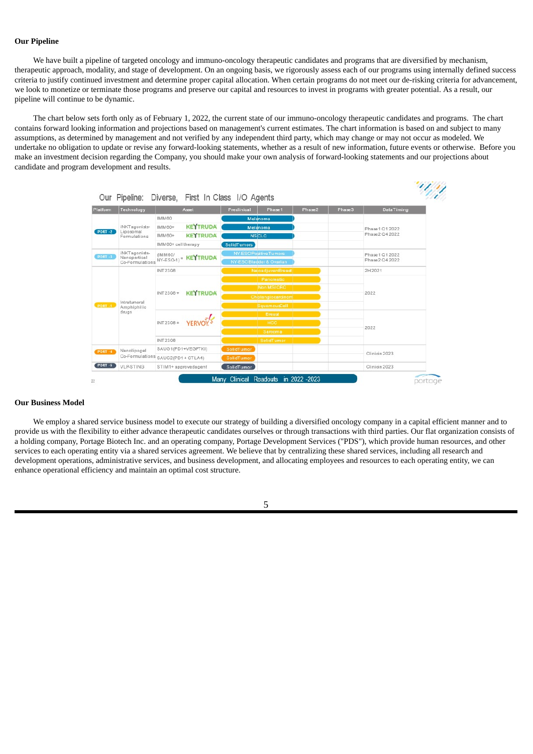**Our Pipeline**

We have built a pipeline of targeted oncology and immuno-oncology therapeutic candidates and programs that are diversified by mechanism, therapeutic approach, modality, and stage of development. On an ongoing basis, we rigorously assess each of our programs using internally defined success criteria to justify continued investment and determine proper capital allocation. When certain programs do not meet our de-risking criteria for advancement, we look to monetize or terminate those programs and preserve our capital and resources to invest in programs with greater potential. As a result, our pipeline will continue to be dynamic.

The chart below sets forth only as of February 1, 2022, the current state of our immuno-oncology therapeutic candidates and programs. The chart contains forward looking information and projections based on management's current estimates. The chart information is based on and subject to many assumptions, as determined by management and not verified by any independent third party, which may change or may not occur as modeled. We undertake no obligation to update or revise any forward-looking statements, whether as a result of new information, future events or otherwise. Before you make an investment decision regarding the Company, you should make your own analysis of forward-looking statements and our projections about candidate and program development and results.

Our Pipeline: Diverse, First In Class I/O Agents

| Platform | Technology | Asset | Indication | Data Timing |
|---|---|---|---|---|
| PORT-2 | iNKT agonists-Liposomal Formulations | IMM60 | Melanoma | Phase 1 Q1 2022 Phase 2 Q4 2022 |
| | | IMM60+ KEYTRUDA | Melanoma | |
| | | IMM60+ KEYTRUDA | NSCLC | |
| | | IMM60+ cell therapy | Solid Tumors | |
| PORT-3 | iNKT agonists-Nanoparticle Co-Formulations | (IMM60/NY-ESO-1) + KEYTRUDA | NY-ESO Positive Tumors | Phase 1 Q1 2022 Phase 2 Q4 2022 |
| | | | NY-ESO Bladder & Ovarian | |
| PORT-1 | Intratumoral Amphiphilic drugs | INT230-6 | Neoadjuvant Breast | 2H 2021 |
| | | INT230-6 + KEYTRUDA | Pancreatic | 2022 |
| | | | Non MSI CRC | |
| | | | Cholangiocarcinoma | |
| | | | Squamous Cell | |
| | | INT230-6 + YERVOY | Breast | 2022 |
| | | | HCC | |
| | | | Sarcoma | |
| | | INT230-6 | Solid Tumor | |
| PORT-4 | Nanolipogel Co-Formulations | SAUG1 (PD1+VEGF TKI) | Solid Tumor | Clinic in 2023 |
| | | SAUG2 (PD1 + CTLA4) | Solid Tumor | |
| PORT-5 | VLP-STING | STIM1+ approved agent | Solid Tumor | Clinic in 2023 |

Many Clinical Readouts in 2022 -2023

**Our Business Model**

We employ a shared service business model to execute our strategy of building a diversified oncology company in a capital efficient manner and to provide us with the flexibility to either advance therapeutic candidates ourselves or through transactions with third parties. Our flat organization consists of a holding company, Portage Biotech Inc. and an operating company, Portage Development Services ("PDS"), which provide human resources, and other services to each operating entity via a shared services agreement. We believe that by centralizing these shared services, including all research and development operations, administrative services, and business development, and allocating employees and resources to each operating entity, we can enhance operational efficiency and maintain an optimal cost structure.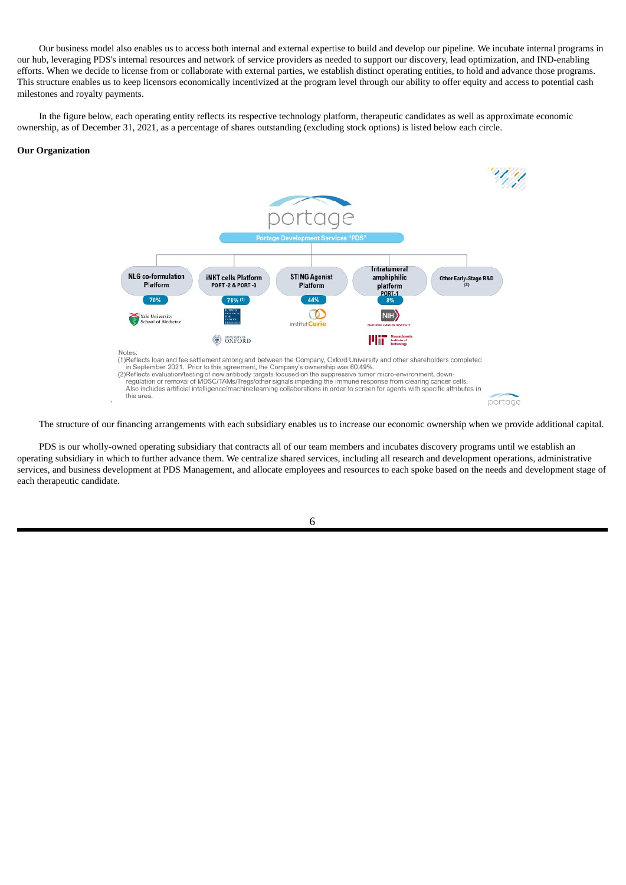Our business model also enables us to access both internal and external expertise to build and develop our pipeline. We incubate internal programs in our hub, leveraging PDS's internal resources and network of service providers as needed to support our discovery, lead optimization, and IND-enabling efforts. When we decide to license from or collaborate with external parties, we establish distinct operating entities, to hold and advance those programs. This structure enables us to keep licensors economically incentivized at the program level through our ability to offer equity and access to potential cash milestones and royalty payments.

In the figure below, each operating entity reflects its respective technology platform, therapeutic candidates as well as approximate economic ownership, as of December 31, 2021, as a percentage of shares outstanding (excluding stock options) is listed below each circle.

**Our Organization**

portage

Portage Development Services "PDS"

| NLG co-formulation Platform | iNKT cells Platform PORT-2 & PORT-3 | STING Agonist Platform | Intratumoral amphiphilic platform PORT-1 | Other Early-Stage R&D (2) |
|---|---|---|---|---|
| 70% | 78% (1) | 44% | 8% | |
| Yale University School of Medicine | Ludwig Institute for Cancer Research; University of Oxford | institut Curie | NIH National Cancer Institute; Massachusetts Institute of Technology | |

Notes:

(1) Reflects loan and fee settlement among and between the Company, Oxford University and other shareholders completed in September 2021. Prior to this agreement, the Company's ownership was 60.49%.

(2) Reflects evaluation/testing of new antibody targets focused on the suppressive tumor micro-environment, down-regulation or removal of MDSC/TAMs/Tregs/other signals impeding the immune response from clearing cancer cells. Also includes artificial intelligence/machine learning collaborations in order to screen for agents with specific attributes in this area.

The structure of our financing arrangements with each subsidiary enables us to increase our economic ownership when we provide additional capital.

PDS is our wholly-owned operating subsidiary that contracts all of our team members and incubates discovery programs until we establish an operating subsidiary in which to further advance them. We centralize shared services, including all research and development operations, administrative services, and business development at PDS Management, and allocate employees and resources to each spoke based on the needs and development stage of each therapeutic candidate.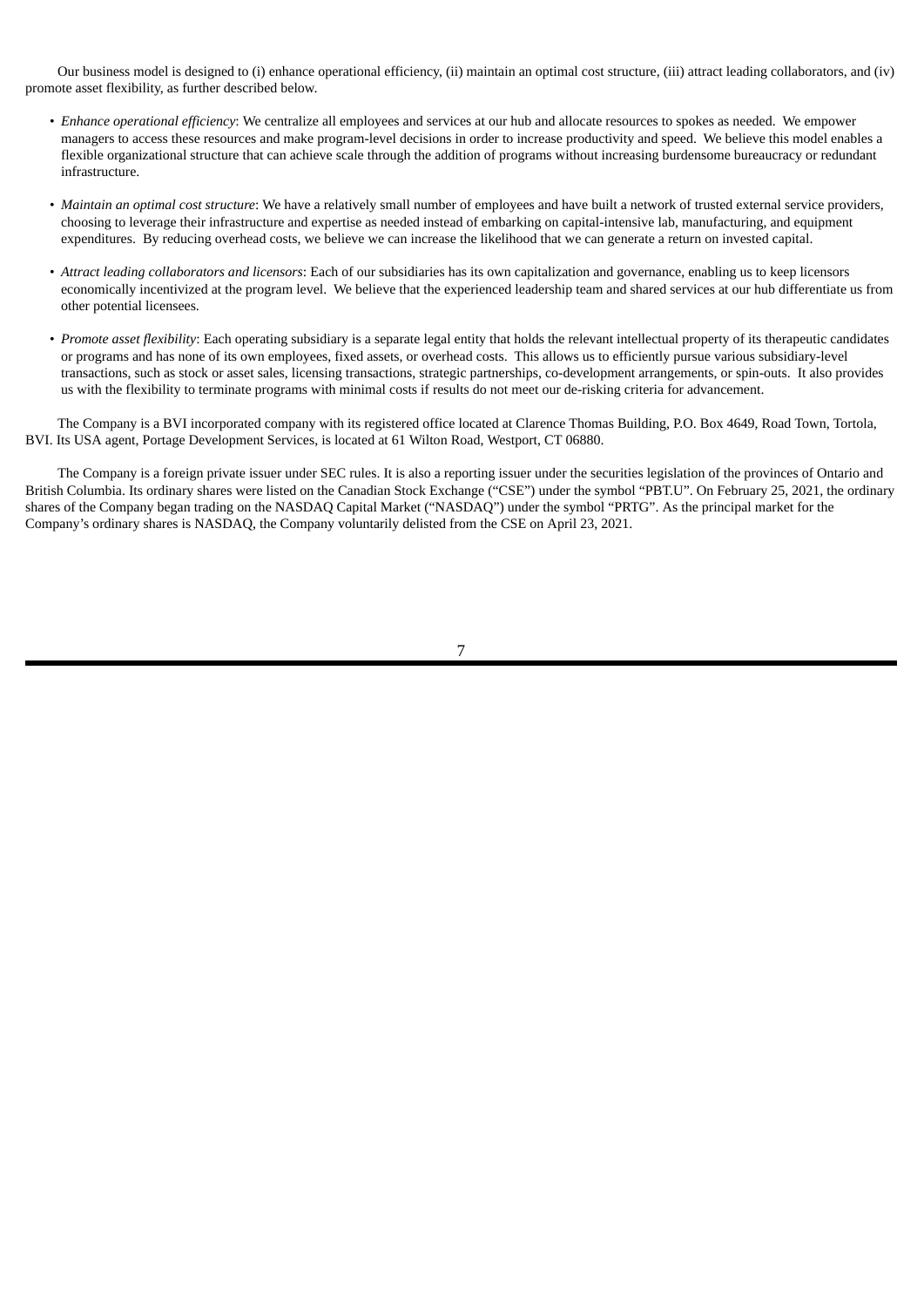Our business model is designed to (i) enhance operational efficiency, (ii) maintain an optimal cost structure, (iii) attract leading collaborators, and (iv) promote asset flexibility, as further described below.

- *Enhance operational efficiency*: We centralize all employees and services at our hub and allocate resources to spokes as needed. We empower managers to access these resources and make program-level decisions in order to increase productivity and speed. We believe this model enables a flexible organizational structure that can achieve scale through the addition of programs without increasing burdensome bureaucracy or redundant infrastructure.

- *Maintain an optimal cost structure*: We have a relatively small number of employees and have built a network of trusted external service providers, choosing to leverage their infrastructure and expertise as needed instead of embarking on capital-intensive lab, manufacturing, and equipment expenditures. By reducing overhead costs, we believe we can increase the likelihood that we can generate a return on invested capital.

- *Attract leading collaborators and licensors*: Each of our subsidiaries has its own capitalization and governance, enabling us to keep licensors economically incentivized at the program level. We believe that the experienced leadership team and shared services at our hub differentiate us from other potential licensees.

- *Promote asset flexibility*: Each operating subsidiary is a separate legal entity that holds the relevant intellectual property of its therapeutic candidates or programs and has none of its own employees, fixed assets, or overhead costs. This allows us to efficiently pursue various subsidiary-level transactions, such as stock or asset sales, licensing transactions, strategic partnerships, co-development arrangements, or spin-outs. It also provides us with the flexibility to terminate programs with minimal costs if results do not meet our de-risking criteria for advancement.

The Company is a BVI incorporated company with its registered office located at Clarence Thomas Building, P.O. Box 4649, Road Town, Tortola, BVI. Its USA agent, Portage Development Services, is located at 61 Wilton Road, Westport, CT 06880.

The Company is a foreign private issuer under SEC rules. It is also a reporting issuer under the securities legislation of the provinces of Ontario and British Columbia. Its ordinary shares were listed on the Canadian Stock Exchange ("CSE") under the symbol "PBT.U". On February 25, 2021, the ordinary shares of the Company began trading on the NASDAQ Capital Market ("NASDAQ") under the symbol "PRTG". As the principal market for the Company's ordinary shares is NASDAQ, the Company voluntarily delisted from the CSE on April 23, 2021.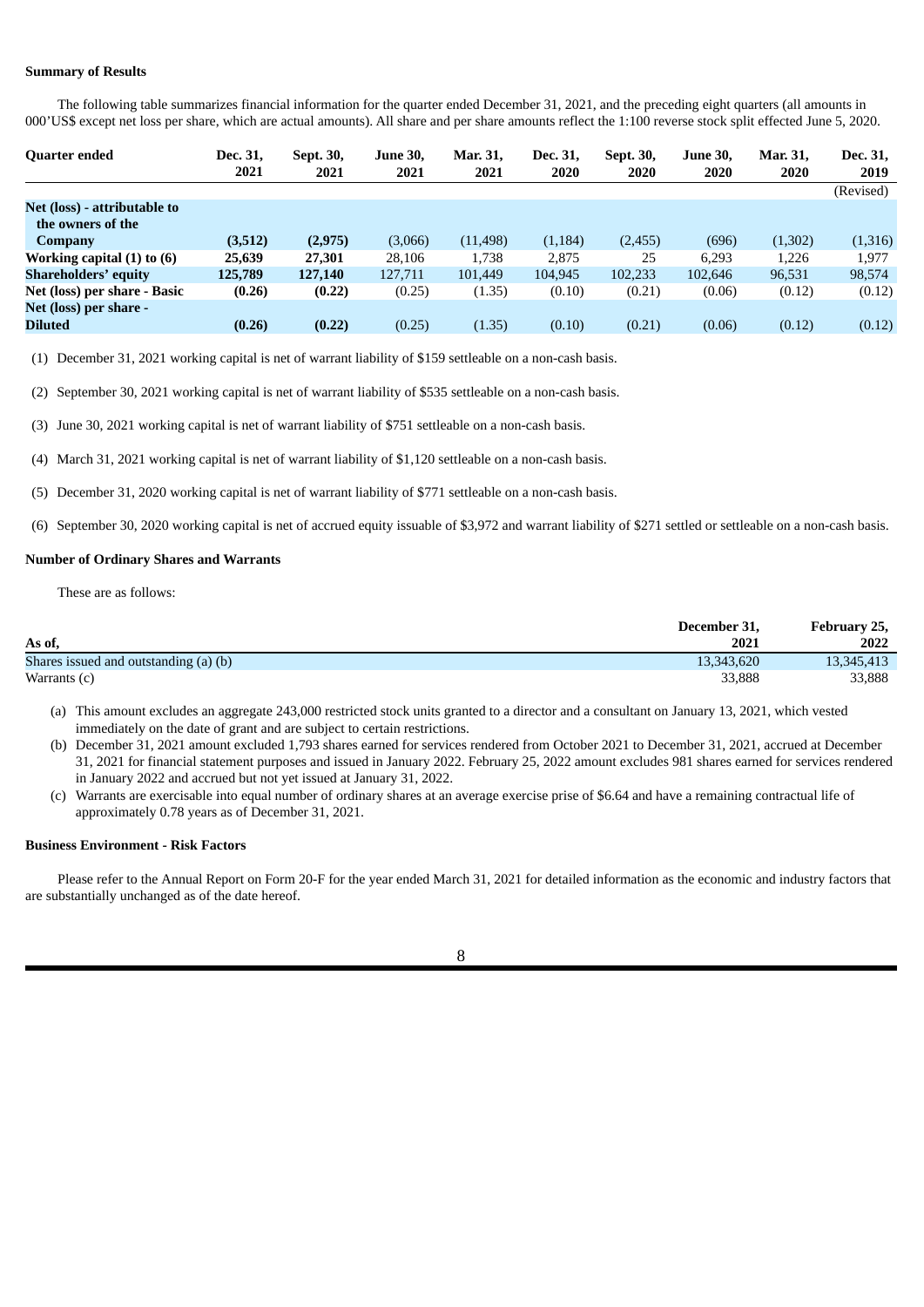**Summary of Results**

The following table summarizes financial information for the quarter ended December 31, 2021, and the preceding eight quarters (all amounts in 000'US$ except net loss per share, which are actual amounts). All share and per share amounts reflect the 1:100 reverse stock split effected June 5, 2020.

| Quarter ended | Dec. 31, 2021 | Sept. 30, 2021 | June 30, 2021 | Mar. 31, 2021 | Dec. 31, 2020 | Sept. 30, 2020 | June 30, 2020 | Mar. 31, 2020 | Dec. 31, 2019 |
|---|---|---|---|---|---|---|---|---|---|
| | | | | | | | | | (Revised) |
| **Net (loss) - attributable to the owners of the Company** | **(3,512)** | **(2,975)** | (3,066) | (11,498) | (1,184) | (2,455) | (696) | (1,302) | (1,316) |
| **Working capital (1) to (6)** | **25,639** | **27,301** | 28,106 | 1,738 | 2,875 | 25 | 6,293 | 1,226 | 1,977 |
| **Shareholders' equity** | **125,789** | **127,140** | 127,711 | 101,449 | 104,945 | 102,233 | 102,646 | 96,531 | 98,574 |
| **Net (loss) per share - Basic** | **(0.26)** | **(0.22)** | (0.25) | (1.35) | (0.10) | (0.21) | (0.06) | (0.12) | (0.12) |
| **Net (loss) per share - Diluted** | **(0.26)** | **(0.22)** | (0.25) | (1.35) | (0.10) | (0.21) | (0.06) | (0.12) | (0.12) |

(1) December 31, 2021 working capital is net of warrant liability of $159 settleable on a non-cash basis.

(2) September 30, 2021 working capital is net of warrant liability of $535 settleable on a non-cash basis.

(3) June 30, 2021 working capital is net of warrant liability of $751 settleable on a non-cash basis.

(4) March 31, 2021 working capital is net of warrant liability of $1,120 settleable on a non-cash basis.

(5) December 31, 2020 working capital is net of warrant liability of $771 settleable on a non-cash basis.

(6) September 30, 2020 working capital is net of accrued equity issuable of $3,972 and warrant liability of $271 settled or settleable on a non-cash basis.

**Number of Ordinary Shares and Warrants**

These are as follows:

| As of, | December 31, 2021 | February 25, 2022 |
|---|---|---|
| Shares issued and outstanding (a) (b) | 13,343,620 | 13,345,413 |
| Warrants (c) | 33,888 | 33,888 |

(a) This amount excludes an aggregate 243,000 restricted stock units granted to a director and a consultant on January 13, 2021, which vested immediately on the date of grant and are subject to certain restrictions.

(b) December 31, 2021 amount excluded 1,793 shares earned for services rendered from October 2021 to December 31, 2021, accrued at December 31, 2021 for financial statement purposes and issued in January 2022. February 25, 2022 amount excludes 981 shares earned for services rendered in January 2022 and accrued but not yet issued at January 31, 2022.

(c) Warrants are exercisable into equal number of ordinary shares at an average exercise prise of $6.64 and have a remaining contractual life of approximately 0.78 years as of December 31, 2021.

**Business Environment - Risk Factors**

Please refer to the Annual Report on Form 20-F for the year ended March 31, 2021 for detailed information as the economic and industry factors that are substantially unchanged as of the date hereof.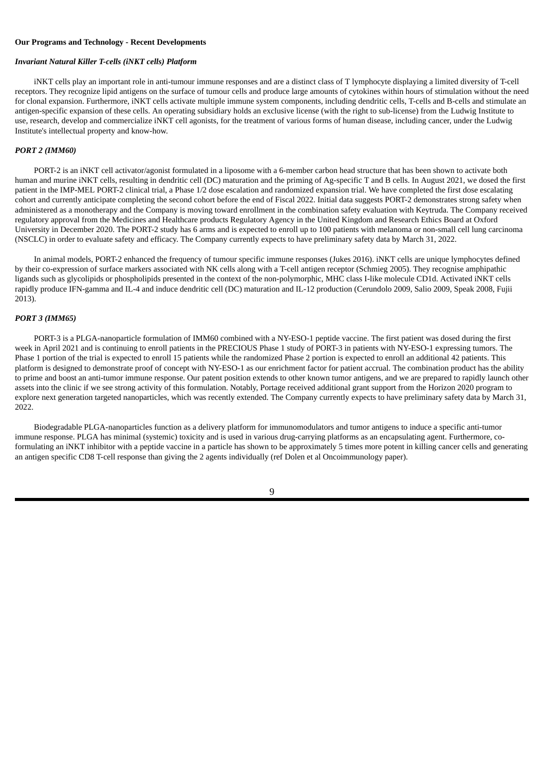**Our Programs and Technology - Recent Developments**

***Invariant Natural Killer T-cells (iNKT cells) Platform***

iNKT cells play an important role in anti-tumour immune responses and are a distinct class of T lymphocyte displaying a limited diversity of T-cell receptors. They recognize lipid antigens on the surface of tumour cells and produce large amounts of cytokines within hours of stimulation without the need for clonal expansion. Furthermore, iNKT cells activate multiple immune system components, including dendritic cells, T-cells and B-cells and stimulate an antigen-specific expansion of these cells. An operating subsidiary holds an exclusive license (with the right to sub-license) from the Ludwig Institute to use, research, develop and commercialize iNKT cell agonists, for the treatment of various forms of human disease, including cancer, under the Ludwig Institute's intellectual property and know-how.

***PORT 2 (IMM60)***

PORT-2 is an iNKT cell activator/agonist formulated in a liposome with a 6-member carbon head structure that has been shown to activate both human and murine iNKT cells, resulting in dendritic cell (DC) maturation and the priming of Ag-specific T and B cells. In August 2021, we dosed the first patient in the IMP-MEL PORT-2 clinical trial, a Phase 1/2 dose escalation and randomized expansion trial. We have completed the first dose escalating cohort and currently anticipate completing the second cohort before the end of Fiscal 2022. Initial data suggests PORT-2 demonstrates strong safety when administered as a monotherapy and the Company is moving toward enrollment in the combination safety evaluation with Keytruda. The Company received regulatory approval from the Medicines and Healthcare products Regulatory Agency in the United Kingdom and Research Ethics Board at Oxford University in December 2020. The PORT-2 study has 6 arms and is expected to enroll up to 100 patients with melanoma or non-small cell lung carcinoma (NSCLC) in order to evaluate safety and efficacy. The Company currently expects to have preliminary safety data by March 31, 2022.

In animal models, PORT-2 enhanced the frequency of tumour specific immune responses (Jukes 2016). iNKT cells are unique lymphocytes defined by their co-expression of surface markers associated with NK cells along with a T-cell antigen receptor (Schmieg 2005). They recognise amphipathic ligands such as glycolipids or phospholipids presented in the context of the non-polymorphic, MHC class I-like molecule CD1d. Activated iNKT cells rapidly produce IFN-gamma and IL-4 and induce dendritic cell (DC) maturation and IL-12 production (Cerundolo 2009, Salio 2009, Speak 2008, Fujii 2013).

***PORT 3 (IMM65)***

PORT-3 is a PLGA-nanoparticle formulation of IMM60 combined with a NY-ESO-1 peptide vaccine. The first patient was dosed during the first week in April 2021 and is continuing to enroll patients in the PRECIOUS Phase 1 study of PORT-3 in patients with NY-ESO-1 expressing tumors. The Phase 1 portion of the trial is expected to enroll 15 patients while the randomized Phase 2 portion is expected to enroll an additional 42 patients. This platform is designed to demonstrate proof of concept with NY-ESO-1 as our enrichment factor for patient accrual. The combination product has the ability to prime and boost an anti-tumor immune response. Our patent position extends to other known tumor antigens, and we are prepared to rapidly launch other assets into the clinic if we see strong activity of this formulation. Notably, Portage received additional grant support from the Horizon 2020 program to explore next generation targeted nanoparticles, which was recently extended. The Company currently expects to have preliminary safety data by March 31, 2022.

Biodegradable PLGA-nanoparticles function as a delivery platform for immunomodulators and tumor antigens to induce a specific anti-tumor immune response. PLGA has minimal (systemic) toxicity and is used in various drug-carrying platforms as an encapsulating agent. Furthermore, co-formulating an iNKT inhibitor with a peptide vaccine in a particle has shown to be approximately 5 times more potent in killing cancer cells and generating an antigen specific CD8 T-cell response than giving the 2 agents individually (ref Dolen et al Oncoimmunology paper).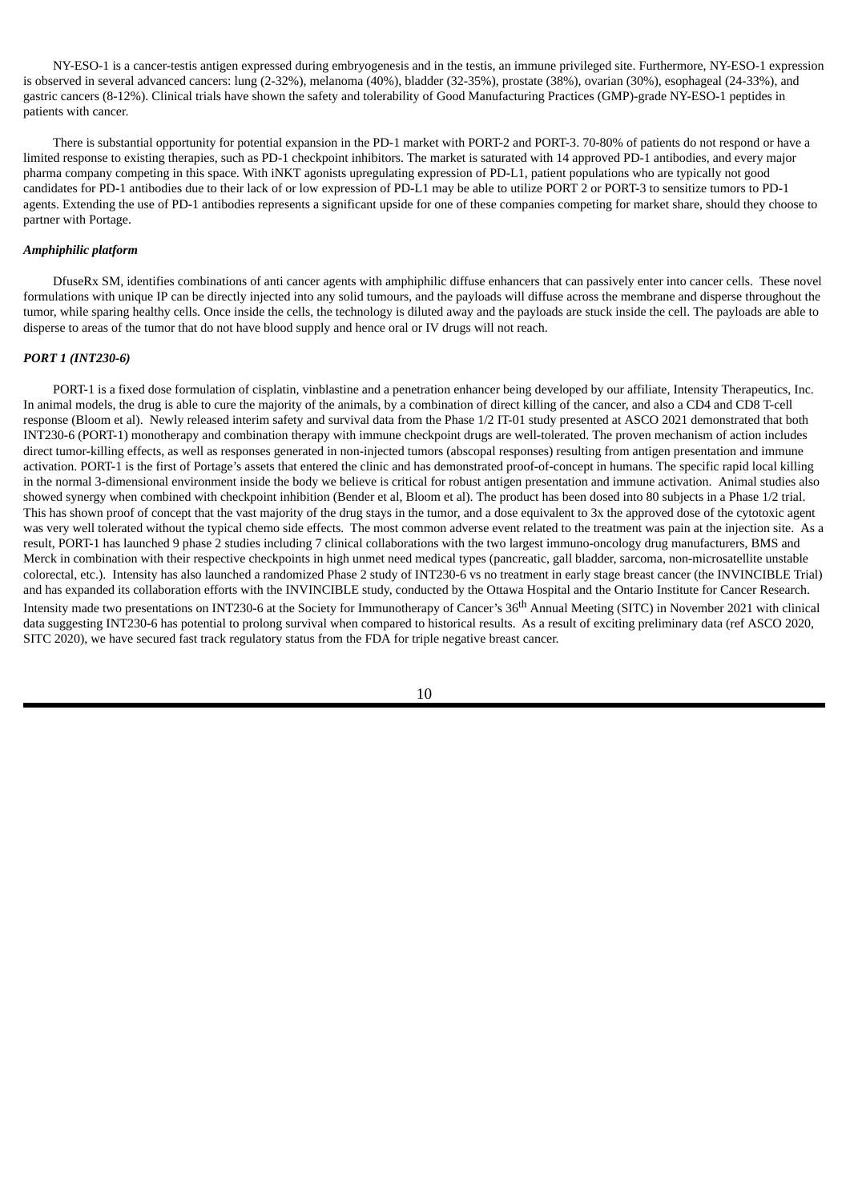NY-ESO-1 is a cancer-testis antigen expressed during embryogenesis and in the testis, an immune privileged site. Furthermore, NY-ESO-1 expression is observed in several advanced cancers: lung (2-32%), melanoma (40%), bladder (32-35%), prostate (38%), ovarian (30%), esophageal (24-33%), and gastric cancers (8-12%). Clinical trials have shown the safety and tolerability of Good Manufacturing Practices (GMP)-grade NY-ESO-1 peptides in patients with cancer.

There is substantial opportunity for potential expansion in the PD-1 market with PORT-2 and PORT-3. 70-80% of patients do not respond or have a limited response to existing therapies, such as PD-1 checkpoint inhibitors. The market is saturated with 14 approved PD-1 antibodies, and every major pharma company competing in this space. With iNKT agonists upregulating expression of PD-L1, patient populations who are typically not good candidates for PD-1 antibodies due to their lack of or low expression of PD-L1 may be able to utilize PORT 2 or PORT-3 to sensitize tumors to PD-1 agents. Extending the use of PD-1 antibodies represents a significant upside for one of these companies competing for market share, should they choose to partner with Portage.

***Amphiphilic platform***

DfuseRx SM, identifies combinations of anti cancer agents with amphiphilic diffuse enhancers that can passively enter into cancer cells. These novel formulations with unique IP can be directly injected into any solid tumours, and the payloads will diffuse across the membrane and disperse throughout the tumor, while sparing healthy cells. Once inside the cells, the technology is diluted away and the payloads are stuck inside the cell. The payloads are able to disperse to areas of the tumor that do not have blood supply and hence oral or IV drugs will not reach.

***PORT 1 (INT230-6)***

PORT-1 is a fixed dose formulation of cisplatin, vinblastine and a penetration enhancer being developed by our affiliate, Intensity Therapeutics, Inc. In animal models, the drug is able to cure the majority of the animals, by a combination of direct killing of the cancer, and also a CD4 and CD8 T-cell response (Bloom et al). Newly released interim safety and survival data from the Phase 1/2 IT-01 study presented at ASCO 2021 demonstrated that both INT230-6 (PORT-1) monotherapy and combination therapy with immune checkpoint drugs are well-tolerated. The proven mechanism of action includes direct tumor-killing effects, as well as responses generated in non-injected tumors (abscopal responses) resulting from antigen presentation and immune activation. PORT-1 is the first of Portage's assets that entered the clinic and has demonstrated proof-of-concept in humans. The specific rapid local killing in the normal 3-dimensional environment inside the body we believe is critical for robust antigen presentation and immune activation. Animal studies also showed synergy when combined with checkpoint inhibition (Bender et al, Bloom et al). The product has been dosed into 80 subjects in a Phase 1/2 trial. This has shown proof of concept that the vast majority of the drug stays in the tumor, and a dose equivalent to 3x the approved dose of the cytotoxic agent was very well tolerated without the typical chemo side effects. The most common adverse event related to the treatment was pain at the injection site. As a result, PORT-1 has launched 9 phase 2 studies including 7 clinical collaborations with the two largest immuno-oncology drug manufacturers, BMS and Merck in combination with their respective checkpoints in high unmet need medical types (pancreatic, gall bladder, sarcoma, non-microsatellite unstable colorectal, etc.). Intensity has also launched a randomized Phase 2 study of INT230-6 vs no treatment in early stage breast cancer (the INVINCIBLE Trial) and has expanded its collaboration efforts with the INVINCIBLE study, conducted by the Ottawa Hospital and the Ontario Institute for Cancer Research. Intensity made two presentations on INT230-6 at the Society for Immunotherapy of Cancer's 36th Annual Meeting (SITC) in November 2021 with clinical data suggesting INT230-6 has potential to prolong survival when compared to historical results. As a result of exciting preliminary data (ref ASCO 2020, SITC 2020), we have secured fast track regulatory status from the FDA for triple negative breast cancer.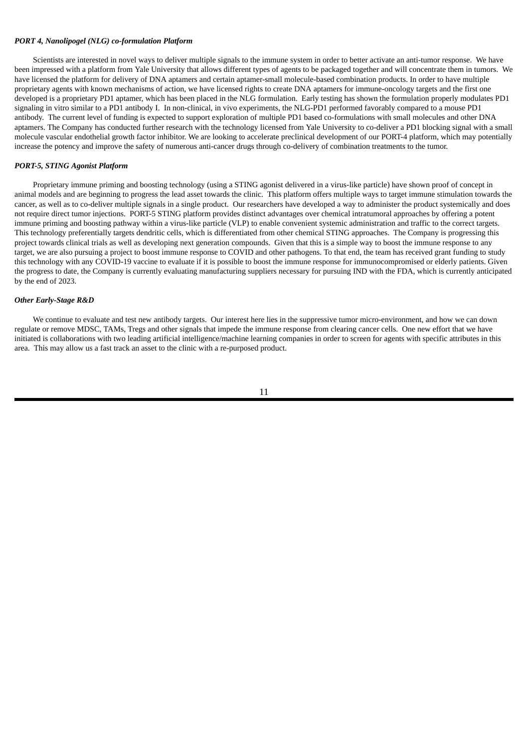***PORT 4, Nanolipogel (NLG) co-formulation Platform***

Scientists are interested in novel ways to deliver multiple signals to the immune system in order to better activate an anti-tumor response. We have been impressed with a platform from Yale University that allows different types of agents to be packaged together and will concentrate them in tumors. We have licensed the platform for delivery of DNA aptamers and certain aptamer-small molecule-based combination products. In order to have multiple proprietary agents with known mechanisms of action, we have licensed rights to create DNA aptamers for immune-oncology targets and the first one developed is a proprietary PD1 aptamer, which has been placed in the NLG formulation. Early testing has shown the formulation properly modulates PD1 signaling in vitro similar to a PD1 antibody I. In non-clinical, in vivo experiments, the NLG-PD1 performed favorably compared to a mouse PD1 antibody. The current level of funding is expected to support exploration of multiple PD1 based co-formulations with small molecules and other DNA aptamers. The Company has conducted further research with the technology licensed from Yale University to co-deliver a PD1 blocking signal with a small molecule vascular endothelial growth factor inhibitor. We are looking to accelerate preclinical development of our PORT-4 platform, which may potentially increase the potency and improve the safety of numerous anti-cancer drugs through co-delivery of combination treatments to the tumor.

***PORT-5, STING Agonist Platform***

Proprietary immune priming and boosting technology (using a STING agonist delivered in a virus-like particle) have shown proof of concept in animal models and are beginning to progress the lead asset towards the clinic. This platform offers multiple ways to target immune stimulation towards the cancer, as well as to co-deliver multiple signals in a single product. Our researchers have developed a way to administer the product systemically and does not require direct tumor injections. PORT-5 STING platform provides distinct advantages over chemical intratumoral approaches by offering a potent immune priming and boosting pathway within a virus-like particle (VLP) to enable convenient systemic administration and traffic to the correct targets. This technology preferentially targets dendritic cells, which is differentiated from other chemical STING approaches. The Company is progressing this project towards clinical trials as well as developing next generation compounds. Given that this is a simple way to boost the immune response to any target, we are also pursuing a project to boost immune response to COVID and other pathogens. To that end, the team has received grant funding to study this technology with any COVID-19 vaccine to evaluate if it is possible to boost the immune response for immunocompromised or elderly patients. Given the progress to date, the Company is currently evaluating manufacturing suppliers necessary for pursuing IND with the FDA, which is currently anticipated by the end of 2023.

***Other Early-Stage R&D***

We continue to evaluate and test new antibody targets. Our interest here lies in the suppressive tumor micro-environment, and how we can down regulate or remove MDSC, TAMs, Tregs and other signals that impede the immune response from clearing cancer cells. One new effort that we have initiated is collaborations with two leading artificial intelligence/machine learning companies in order to screen for agents with specific attributes in this area. This may allow us a fast track an asset to the clinic with a re-purposed product.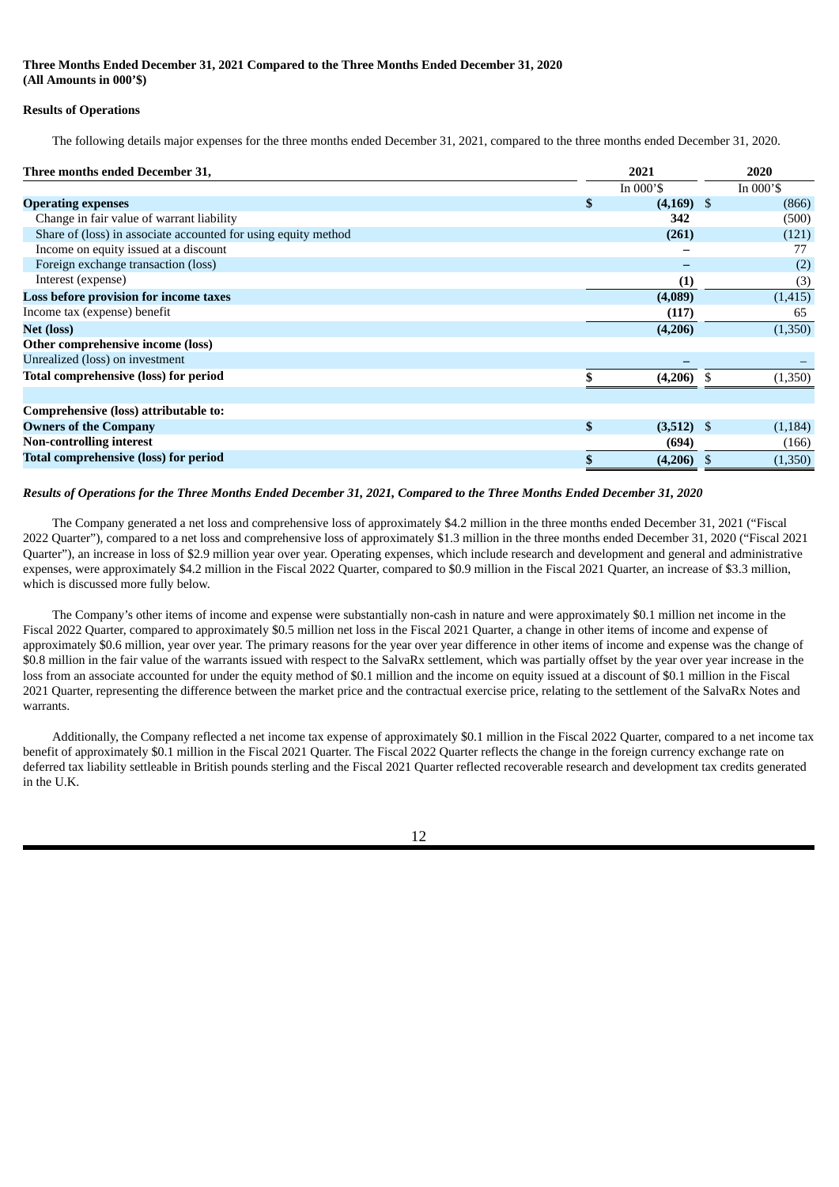**Three Months Ended December 31, 2021 Compared to the Three Months Ended December 31, 2020**
**(All Amounts in 000'\$)**

**Results of Operations**

The following details major expenses for the three months ended December 31, 2021, compared to the three months ended December 31, 2020.

| Three months ended December 31, | 2021 | 2020 |
|---|---|---|
| | In 000'\$ | In 000'\$ |
| **Operating expenses** | **\$ (4,169)** | \$ (866) |
| Change in fair value of warrant liability | **342** | (500) |
| Share of (loss) in associate accounted for using equity method | **(261)** | (121) |
| Income on equity issued at a discount | **–** | 77 |
| Foreign exchange transaction (loss) | **–** | (2) |
| Interest (expense) | **(1)** | (3) |
| **Loss before provision for income taxes** | **(4,089)** | (1,415) |
| Income tax (expense) benefit | **(117)** | 65 |
| **Net (loss)** | **(4,206)** | (1,350) |
| **Other comprehensive income (loss)** | | |
| Unrealized (loss) on investment | **–** | – |
| **Total comprehensive (loss) for period** | **\$ (4,206)** | \$ (1,350) |
| | | |
| **Comprehensive (loss) attributable to:** | | |
| **Owners of the Company** | **\$ (3,512)** | \$ (1,184) |
| **Non-controlling interest** | **(694)** | (166) |
| **Total comprehensive (loss) for period** | **\$ (4,206)** | \$ (1,350) |

***Results of Operations for the Three Months Ended December 31, 2021, Compared to the Three Months Ended December 31, 2020***

The Company generated a net loss and comprehensive loss of approximately \$4.2 million in the three months ended December 31, 2021 ("Fiscal 2022 Quarter"), compared to a net loss and comprehensive loss of approximately \$1.3 million in the three months ended December 31, 2020 ("Fiscal 2021 Quarter"), an increase in loss of \$2.9 million year over year. Operating expenses, which include research and development and general and administrative expenses, were approximately \$4.2 million in the Fiscal 2022 Quarter, compared to \$0.9 million in the Fiscal 2021 Quarter, an increase of \$3.3 million, which is discussed more fully below.

The Company's other items of income and expense were substantially non-cash in nature and were approximately \$0.1 million net income in the Fiscal 2022 Quarter, compared to approximately \$0.5 million net loss in the Fiscal 2021 Quarter, a change in other items of income and expense of approximately \$0.6 million, year over year. The primary reasons for the year over year difference in other items of income and expense was the change of \$0.8 million in the fair value of the warrants issued with respect to the SalvaRx settlement, which was partially offset by the year over year increase in the loss from an associate accounted for under the equity method of \$0.1 million and the income on equity issued at a discount of \$0.1 million in the Fiscal 2021 Quarter, representing the difference between the market price and the contractual exercise price, relating to the settlement of the SalvaRx Notes and warrants.

Additionally, the Company reflected a net income tax expense of approximately \$0.1 million in the Fiscal 2022 Quarter, compared to a net income tax benefit of approximately \$0.1 million in the Fiscal 2021 Quarter. The Fiscal 2022 Quarter reflects the change in the foreign currency exchange rate on deferred tax liability settleable in British pounds sterling and the Fiscal 2021 Quarter reflected recoverable research and development tax credits generated in the U.K.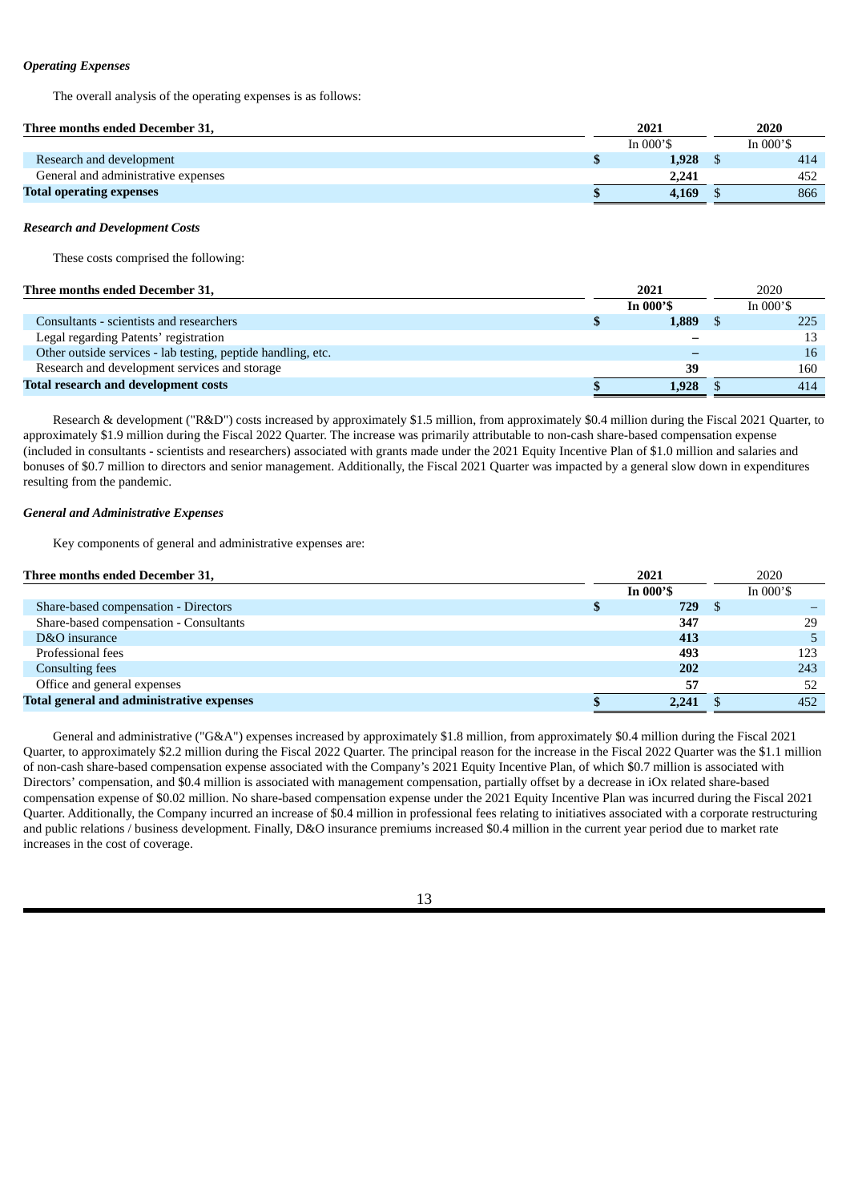***Operating Expenses***

The overall analysis of the operating expenses is as follows:

| Three months ended December 31, | 2021 | 2020 |
|---|---|---|
| | In 000'$ | In 000'$ |
| Research and development | $ **1,928** | $ 414 |
| General and administrative expenses | **2,241** | 452 |
| **Total operating expenses** | $ **4,169** | $ 866 |

***Research and Development Costs***

These costs comprised the following:

| Three months ended December 31, | 2021 | 2020 |
|---|---|---|
| | **In 000'$** | In 000'$ |
| Consultants - scientists and researchers | $ **1,889** | $ 225 |
| Legal regarding Patents' registration | **–** | 13 |
| Other outside services - lab testing, peptide handling, etc. | **–** | 16 |
| Research and development services and storage | **39** | 160 |
| **Total research and development costs** | $ **1,928** | $ 414 |

Research & development ("R&D") costs increased by approximately $1.5 million, from approximately $0.4 million during the Fiscal 2021 Quarter, to approximately $1.9 million during the Fiscal 2022 Quarter. The increase was primarily attributable to non-cash share-based compensation expense (included in consultants - scientists and researchers) associated with grants made under the 2021 Equity Incentive Plan of $1.0 million and salaries and bonuses of $0.7 million to directors and senior management. Additionally, the Fiscal 2021 Quarter was impacted by a general slow down in expenditures resulting from the pandemic.

***General and Administrative Expenses***

Key components of general and administrative expenses are:

| Three months ended December 31, | 2021 | 2020 |
|---|---|---|
| | **In 000'$** | In 000'$ |
| Share-based compensation - Directors | $ **729** | $ – |
| Share-based compensation - Consultants | **347** | 29 |
| D&O insurance | **413** | 5 |
| Professional fees | **493** | 123 |
| Consulting fees | **202** | 243 |
| Office and general expenses | **57** | 52 |
| **Total general and administrative expenses** | $ **2,241** | $ 452 |

General and administrative ("G&A") expenses increased by approximately $1.8 million, from approximately $0.4 million during the Fiscal 2021 Quarter, to approximately $2.2 million during the Fiscal 2022 Quarter. The principal reason for the increase in the Fiscal 2022 Quarter was the $1.1 million of non-cash share-based compensation expense associated with the Company's 2021 Equity Incentive Plan, of which $0.7 million is associated with Directors' compensation, and $0.4 million is associated with management compensation, partially offset by a decrease in iOx related share-based compensation expense of $0.02 million. No share-based compensation expense under the 2021 Equity Incentive Plan was incurred during the Fiscal 2021 Quarter. Additionally, the Company incurred an increase of $0.4 million in professional fees relating to initiatives associated with a corporate restructuring and public relations / business development. Finally, D&O insurance premiums increased $0.4 million in the current year period due to market rate increases in the cost of coverage.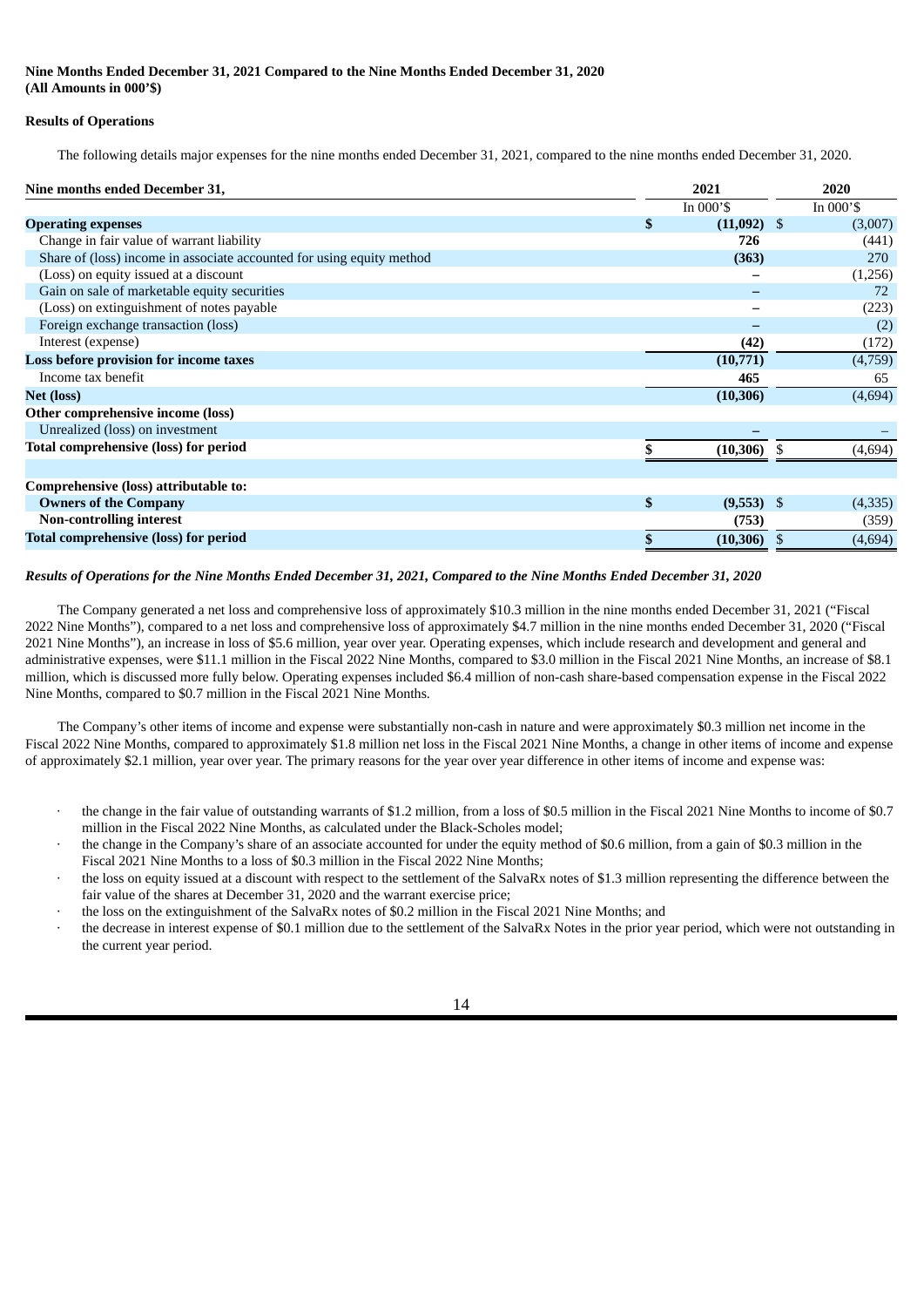**Nine Months Ended December 31, 2021 Compared to the Nine Months Ended December 31, 2020**
**(All Amounts in 000'$)**

**Results of Operations**

The following details major expenses for the nine months ended December 31, 2021, compared to the nine months ended December 31, 2020.

| Nine months ended December 31, | 2021 | 2020 |
|---|---|---|
| | In 000'$ | In 000'$ |
| **Operating expenses** | **$ (11,092)** | $ (3,007) |
| Change in fair value of warrant liability | **726** | (441) |
| Share of (loss) income in associate accounted for using equity method | **(363)** | 270 |
| (Loss) on equity issued at a discount | **–** | (1,256) |
| Gain on sale of marketable equity securities | **–** | 72 |
| (Loss) on extinguishment of notes payable | **–** | (223) |
| Foreign exchange transaction (loss) | **–** | (2) |
| Interest (expense) | **(42)** | (172) |
| **Loss before provision for income taxes** | **(10,771)** | (4,759) |
| Income tax benefit | **465** | 65 |
| **Net (loss)** | **(10,306)** | (4,694) |
| **Other comprehensive income (loss)** | | |
| Unrealized (loss) on investment | **–** | – |
| **Total comprehensive (loss) for period** | **$ (10,306)** | $ (4,694) |
| | | |
| **Comprehensive (loss) attributable to:** | | |
| **Owners of the Company** | **$ (9,553)** | $ (4,335) |
| **Non-controlling interest** | **(753)** | (359) |
| **Total comprehensive (loss) for period** | **$ (10,306)** | $ (4,694) |

*Results of Operations for the Nine Months Ended December 31, 2021, Compared to the Nine Months Ended December 31, 2020*

The Company generated a net loss and comprehensive loss of approximately $10.3 million in the nine months ended December 31, 2021 ("Fiscal 2022 Nine Months"), compared to a net loss and comprehensive loss of approximately $4.7 million in the nine months ended December 31, 2020 ("Fiscal 2021 Nine Months"), an increase in loss of $5.6 million, year over year. Operating expenses, which include research and development and general and administrative expenses, were $11.1 million in the Fiscal 2022 Nine Months, compared to $3.0 million in the Fiscal 2021 Nine Months, an increase of $8.1 million, which is discussed more fully below. Operating expenses included $6.4 million of non-cash share-based compensation expense in the Fiscal 2022 Nine Months, compared to $0.7 million in the Fiscal 2021 Nine Months.

The Company's other items of income and expense were substantially non-cash in nature and were approximately $0.3 million net income in the Fiscal 2022 Nine Months, compared to approximately $1.8 million net loss in the Fiscal 2021 Nine Months, a change in other items of income and expense of approximately $2.1 million, year over year. The primary reasons for the year over year difference in other items of income and expense was:

- the change in the fair value of outstanding warrants of $1.2 million, from a loss of $0.5 million in the Fiscal 2021 Nine Months to income of $0.7 million in the Fiscal 2022 Nine Months, as calculated under the Black-Scholes model;
- the change in the Company's share of an associate accounted for under the equity method of $0.6 million, from a gain of $0.3 million in the Fiscal 2021 Nine Months to a loss of $0.3 million in the Fiscal 2022 Nine Months;
- the loss on equity issued at a discount with respect to the settlement of the SalvaRx notes of $1.3 million representing the difference between the fair value of the shares at December 31, 2020 and the warrant exercise price;
- the loss on the extinguishment of the SalvaRx notes of $0.2 million in the Fiscal 2021 Nine Months; and
- the decrease in interest expense of $0.1 million due to the settlement of the SalvaRx Notes in the prior year period, which were not outstanding in the current year period.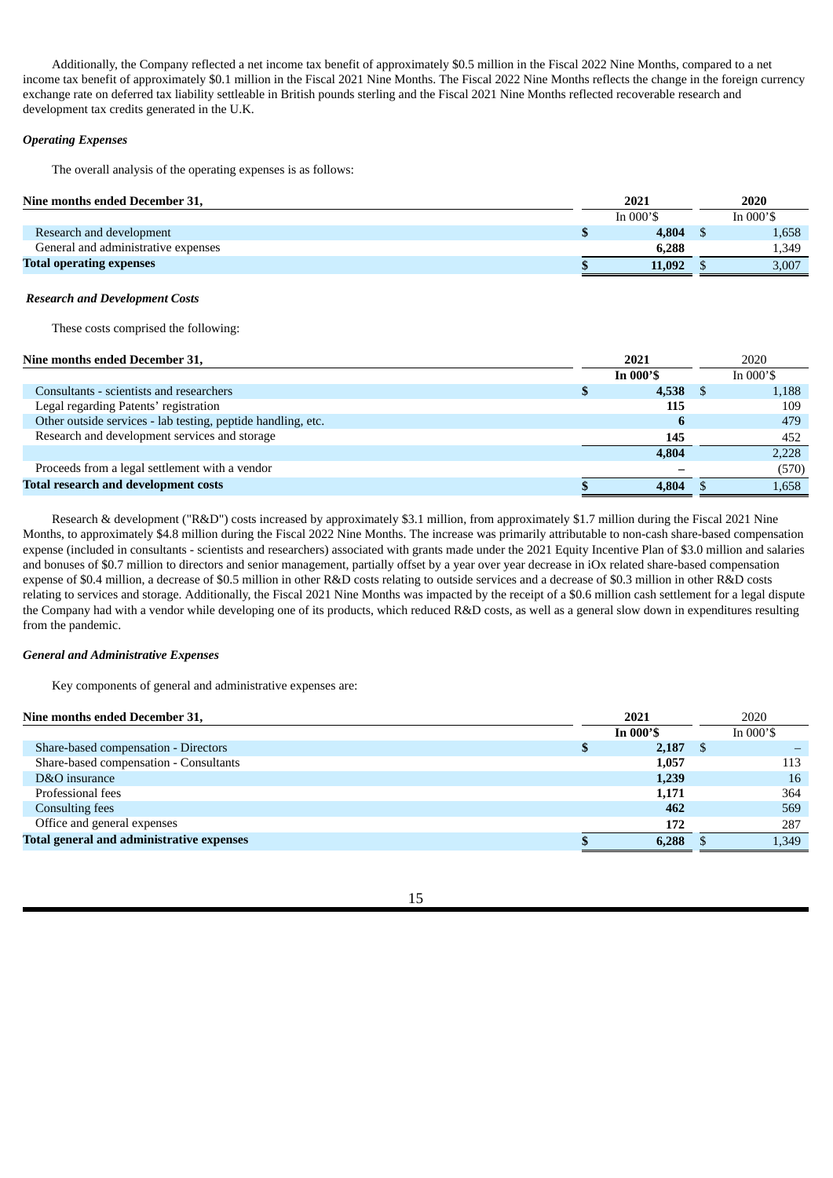Additionally, the Company reflected a net income tax benefit of approximately $0.5 million in the Fiscal 2022 Nine Months, compared to a net income tax benefit of approximately $0.1 million in the Fiscal 2021 Nine Months. The Fiscal 2022 Nine Months reflects the change in the foreign currency exchange rate on deferred tax liability settleable in British pounds sterling and the Fiscal 2021 Nine Months reflected recoverable research and development tax credits generated in the U.K.

***Operating Expenses***

The overall analysis of the operating expenses is as follows:

| Nine months ended December 31, | 2021 | 2020 |
|---|---|---|
| | In 000'$ | In 000'$ |
| Research and development | $ **4,804** | $ 1,658 |
| General and administrative expenses | **6,288** | 1,349 |
| **Total operating expenses** | $ **11,092** | $ 3,007 |

***Research and Development Costs***

These costs comprised the following:

| Nine months ended December 31, | 2021 | 2020 |
|---|---|---|
| | **In 000'$** | In 000'$ |
| Consultants - scientists and researchers | $ **4,538** | $ 1,188 |
| Legal regarding Patents' registration | **115** | 109 |
| Other outside services - lab testing, peptide handling, etc. | **6** | 479 |
| Research and development services and storage | **145** | 452 |
| | **4,804** | 2,228 |
| Proceeds from a legal settlement with a vendor | **–** | (570) |
| **Total research and development costs** | $ **4,804** | $ 1,658 |

Research & development ("R&D") costs increased by approximately $3.1 million, from approximately $1.7 million during the Fiscal 2021 Nine Months, to approximately $4.8 million during the Fiscal 2022 Nine Months. The increase was primarily attributable to non-cash share-based compensation expense (included in consultants - scientists and researchers) associated with grants made under the 2021 Equity Incentive Plan of $3.0 million and salaries and bonuses of $0.7 million to directors and senior management, partially offset by a year over year decrease in iOx related share-based compensation expense of $0.4 million, a decrease of $0.5 million in other R&D costs relating to outside services and a decrease of $0.3 million in other R&D costs relating to services and storage. Additionally, the Fiscal 2021 Nine Months was impacted by the receipt of a $0.6 million cash settlement for a legal dispute the Company had with a vendor while developing one of its products, which reduced R&D costs, as well as a general slow down in expenditures resulting from the pandemic.

***General and Administrative Expenses***

Key components of general and administrative expenses are:

| Nine months ended December 31, | 2021 | 2020 |
|---|---|---|
| | **In 000'$** | In 000'$ |
| Share-based compensation - Directors | $ **2,187** | $ – |
| Share-based compensation - Consultants | **1,057** | 113 |
| D&O insurance | **1,239** | 16 |
| Professional fees | **1,171** | 364 |
| Consulting fees | **462** | 569 |
| Office and general expenses | **172** | 287 |
| **Total general and administrative expenses** | $ **6,288** | $ 1,349 |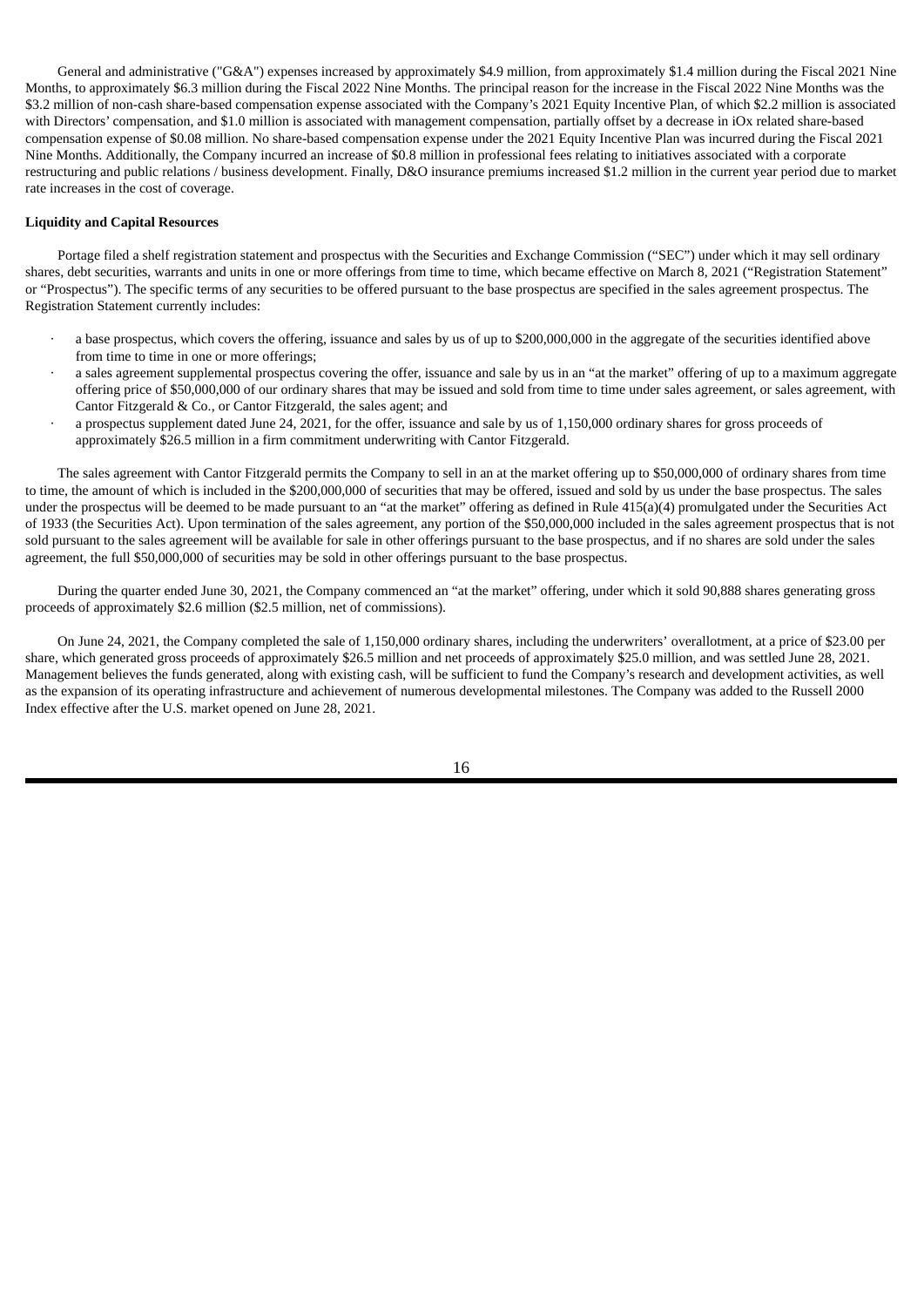General and administrative ("G&A") expenses increased by approximately $4.9 million, from approximately $1.4 million during the Fiscal 2021 Nine Months, to approximately $6.3 million during the Fiscal 2022 Nine Months. The principal reason for the increase in the Fiscal 2022 Nine Months was the $3.2 million of non-cash share-based compensation expense associated with the Company's 2021 Equity Incentive Plan, of which $2.2 million is associated with Directors' compensation, and $1.0 million is associated with management compensation, partially offset by a decrease in iOx related share-based compensation expense of $0.08 million. No share-based compensation expense under the 2021 Equity Incentive Plan was incurred during the Fiscal 2021 Nine Months. Additionally, the Company incurred an increase of $0.8 million in professional fees relating to initiatives associated with a corporate restructuring and public relations / business development. Finally, D&O insurance premiums increased $1.2 million in the current year period due to market rate increases in the cost of coverage.

**Liquidity and Capital Resources**

Portage filed a shelf registration statement and prospectus with the Securities and Exchange Commission ("SEC") under which it may sell ordinary shares, debt securities, warrants and units in one or more offerings from time to time, which became effective on March 8, 2021 ("Registration Statement" or "Prospectus"). The specific terms of any securities to be offered pursuant to the base prospectus are specified in the sales agreement prospectus. The Registration Statement currently includes:

- a base prospectus, which covers the offering, issuance and sales by us of up to $200,000,000 in the aggregate of the securities identified above from time to time in one or more offerings;
- a sales agreement supplemental prospectus covering the offer, issuance and sale by us in an "at the market" offering of up to a maximum aggregate offering price of $50,000,000 of our ordinary shares that may be issued and sold from time to time under sales agreement, or sales agreement, with Cantor Fitzgerald & Co., or Cantor Fitzgerald, the sales agent; and
- a prospectus supplement dated June 24, 2021, for the offer, issuance and sale by us of 1,150,000 ordinary shares for gross proceeds of approximately $26.5 million in a firm commitment underwriting with Cantor Fitzgerald.

The sales agreement with Cantor Fitzgerald permits the Company to sell in an at the market offering up to $50,000,000 of ordinary shares from time to time, the amount of which is included in the $200,000,000 of securities that may be offered, issued and sold by us under the base prospectus. The sales under the prospectus will be deemed to be made pursuant to an "at the market" offering as defined in Rule 415(a)(4) promulgated under the Securities Act of 1933 (the Securities Act). Upon termination of the sales agreement, any portion of the $50,000,000 included in the sales agreement prospectus that is not sold pursuant to the sales agreement will be available for sale in other offerings pursuant to the base prospectus, and if no shares are sold under the sales agreement, the full $50,000,000 of securities may be sold in other offerings pursuant to the base prospectus.

During the quarter ended June 30, 2021, the Company commenced an "at the market" offering, under which it sold 90,888 shares generating gross proceeds of approximately $2.6 million ($2.5 million, net of commissions).

On June 24, 2021, the Company completed the sale of 1,150,000 ordinary shares, including the underwriters' overallotment, at a price of $23.00 per share, which generated gross proceeds of approximately $26.5 million and net proceeds of approximately $25.0 million, and was settled June 28, 2021. Management believes the funds generated, along with existing cash, will be sufficient to fund the Company's research and development activities, as well as the expansion of its operating infrastructure and achievement of numerous developmental milestones. The Company was added to the Russell 2000 Index effective after the U.S. market opened on June 28, 2021.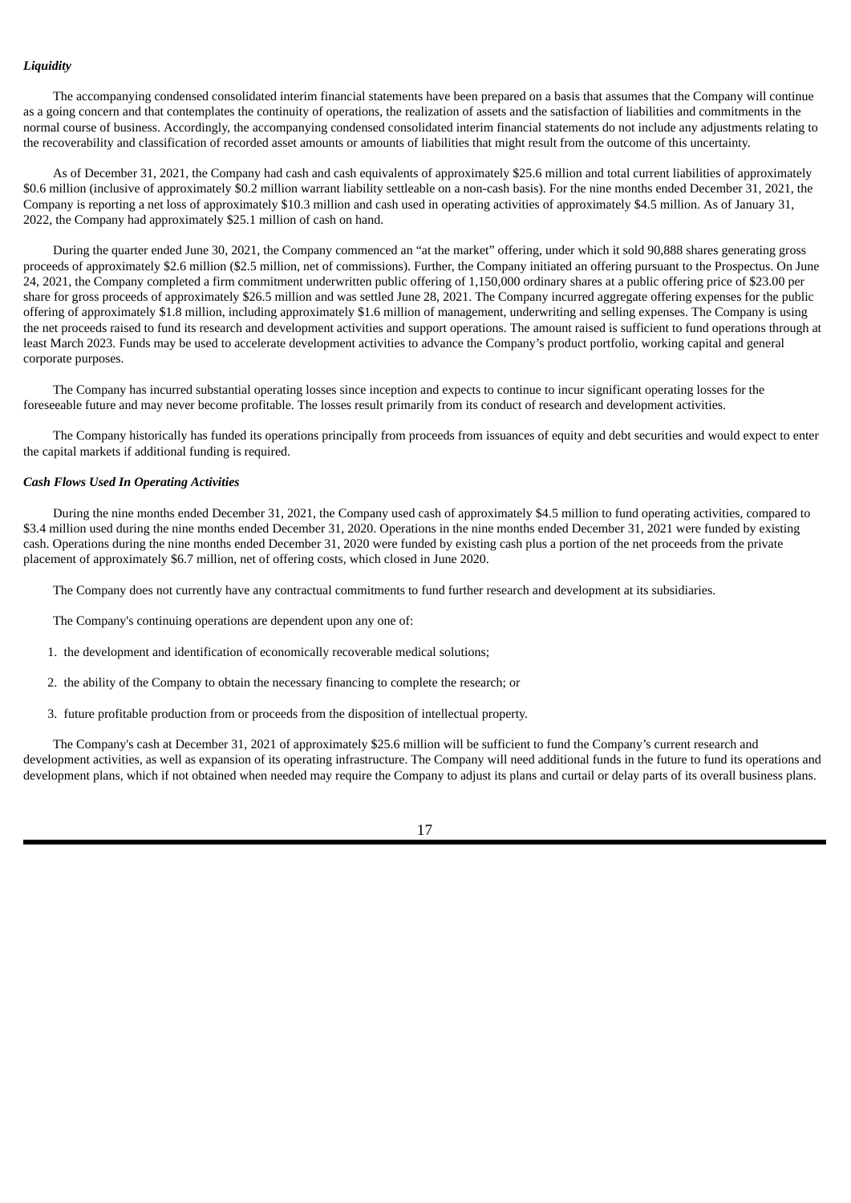***Liquidity***

The accompanying condensed consolidated interim financial statements have been prepared on a basis that assumes that the Company will continue as a going concern and that contemplates the continuity of operations, the realization of assets and the satisfaction of liabilities and commitments in the normal course of business. Accordingly, the accompanying condensed consolidated interim financial statements do not include any adjustments relating to the recoverability and classification of recorded asset amounts or amounts of liabilities that might result from the outcome of this uncertainty.

As of December 31, 2021, the Company had cash and cash equivalents of approximately $25.6 million and total current liabilities of approximately $0.6 million (inclusive of approximately $0.2 million warrant liability settleable on a non-cash basis). For the nine months ended December 31, 2021, the Company is reporting a net loss of approximately $10.3 million and cash used in operating activities of approximately $4.5 million. As of January 31, 2022, the Company had approximately $25.1 million of cash on hand.

During the quarter ended June 30, 2021, the Company commenced an "at the market" offering, under which it sold 90,888 shares generating gross proceeds of approximately $2.6 million ($2.5 million, net of commissions). Further, the Company initiated an offering pursuant to the Prospectus. On June 24, 2021, the Company completed a firm commitment underwritten public offering of 1,150,000 ordinary shares at a public offering price of $23.00 per share for gross proceeds of approximately $26.5 million and was settled June 28, 2021. The Company incurred aggregate offering expenses for the public offering of approximately $1.8 million, including approximately $1.6 million of management, underwriting and selling expenses. The Company is using the net proceeds raised to fund its research and development activities and support operations. The amount raised is sufficient to fund operations through at least March 2023. Funds may be used to accelerate development activities to advance the Company's product portfolio, working capital and general corporate purposes.

The Company has incurred substantial operating losses since inception and expects to continue to incur significant operating losses for the foreseeable future and may never become profitable. The losses result primarily from its conduct of research and development activities.

The Company historically has funded its operations principally from proceeds from issuances of equity and debt securities and would expect to enter the capital markets if additional funding is required.

***Cash Flows Used In Operating Activities***

During the nine months ended December 31, 2021, the Company used cash of approximately $4.5 million to fund operating activities, compared to $3.4 million used during the nine months ended December 31, 2020. Operations in the nine months ended December 31, 2021 were funded by existing cash. Operations during the nine months ended December 31, 2020 were funded by existing cash plus a portion of the net proceeds from the private placement of approximately $6.7 million, net of offering costs, which closed in June 2020.

The Company does not currently have any contractual commitments to fund further research and development at its subsidiaries.

The Company's continuing operations are dependent upon any one of:

1. the development and identification of economically recoverable medical solutions;
2. the ability of the Company to obtain the necessary financing to complete the research; or
3. future profitable production from or proceeds from the disposition of intellectual property.

The Company's cash at December 31, 2021 of approximately $25.6 million will be sufficient to fund the Company's current research and development activities, as well as expansion of its operating infrastructure. The Company will need additional funds in the future to fund its operations and development plans, which if not obtained when needed may require the Company to adjust its plans and curtail or delay parts of its overall business plans.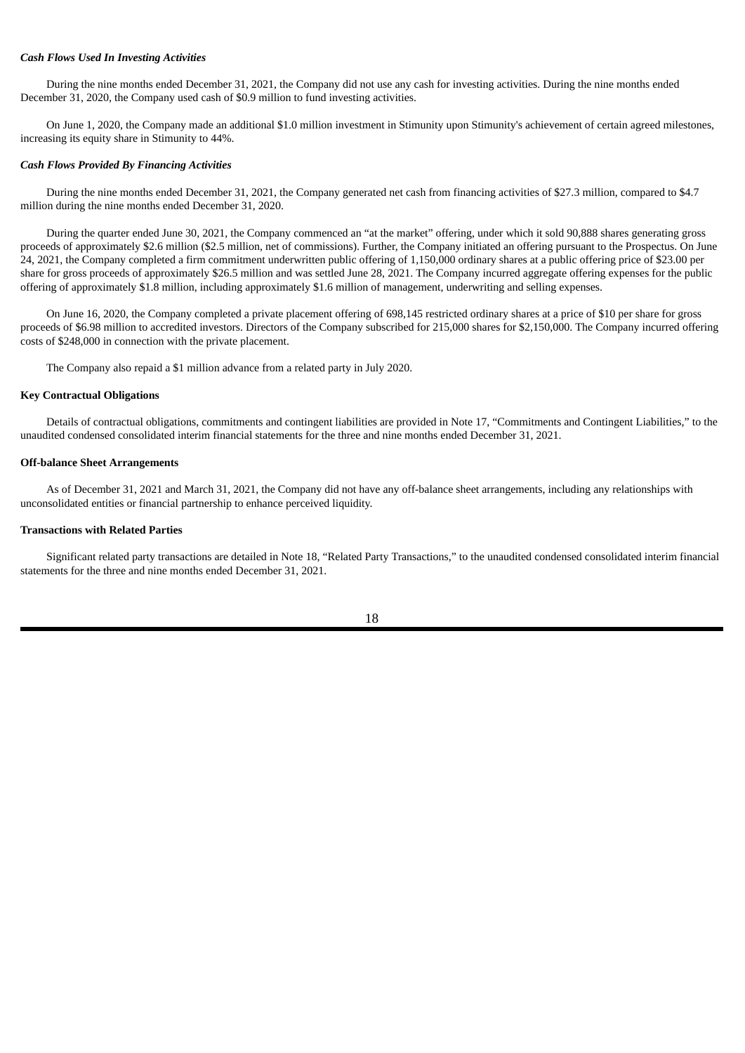### *Cash Flows Used In Investing Activities*

During the nine months ended December 31, 2021, the Company did not use any cash for investing activities. During the nine months ended December 31, 2020, the Company used cash of $0.9 million to fund investing activities.

On June 1, 2020, the Company made an additional $1.0 million investment in Stimunity upon Stimunity's achievement of certain agreed milestones, increasing its equity share in Stimunity to 44%.

### *Cash Flows Provided By Financing Activities*

During the nine months ended December 31, 2021, the Company generated net cash from financing activities of $27.3 million, compared to $4.7 million during the nine months ended December 31, 2020.

During the quarter ended June 30, 2021, the Company commenced an "at the market" offering, under which it sold 90,888 shares generating gross proceeds of approximately $2.6 million ($2.5 million, net of commissions). Further, the Company initiated an offering pursuant to the Prospectus. On June 24, 2021, the Company completed a firm commitment underwritten public offering of 1,150,000 ordinary shares at a public offering price of $23.00 per share for gross proceeds of approximately $26.5 million and was settled June 28, 2021. The Company incurred aggregate offering expenses for the public offering of approximately $1.8 million, including approximately $1.6 million of management, underwriting and selling expenses.

On June 16, 2020, the Company completed a private placement offering of 698,145 restricted ordinary shares at a price of $10 per share for gross proceeds of $6.98 million to accredited investors. Directors of the Company subscribed for 215,000 shares for $2,150,000. The Company incurred offering costs of $248,000 in connection with the private placement.

The Company also repaid a $1 million advance from a related party in July 2020.

## **Key Contractual Obligations**

Details of contractual obligations, commitments and contingent liabilities are provided in Note 17, "Commitments and Contingent Liabilities," to the unaudited condensed consolidated interim financial statements for the three and nine months ended December 31, 2021.

## **Off-balance Sheet Arrangements**

As of December 31, 2021 and March 31, 2021, the Company did not have any off-balance sheet arrangements, including any relationships with unconsolidated entities or financial partnership to enhance perceived liquidity.

## **Transactions with Related Parties**

Significant related party transactions are detailed in Note 18, "Related Party Transactions," to the unaudited condensed consolidated interim financial statements for the three and nine months ended December 31, 2021.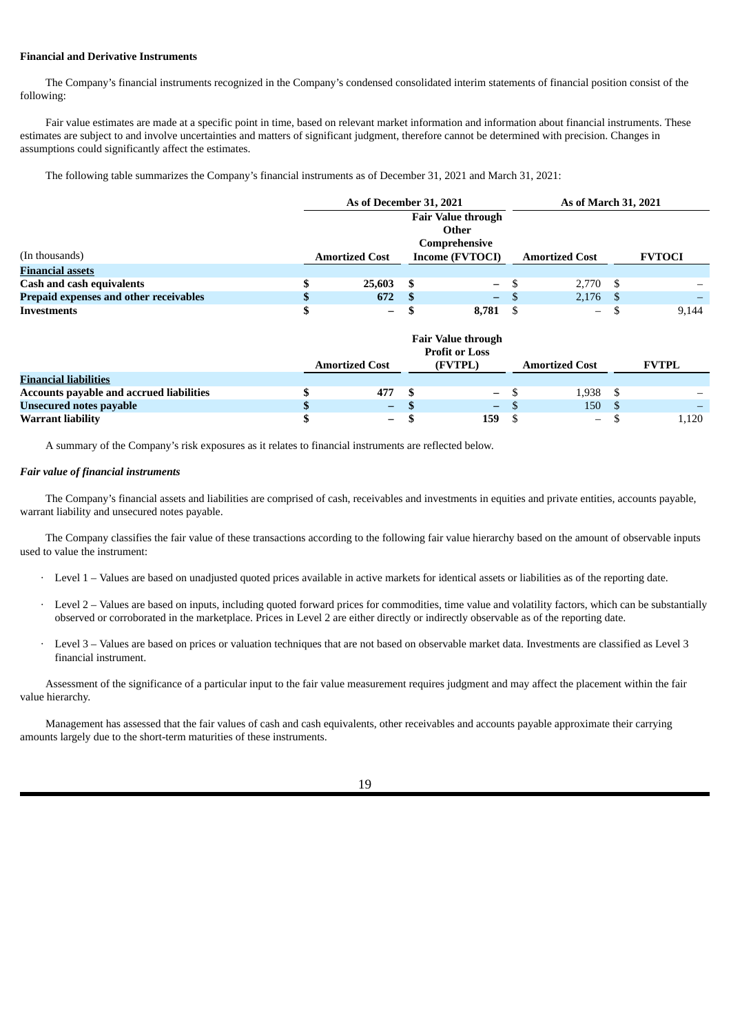**Financial and Derivative Instruments**

The Company's financial instruments recognized in the Company's condensed consolidated interim statements of financial position consist of the following:

Fair value estimates are made at a specific point in time, based on relevant market information and information about financial instruments. These estimates are subject to and involve uncertainties and matters of significant judgment, therefore cannot be determined with precision. Changes in assumptions could significantly affect the estimates.

The following table summarizes the Company's financial instruments as of December 31, 2021 and March 31, 2021:

| | As of December 31, 2021 | | As of March 31, 2021 | |
|---|---|---|---|---|
| (In thousands) | Amortized Cost | Fair Value through Other Comprehensive Income (FVTOCI) | Amortized Cost | FVTOCI |
| **Financial assets** | | | | |
| **Cash and cash equivalents** | $ 25,603 | $ – | $ 2,770 | $ – |
| **Prepaid expenses and other receivables** | $ 672 | $ – | $ 2,176 | $ – |
| **Investments** | $ – | $ 8,781 | $ – | $ 9,144 |
| | **Amortized Cost** | **Fair Value through Profit or Loss (FVTPL)** | **Amortized Cost** | **FVTPL** |
| **Financial liabilities** | | | | |
| **Accounts payable and accrued liabilities** | $ 477 | $ – | $ 1,938 | $ – |
| **Unsecured notes payable** | $ – | $ – | $ 150 | $ – |
| **Warrant liability** | $ – | $ 159 | $ – | $ 1,120 |

A summary of the Company's risk exposures as it relates to financial instruments are reflected below.

*Fair value of financial instruments*

The Company's financial assets and liabilities are comprised of cash, receivables and investments in equities and private entities, accounts payable, warrant liability and unsecured notes payable.

The Company classifies the fair value of these transactions according to the following fair value hierarchy based on the amount of observable inputs used to value the instrument:

- Level 1 – Values are based on unadjusted quoted prices available in active markets for identical assets or liabilities as of the reporting date.
- Level 2 – Values are based on inputs, including quoted forward prices for commodities, time value and volatility factors, which can be substantially observed or corroborated in the marketplace. Prices in Level 2 are either directly or indirectly observable as of the reporting date.
- Level 3 – Values are based on prices or valuation techniques that are not based on observable market data. Investments are classified as Level 3 financial instrument.

Assessment of the significance of a particular input to the fair value measurement requires judgment and may affect the placement within the fair value hierarchy.

Management has assessed that the fair values of cash and cash equivalents, other receivables and accounts payable approximate their carrying amounts largely due to the short-term maturities of these instruments.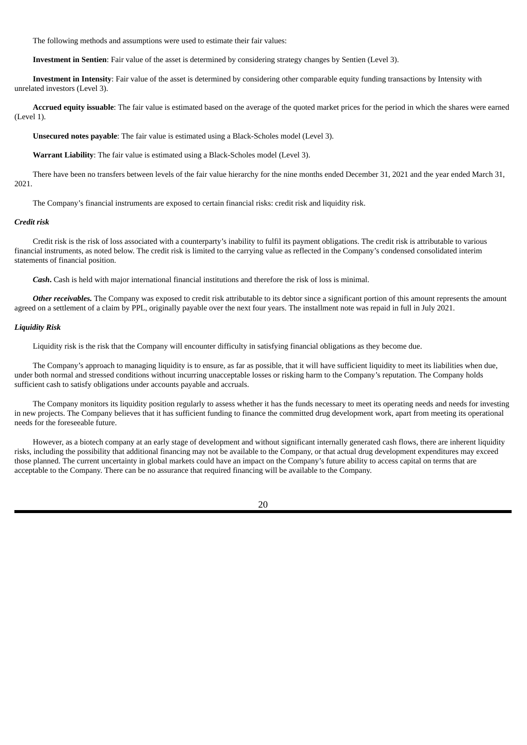The following methods and assumptions were used to estimate their fair values:

**Investment in Sentien**: Fair value of the asset is determined by considering strategy changes by Sentien (Level 3).

**Investment in Intensity**: Fair value of the asset is determined by considering other comparable equity funding transactions by Intensity with unrelated investors (Level 3).

**Accrued equity issuable**: The fair value is estimated based on the average of the quoted market prices for the period in which the shares were earned (Level 1).

**Unsecured notes payable**: The fair value is estimated using a Black-Scholes model (Level 3).

**Warrant Liability**: The fair value is estimated using a Black-Scholes model (Level 3).

There have been no transfers between levels of the fair value hierarchy for the nine months ended December 31, 2021 and the year ended March 31, 2021.

The Company's financial instruments are exposed to certain financial risks: credit risk and liquidity risk.

### *Credit risk*

Credit risk is the risk of loss associated with a counterparty's inability to fulfil its payment obligations. The credit risk is attributable to various financial instruments, as noted below. The credit risk is limited to the carrying value as reflected in the Company's condensed consolidated interim statements of financial position.

***Cash***. Cash is held with major international financial institutions and therefore the risk of loss is minimal.

***Other receivables.*** The Company was exposed to credit risk attributable to its debtor since a significant portion of this amount represents the amount agreed on a settlement of a claim by PPL, originally payable over the next four years. The installment note was repaid in full in July 2021.

### *Liquidity Risk*

Liquidity risk is the risk that the Company will encounter difficulty in satisfying financial obligations as they become due.

The Company's approach to managing liquidity is to ensure, as far as possible, that it will have sufficient liquidity to meet its liabilities when due, under both normal and stressed conditions without incurring unacceptable losses or risking harm to the Company's reputation. The Company holds sufficient cash to satisfy obligations under accounts payable and accruals.

The Company monitors its liquidity position regularly to assess whether it has the funds necessary to meet its operating needs and needs for investing in new projects. The Company believes that it has sufficient funding to finance the committed drug development work, apart from meeting its operational needs for the foreseeable future.

However, as a biotech company at an early stage of development and without significant internally generated cash flows, there are inherent liquidity risks, including the possibility that additional financing may not be available to the Company, or that actual drug development expenditures may exceed those planned. The current uncertainty in global markets could have an impact on the Company's future ability to access capital on terms that are acceptable to the Company. There can be no assurance that required financing will be available to the Company.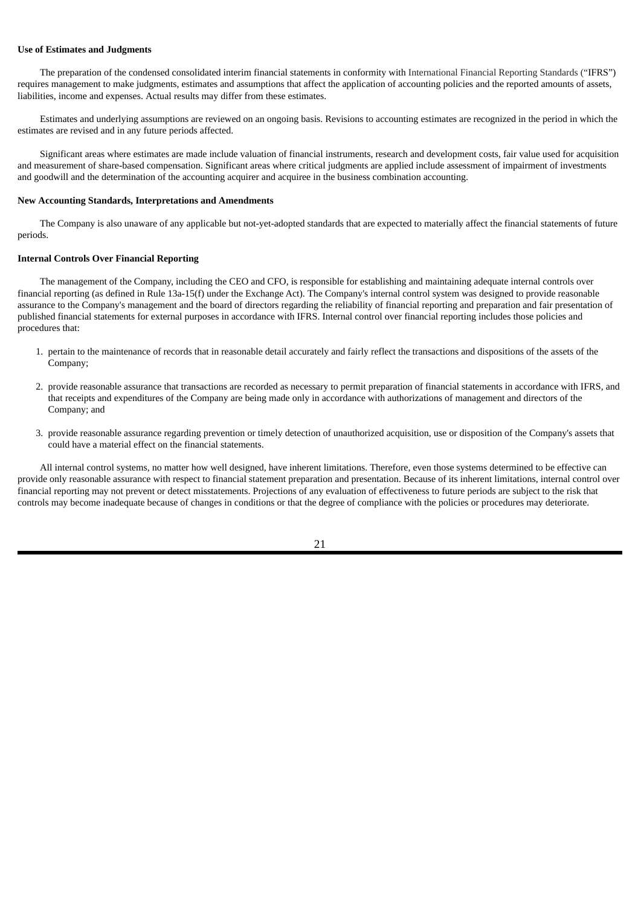**Use of Estimates and Judgments**

The preparation of the condensed consolidated interim financial statements in conformity with International Financial Reporting Standards ("IFRS") requires management to make judgments, estimates and assumptions that affect the application of accounting policies and the reported amounts of assets, liabilities, income and expenses. Actual results may differ from these estimates.

Estimates and underlying assumptions are reviewed on an ongoing basis. Revisions to accounting estimates are recognized in the period in which the estimates are revised and in any future periods affected.

Significant areas where estimates are made include valuation of financial instruments, research and development costs, fair value used for acquisition and measurement of share-based compensation. Significant areas where critical judgments are applied include assessment of impairment of investments and goodwill and the determination of the accounting acquirer and acquiree in the business combination accounting.

**New Accounting Standards, Interpretations and Amendments**

The Company is also unaware of any applicable but not-yet-adopted standards that are expected to materially affect the financial statements of future periods.

**Internal Controls Over Financial Reporting**

The management of the Company, including the CEO and CFO, is responsible for establishing and maintaining adequate internal controls over financial reporting (as defined in Rule 13a-15(f) under the Exchange Act). The Company's internal control system was designed to provide reasonable assurance to the Company's management and the board of directors regarding the reliability of financial reporting and preparation and fair presentation of published financial statements for external purposes in accordance with IFRS. Internal control over financial reporting includes those policies and procedures that:

1. pertain to the maintenance of records that in reasonable detail accurately and fairly reflect the transactions and dispositions of the assets of the Company;
2. provide reasonable assurance that transactions are recorded as necessary to permit preparation of financial statements in accordance with IFRS, and that receipts and expenditures of the Company are being made only in accordance with authorizations of management and directors of the Company; and
3. provide reasonable assurance regarding prevention or timely detection of unauthorized acquisition, use or disposition of the Company's assets that could have a material effect on the financial statements.

All internal control systems, no matter how well designed, have inherent limitations. Therefore, even those systems determined to be effective can provide only reasonable assurance with respect to financial statement preparation and presentation. Because of its inherent limitations, internal control over financial reporting may not prevent or detect misstatements. Projections of any evaluation of effectiveness to future periods are subject to the risk that controls may become inadequate because of changes in conditions or that the degree of compliance with the policies or procedures may deteriorate.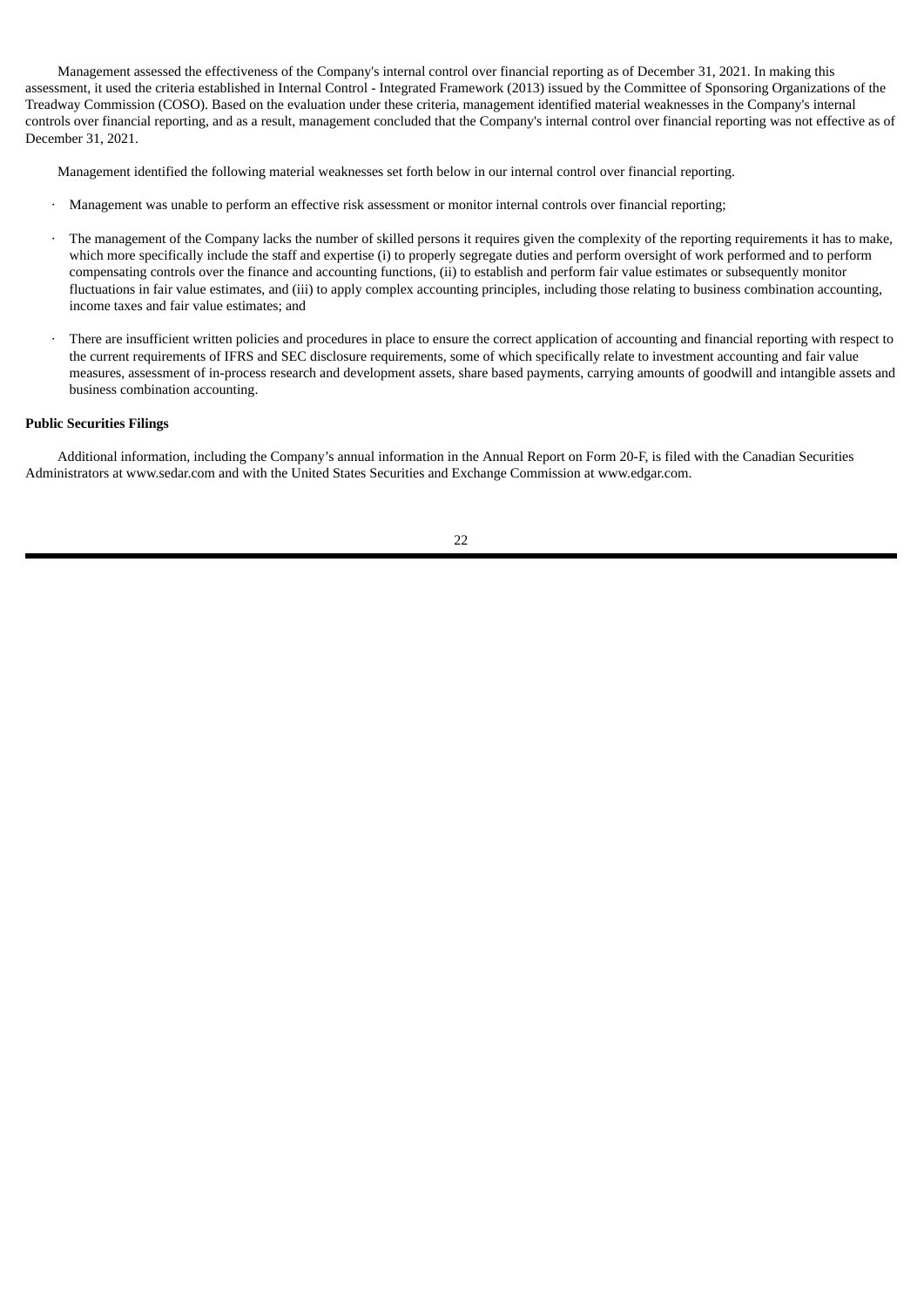Management assessed the effectiveness of the Company's internal control over financial reporting as of December 31, 2021. In making this assessment, it used the criteria established in Internal Control - Integrated Framework (2013) issued by the Committee of Sponsoring Organizations of the Treadway Commission (COSO). Based on the evaluation under these criteria, management identified material weaknesses in the Company's internal controls over financial reporting, and as a result, management concluded that the Company's internal control over financial reporting was not effective as of December 31, 2021.

Management identified the following material weaknesses set forth below in our internal control over financial reporting.

- Management was unable to perform an effective risk assessment or monitor internal controls over financial reporting;
- The management of the Company lacks the number of skilled persons it requires given the complexity of the reporting requirements it has to make, which more specifically include the staff and expertise (i) to properly segregate duties and perform oversight of work performed and to perform compensating controls over the finance and accounting functions, (ii) to establish and perform fair value estimates or subsequently monitor fluctuations in fair value estimates, and (iii) to apply complex accounting principles, including those relating to business combination accounting, income taxes and fair value estimates; and
- There are insufficient written policies and procedures in place to ensure the correct application of accounting and financial reporting with respect to the current requirements of IFRS and SEC disclosure requirements, some of which specifically relate to investment accounting and fair value measures, assessment of in-process research and development assets, share based payments, carrying amounts of goodwill and intangible assets and business combination accounting.

**Public Securities Filings**

Additional information, including the Company's annual information in the Annual Report on Form 20-F, is filed with the Canadian Securities Administrators at www.sedar.com and with the United States Securities and Exchange Commission at www.edgar.com.